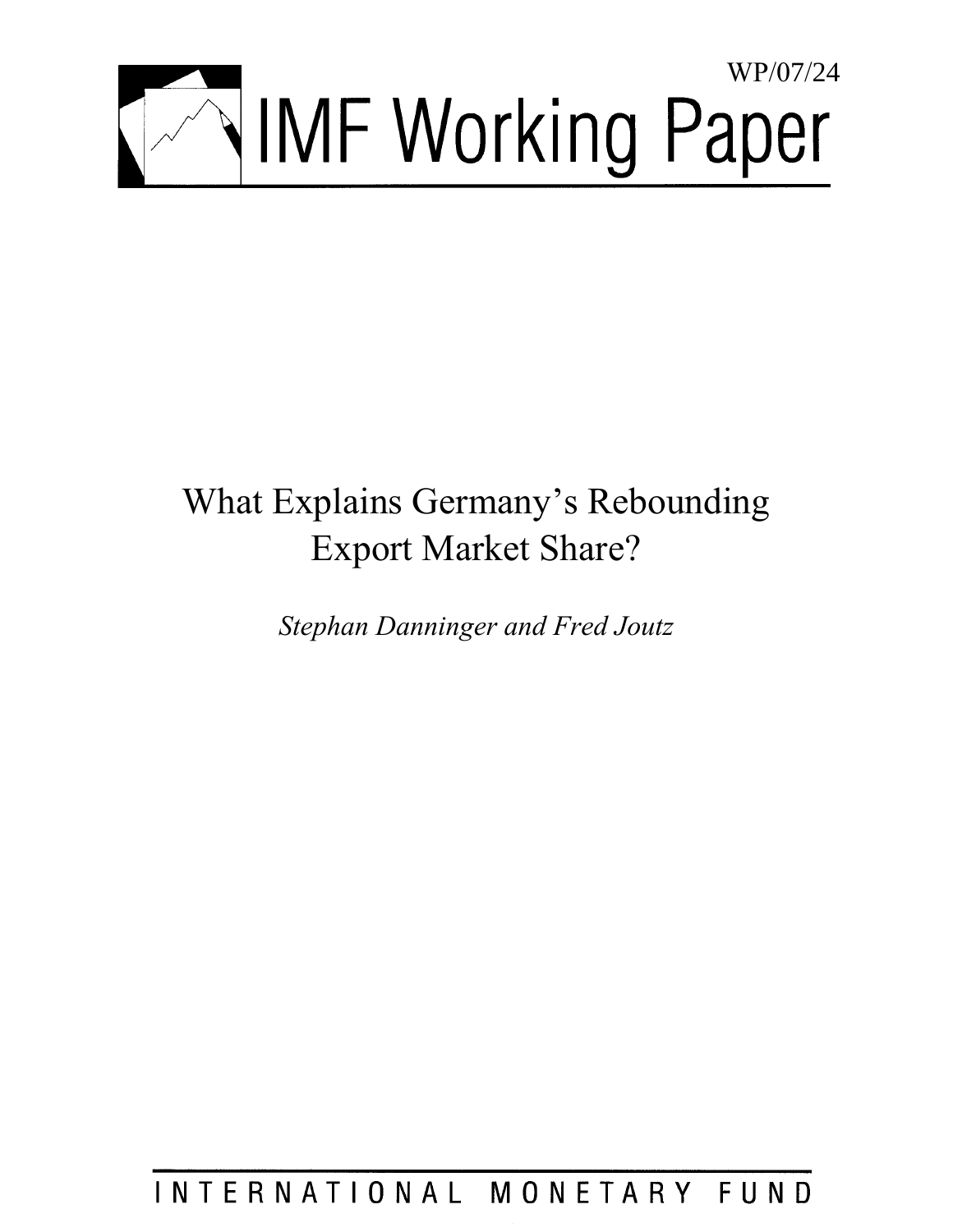WP/07/24

# IMF Working Paper

# What Explains Germany's Rebounding Export Market Share?

*Stephan Danninger and Fred Joutz*

INTERNATIONAL MONETARY FUND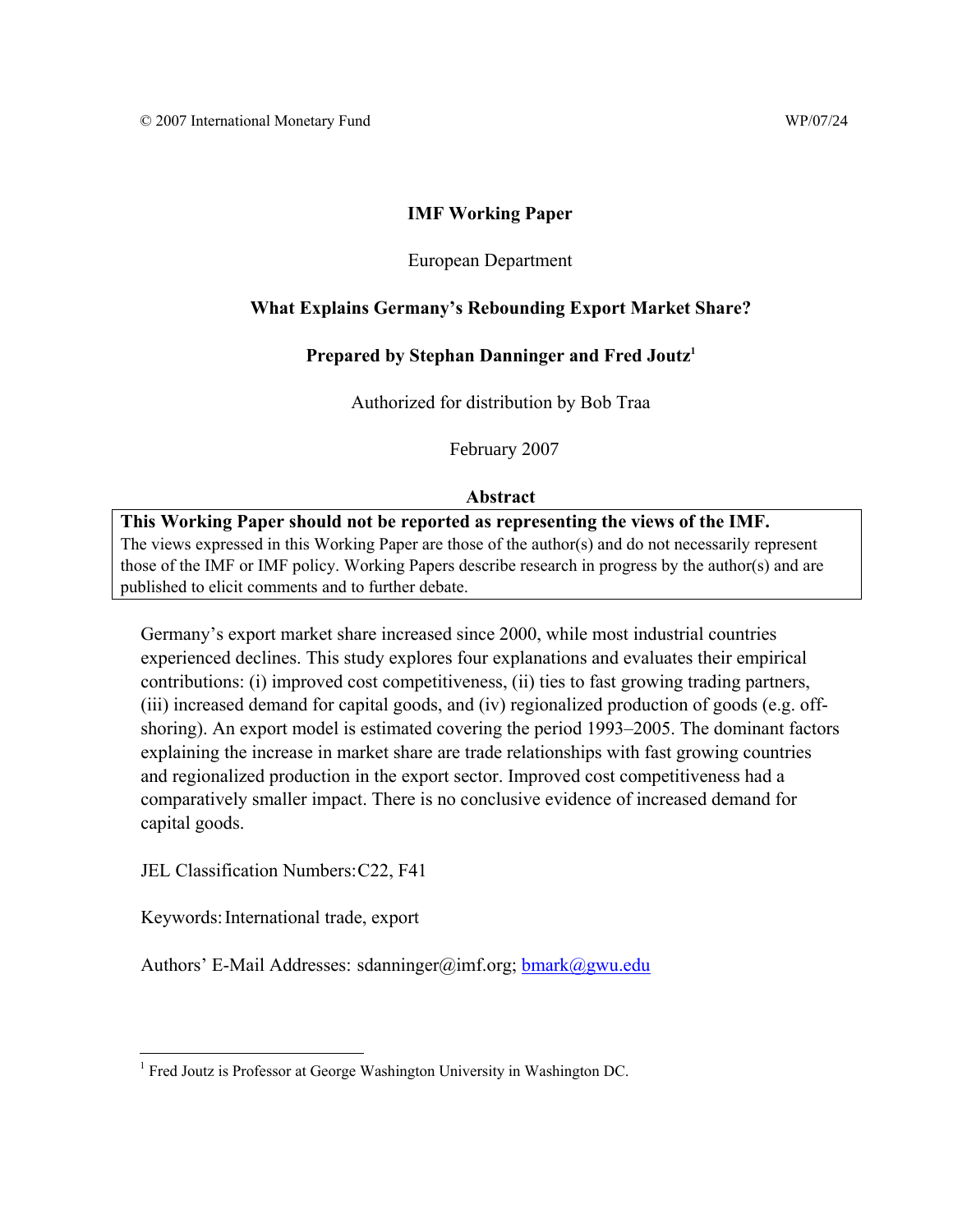© 2007 International Monetary Fund WP/07/24

**IMF Working Paper**

European Department

**What Explains Germany's Rebounding Export Market Share?**

**Prepared by Stephan Danninger and Fred Joutz[1]**

Authorized for distribution by Bob Traa

February 2007

**Abstract**

**This Working Paper should not be reported as representing the views of the IMF.**
The views expressed in this Working Paper are those of the author(s) and do not necessarily represent those of the IMF or IMF policy. Working Papers describe research in progress by the author(s) and are published to elicit comments and to further debate.

Germany's export market share increased since 2000, while most industrial countries experienced declines. This study explores four explanations and evaluates their empirical contributions: (i) improved cost competitiveness, (ii) ties to fast growing trading partners, (iii) increased demand for capital goods, and (iv) regionalized production of goods (e.g. off-shoring). An export model is estimated covering the period 1993–2005. The dominant factors explaining the increase in market share are trade relationships with fast growing countries and regionalized production in the export sector. Improved cost competitiveness had a comparatively smaller impact. There is no conclusive evidence of increased demand for capital goods.

JEL Classification Numbers: C22, F41

Keywords: International trade, export

Authors' E-Mail Addresses: sdanninger@imf.org; bmark@gwu.edu

[1] Fred Joutz is Professor at George Washington University in Washington DC.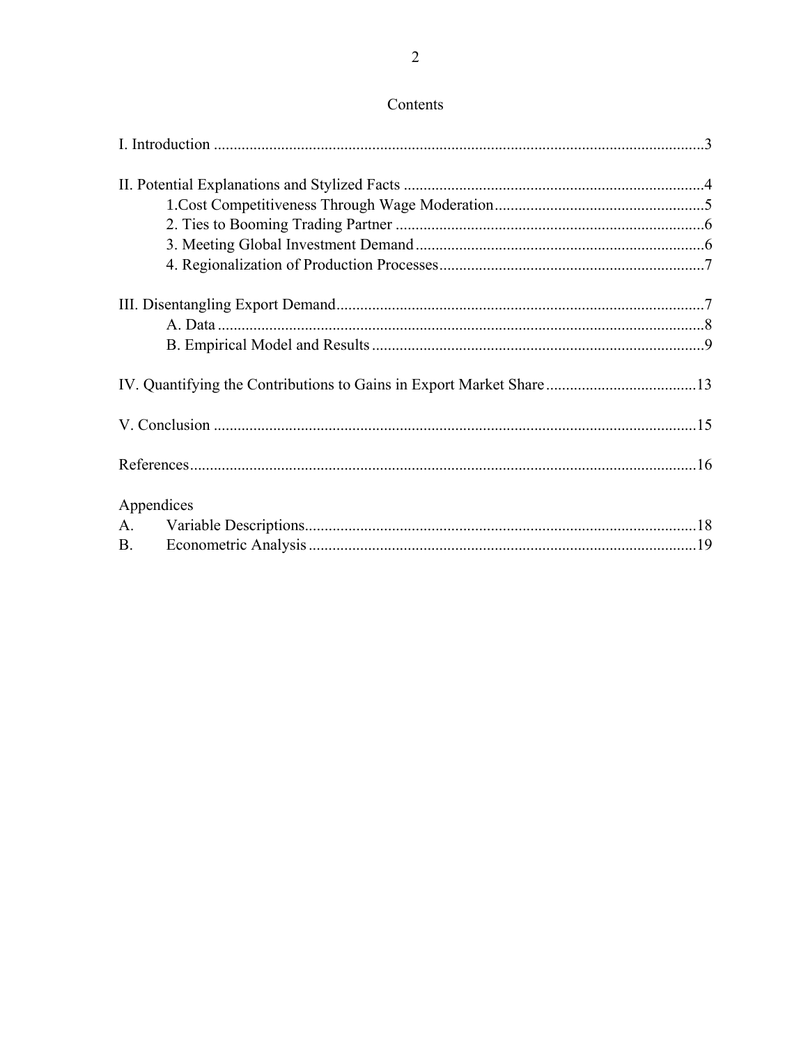## Contents

I. Introduction ....................................................................................................................3

II. Potential Explanations and Stylized Facts ....................................................................4
    1.Cost Competitiveness Through Wage Moderation.......................................................5
    2. Ties to Booming Trading Partner ..............................................................................6
    3. Meeting Global Investment Demand .........................................................................6
    4. Regionalization of Production Processes....................................................................7

III. Disentangling Export Demand.....................................................................................7
    A. Data ...........................................................................................................................8
    B. Empirical Model and Results .....................................................................................9

IV. Quantifying the Contributions to Gains in Export Market Share.................................13

V. Conclusion ...................................................................................................................15

References.........................................................................................................................16

Appendices
A. Variable Descriptions...................................................................................................18
B. Econometric Analysis ..................................................................................................19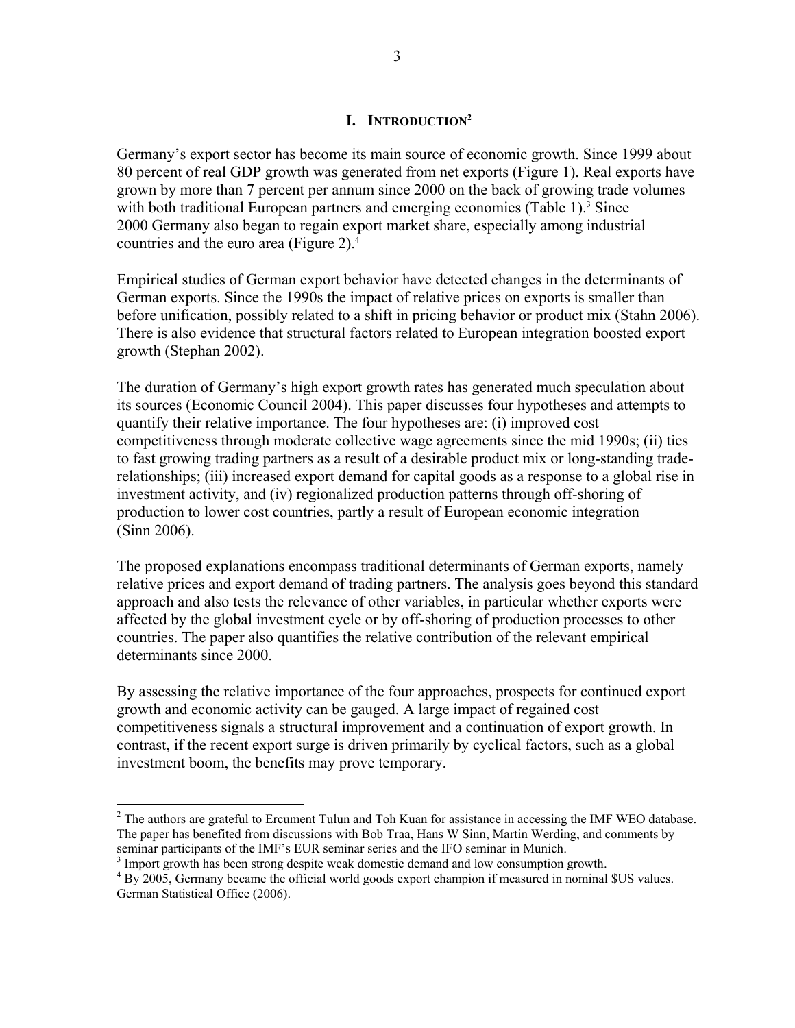# I. INTRODUCTION[2]

Germany's export sector has become its main source of economic growth. Since 1999 about 80 percent of real GDP growth was generated from net exports (Figure 1). Real exports have grown by more than 7 percent per annum since 2000 on the back of growing trade volumes with both traditional European partners and emerging economies (Table 1).[3] Since 2000 Germany also began to regain export market share, especially among industrial countries and the euro area (Figure 2).[4]

Empirical studies of German export behavior have detected changes in the determinants of German exports. Since the 1990s the impact of relative prices on exports is smaller than before unification, possibly related to a shift in pricing behavior or product mix (Stahn 2006). There is also evidence that structural factors related to European integration boosted export growth (Stephan 2002).

The duration of Germany's high export growth rates has generated much speculation about its sources (Economic Council 2004). This paper discusses four hypotheses and attempts to quantify their relative importance. The four hypotheses are: (i) improved cost competitiveness through moderate collective wage agreements since the mid 1990s; (ii) ties to fast growing trading partners as a result of a desirable product mix or long-standing trade-relationships; (iii) increased export demand for capital goods as a response to a global rise in investment activity, and (iv) regionalized production patterns through off-shoring of production to lower cost countries, partly a result of European economic integration (Sinn 2006).

The proposed explanations encompass traditional determinants of German exports, namely relative prices and export demand of trading partners. The analysis goes beyond this standard approach and also tests the relevance of other variables, in particular whether exports were affected by the global investment cycle or by off-shoring of production processes to other countries. The paper also quantifies the relative contribution of the relevant empirical determinants since 2000.

By assessing the relative importance of the four approaches, prospects for continued export growth and economic activity can be gauged. A large impact of regained cost competitiveness signals a structural improvement and a continuation of export growth. In contrast, if the recent export surge is driven primarily by cyclical factors, such as a global investment boom, the benefits may prove temporary.

---

[2] The authors are grateful to Ercument Tulun and Toh Kuan for assistance in accessing the IMF WEO database. The paper has benefited from discussions with Bob Traa, Hans W Sinn, Martin Werding, and comments by seminar participants of the IMF's EUR seminar series and the IFO seminar in Munich.

[3] Import growth has been strong despite weak domestic demand and low consumption growth.

[4] By 2005, Germany became the official world goods export champion if measured in nominal $US values. German Statistical Office (2006).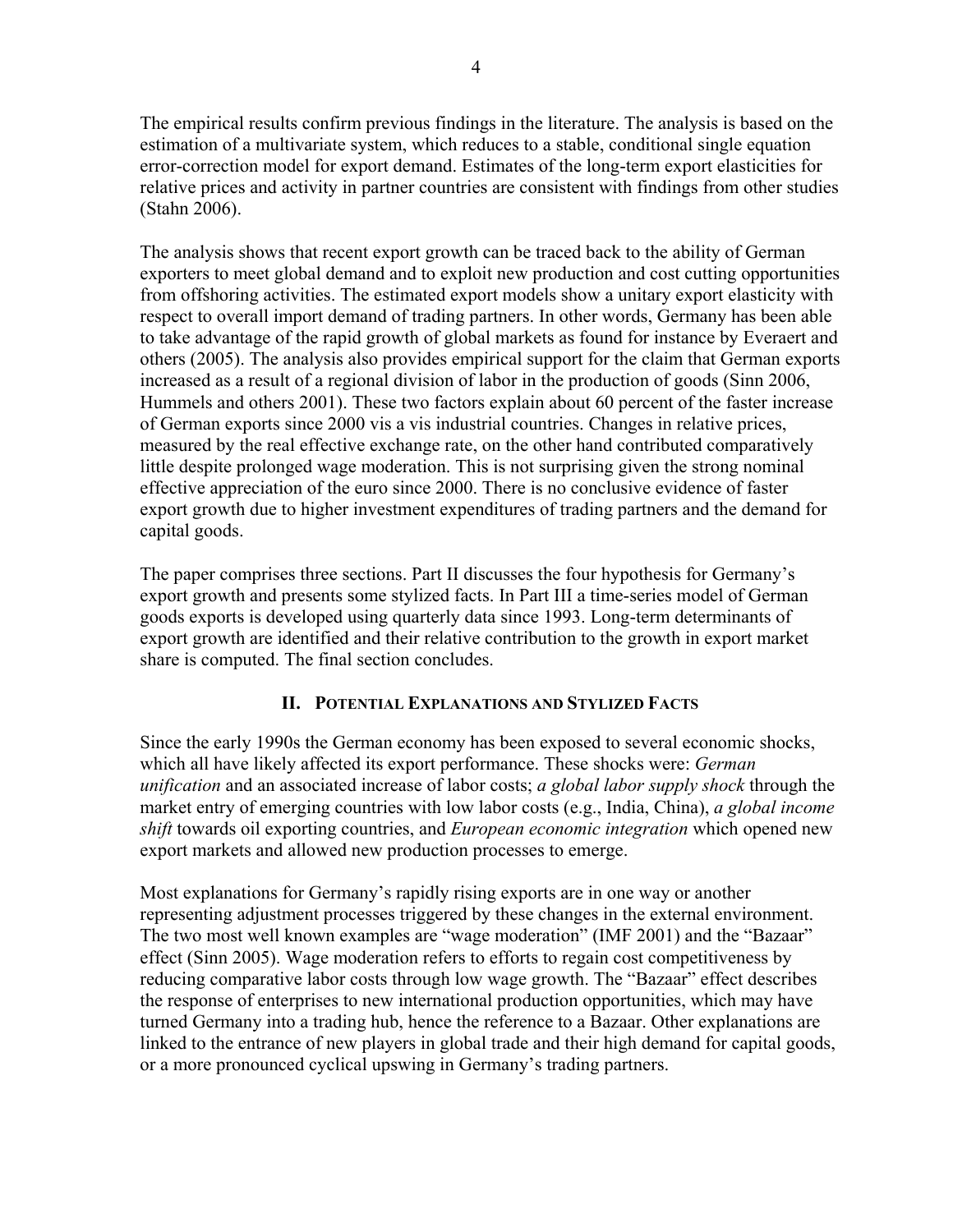The empirical results confirm previous findings in the literature. The analysis is based on the estimation of a multivariate system, which reduces to a stable, conditional single equation error-correction model for export demand. Estimates of the long-term export elasticities for relative prices and activity in partner countries are consistent with findings from other studies (Stahn 2006).

The analysis shows that recent export growth can be traced back to the ability of German exporters to meet global demand and to exploit new production and cost cutting opportunities from offshoring activities. The estimated export models show a unitary export elasticity with respect to overall import demand of trading partners. In other words, Germany has been able to take advantage of the rapid growth of global markets as found for instance by Everaert and others (2005). The analysis also provides empirical support for the claim that German exports increased as a result of a regional division of labor in the production of goods (Sinn 2006, Hummels and others 2001). These two factors explain about 60 percent of the faster increase of German exports since 2000 vis a vis industrial countries. Changes in relative prices, measured by the real effective exchange rate, on the other hand contributed comparatively little despite prolonged wage moderation. This is not surprising given the strong nominal effective appreciation of the euro since 2000. There is no conclusive evidence of faster export growth due to higher investment expenditures of trading partners and the demand for capital goods.

The paper comprises three sections. Part II discusses the four hypothesis for Germany's export growth and presents some stylized facts. In Part III a time-series model of German goods exports is developed using quarterly data since 1993. Long-term determinants of export growth are identified and their relative contribution to the growth in export market share is computed. The final section concludes.

## II. Potential Explanations and Stylized Facts

Since the early 1990s the German economy has been exposed to several economic shocks, which all have likely affected its export performance. These shocks were: *German unification* and an associated increase of labor costs; *a global labor supply shock* through the market entry of emerging countries with low labor costs (e.g., India, China), *a global income shift* towards oil exporting countries, and *European economic integration* which opened new export markets and allowed new production processes to emerge.

Most explanations for Germany's rapidly rising exports are in one way or another representing adjustment processes triggered by these changes in the external environment. The two most well known examples are "wage moderation" (IMF 2001) and the "Bazaar" effect (Sinn 2005). Wage moderation refers to efforts to regain cost competitiveness by reducing comparative labor costs through low wage growth. The "Bazaar" effect describes the response of enterprises to new international production opportunities, which may have turned Germany into a trading hub, hence the reference to a Bazaar. Other explanations are linked to the entrance of new players in global trade and their high demand for capital goods, or a more pronounced cyclical upswing in Germany's trading partners.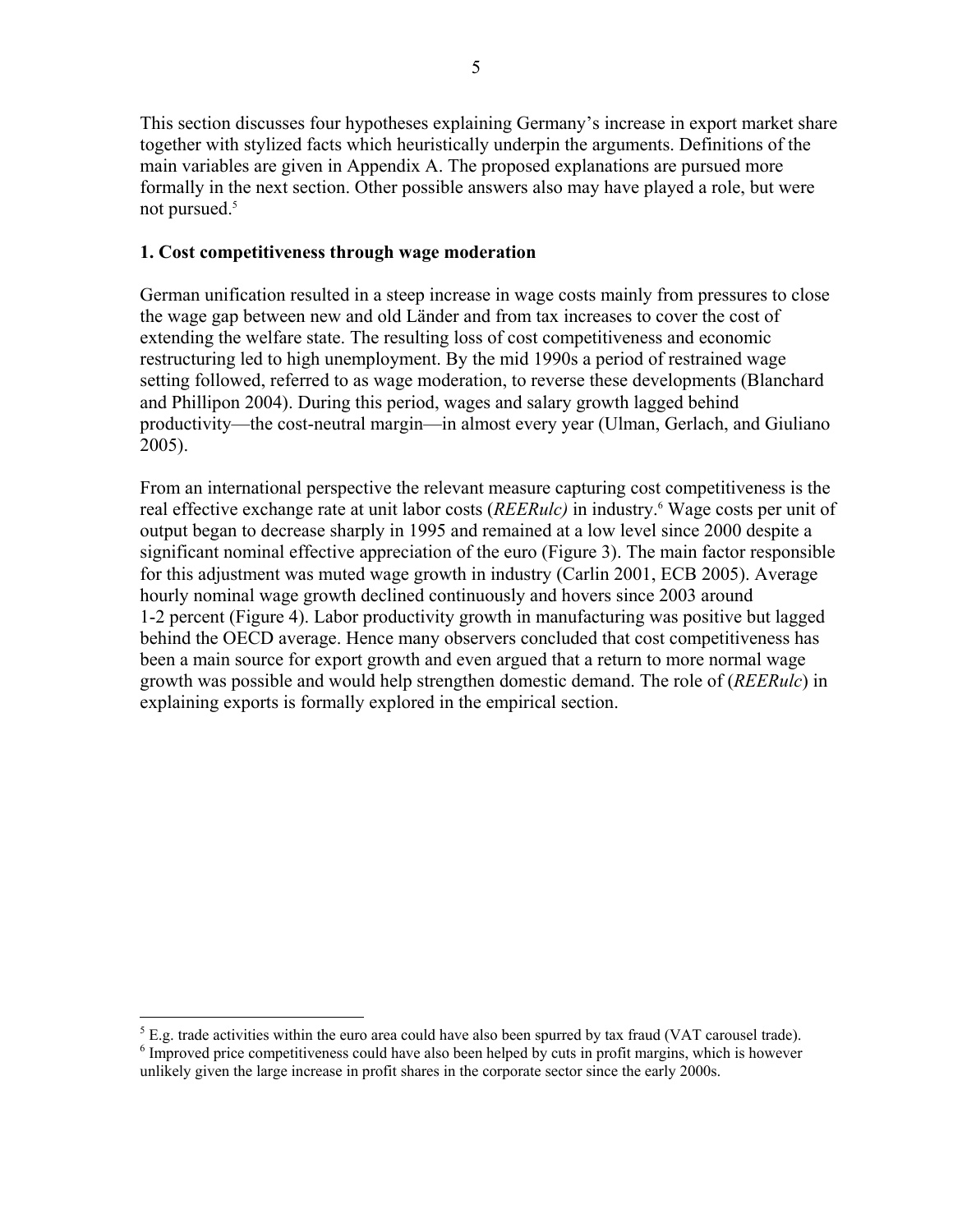This section discusses four hypotheses explaining Germany's increase in export market share together with stylized facts which heuristically underpin the arguments. Definitions of the main variables are given in Appendix A. The proposed explanations are pursued more formally in the next section. Other possible answers also may have played a role, but were not pursued.[5]

### 1. Cost competitiveness through wage moderation

German unification resulted in a steep increase in wage costs mainly from pressures to close the wage gap between new and old Länder and from tax increases to cover the cost of extending the welfare state. The resulting loss of cost competitiveness and economic restructuring led to high unemployment. By the mid 1990s a period of restrained wage setting followed, referred to as wage moderation, to reverse these developments (Blanchard and Phillipon 2004). During this period, wages and salary growth lagged behind productivity—the cost-neutral margin—in almost every year (Ulman, Gerlach, and Giuliano 2005).

From an international perspective the relevant measure capturing cost competitiveness is the real effective exchange rate at unit labor costs (*REERulc)* in industry.[6] Wage costs per unit of output began to decrease sharply in 1995 and remained at a low level since 2000 despite a significant nominal effective appreciation of the euro (Figure 3). The main factor responsible for this adjustment was muted wage growth in industry (Carlin 2001, ECB 2005). Average hourly nominal wage growth declined continuously and hovers since 2003 around 1-2 percent (Figure 4). Labor productivity growth in manufacturing was positive but lagged behind the OECD average. Hence many observers concluded that cost competitiveness has been a main source for export growth and even argued that a return to more normal wage growth was possible and would help strengthen domestic demand. The role of (*REERulc*) in explaining exports is formally explored in the empirical section.

---

[5] E.g. trade activities within the euro area could have also been spurred by tax fraud (VAT carousel trade).

[6] Improved price competitiveness could have also been helped by cuts in profit margins, which is however unlikely given the large increase in profit shares in the corporate sector since the early 2000s.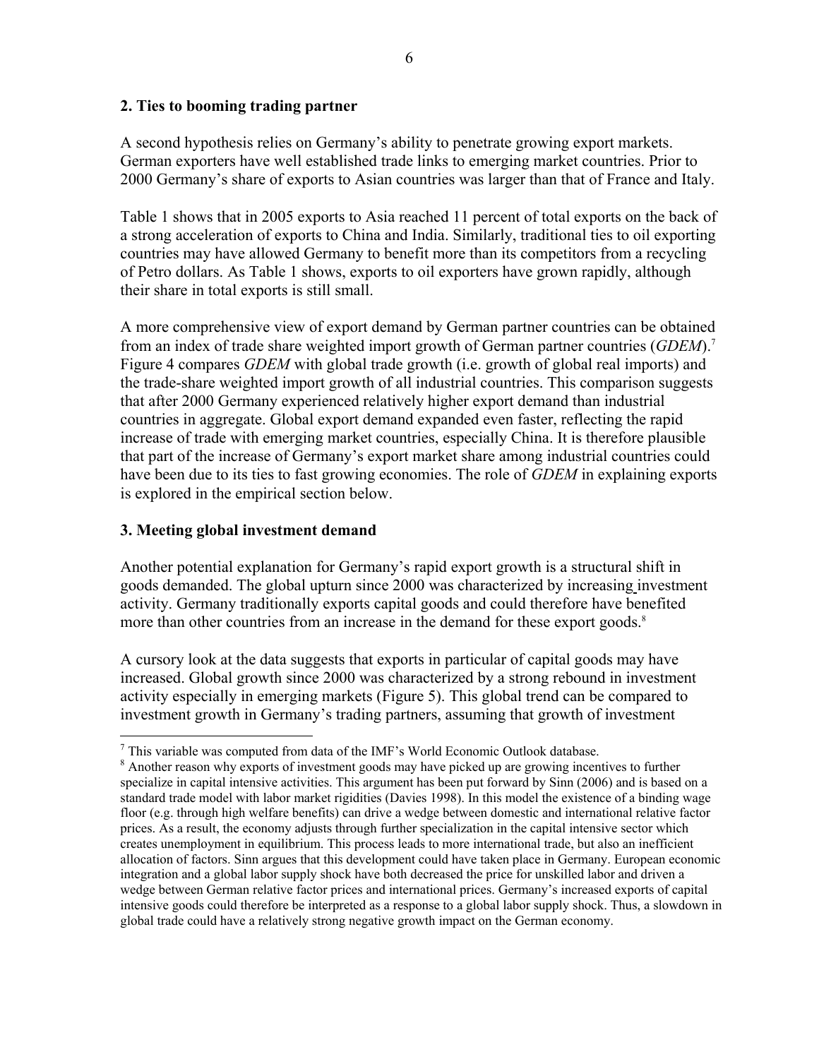## 2. Ties to booming trading partner

A second hypothesis relies on Germany's ability to penetrate growing export markets. German exporters have well established trade links to emerging market countries. Prior to 2000 Germany's share of exports to Asian countries was larger than that of France and Italy.

Table 1 shows that in 2005 exports to Asia reached 11 percent of total exports on the back of a strong acceleration of exports to China and India. Similarly, traditional ties to oil exporting countries may have allowed Germany to benefit more than its competitors from a recycling of Petro dollars. As Table 1 shows, exports to oil exporters have grown rapidly, although their share in total exports is still small.

A more comprehensive view of export demand by German partner countries can be obtained from an index of trade share weighted import growth of German partner countries (*GDEM*).[7] Figure 4 compares *GDEM* with global trade growth (i.e. growth of global real imports) and the trade-share weighted import growth of all industrial countries. This comparison suggests that after 2000 Germany experienced relatively higher export demand than industrial countries in aggregate. Global export demand expanded even faster, reflecting the rapid increase of trade with emerging market countries, especially China. It is therefore plausible that part of the increase of Germany's export market share among industrial countries could have been due to its ties to fast growing economies. The role of *GDEM* in explaining exports is explored in the empirical section below.

## 3. Meeting global investment demand

Another potential explanation for Germany's rapid export growth is a structural shift in goods demanded. The global upturn since 2000 was characterized by increasing investment activity. Germany traditionally exports capital goods and could therefore have benefited more than other countries from an increase in the demand for these export goods.[8]

A cursory look at the data suggests that exports in particular of capital goods may have increased. Global growth since 2000 was characterized by a strong rebound in investment activity especially in emerging markets (Figure 5). This global trend can be compared to investment growth in Germany's trading partners, assuming that growth of investment

[7] This variable was computed from data of the IMF's World Economic Outlook database.

[8] Another reason why exports of investment goods may have picked up are growing incentives to further specialize in capital intensive activities. This argument has been put forward by Sinn (2006) and is based on a standard trade model with labor market rigidities (Davies 1998). In this model the existence of a binding wage floor (e.g. through high welfare benefits) can drive a wedge between domestic and international relative factor prices. As a result, the economy adjusts through further specialization in the capital intensive sector which creates unemployment in equilibrium. This process leads to more international trade, but also an inefficient allocation of factors. Sinn argues that this development could have taken place in Germany. European economic integration and a global labor supply shock have both decreased the price for unskilled labor and driven a wedge between German relative factor prices and international prices. Germany's increased exports of capital intensive goods could therefore be interpreted as a response to a global labor supply shock. Thus, a slowdown in global trade could have a relatively strong negative growth impact on the German economy.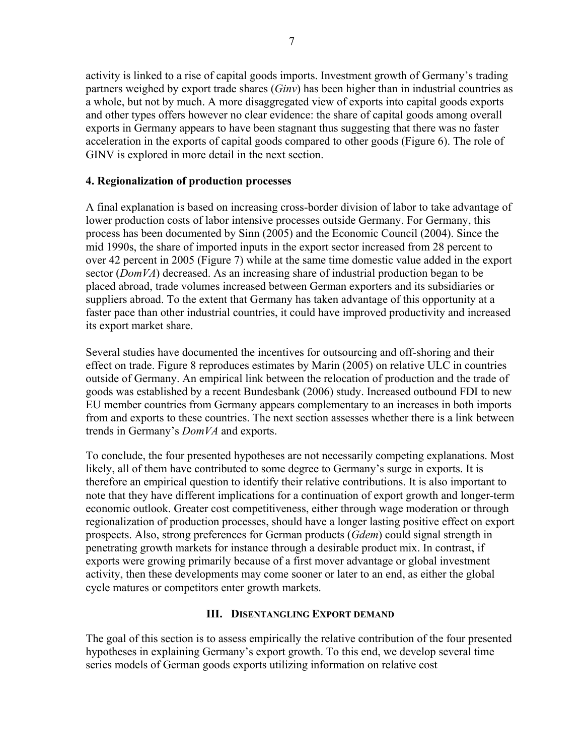activity is linked to a rise of capital goods imports. Investment growth of Germany's trading partners weighed by export trade shares (*Ginv*) has been higher than in industrial countries as a whole, but not by much. A more disaggregated view of exports into capital goods exports and other types offers however no clear evidence: the share of capital goods among overall exports in Germany appears to have been stagnant thus suggesting that there was no faster acceleration in the exports of capital goods compared to other goods (Figure 6). The role of GINV is explored in more detail in the next section.

**4. Regionalization of production processes**

A final explanation is based on increasing cross-border division of labor to take advantage of lower production costs of labor intensive processes outside Germany. For Germany, this process has been documented by Sinn (2005) and the Economic Council (2004). Since the mid 1990s, the share of imported inputs in the export sector increased from 28 percent to over 42 percent in 2005 (Figure 7) while at the same time domestic value added in the export sector (*DomVA*) decreased. As an increasing share of industrial production began to be placed abroad, trade volumes increased between German exporters and its subsidiaries or suppliers abroad. To the extent that Germany has taken advantage of this opportunity at a faster pace than other industrial countries, it could have improved productivity and increased its export market share.

Several studies have documented the incentives for outsourcing and off-shoring and their effect on trade. Figure 8 reproduces estimates by Marin (2005) on relative ULC in countries outside of Germany. An empirical link between the relocation of production and the trade of goods was established by a recent Bundesbank (2006) study. Increased outbound FDI to new EU member countries from Germany appears complementary to an increases in both imports from and exports to these countries. The next section assesses whether there is a link between trends in Germany's *DomVA* and exports.

To conclude, the four presented hypotheses are not necessarily competing explanations. Most likely, all of them have contributed to some degree to Germany's surge in exports. It is therefore an empirical question to identify their relative contributions. It is also important to note that they have different implications for a continuation of export growth and longer-term economic outlook. Greater cost competitiveness, either through wage moderation or through regionalization of production processes, should have a longer lasting positive effect on export prospects. Also, strong preferences for German products (*Gdem*) could signal strength in penetrating growth markets for instance through a desirable product mix. In contrast, if exports were growing primarily because of a first mover advantage or global investment activity, then these developments may come sooner or later to an end, as either the global cycle matures or competitors enter growth markets.

## III. Disentangling Export demand

The goal of this section is to assess empirically the relative contribution of the four presented hypotheses in explaining Germany's export growth. To this end, we develop several time series models of German goods exports utilizing information on relative cost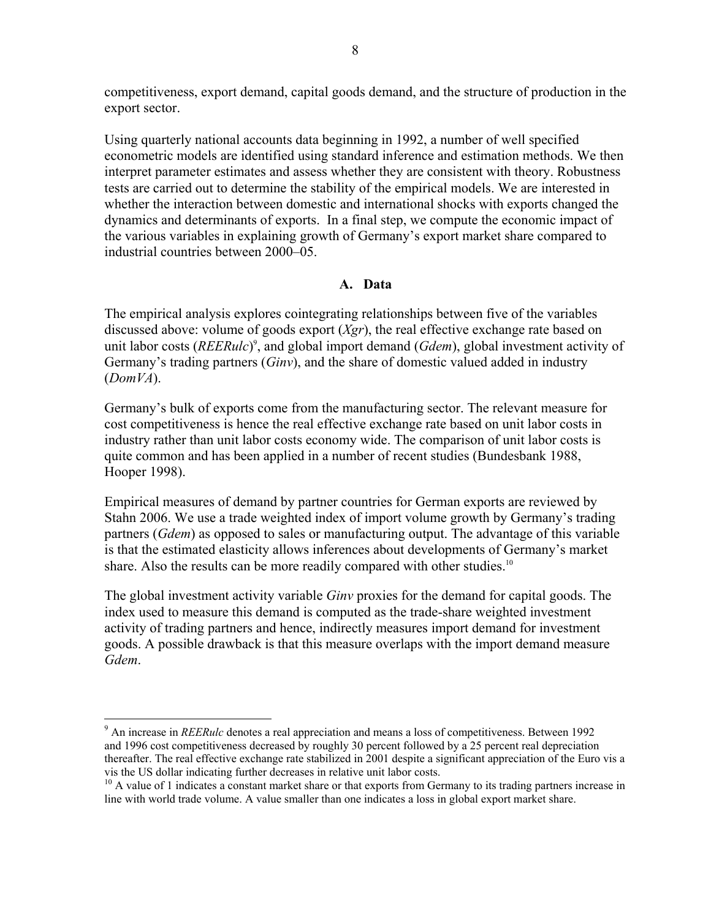competitiveness, export demand, capital goods demand, and the structure of production in the export sector.

Using quarterly national accounts data beginning in 1992, a number of well specified econometric models are identified using standard inference and estimation methods. We then interpret parameter estimates and assess whether they are consistent with theory. Robustness tests are carried out to determine the stability of the empirical models. We are interested in whether the interaction between domestic and international shocks with exports changed the dynamics and determinants of exports. In a final step, we compute the economic impact of the various variables in explaining growth of Germany's export market share compared to industrial countries between 2000–05.

## A. Data

The empirical analysis explores cointegrating relationships between five of the variables discussed above: volume of goods export (*Xgr*), the real effective exchange rate based on unit labor costs (*REERulc*)[9], and global import demand (*Gdem*), global investment activity of Germany's trading partners (*Ginv*), and the share of domestic valued added in industry (*DomVA*).

Germany's bulk of exports come from the manufacturing sector. The relevant measure for cost competitiveness is hence the real effective exchange rate based on unit labor costs in industry rather than unit labor costs economy wide. The comparison of unit labor costs is quite common and has been applied in a number of recent studies (Bundesbank 1988, Hooper 1998).

Empirical measures of demand by partner countries for German exports are reviewed by Stahn 2006. We use a trade weighted index of import volume growth by Germany's trading partners (*Gdem*) as opposed to sales or manufacturing output. The advantage of this variable is that the estimated elasticity allows inferences about developments of Germany's market share. Also the results can be more readily compared with other studies.[10]

The global investment activity variable *Ginv* proxies for the demand for capital goods. The index used to measure this demand is computed as the trade-share weighted investment activity of trading partners and hence, indirectly measures import demand for investment goods. A possible drawback is that this measure overlaps with the import demand measure *Gdem*.

---

[9] An increase in *REERulc* denotes a real appreciation and means a loss of competitiveness. Between 1992 and 1996 cost competitiveness decreased by roughly 30 percent followed by a 25 percent real depreciation thereafter. The real effective exchange rate stabilized in 2001 despite a significant appreciation of the Euro vis a vis the US dollar indicating further decreases in relative unit labor costs.

[10] A value of 1 indicates a constant market share or that exports from Germany to its trading partners increase in line with world trade volume. A value smaller than one indicates a loss in global export market share.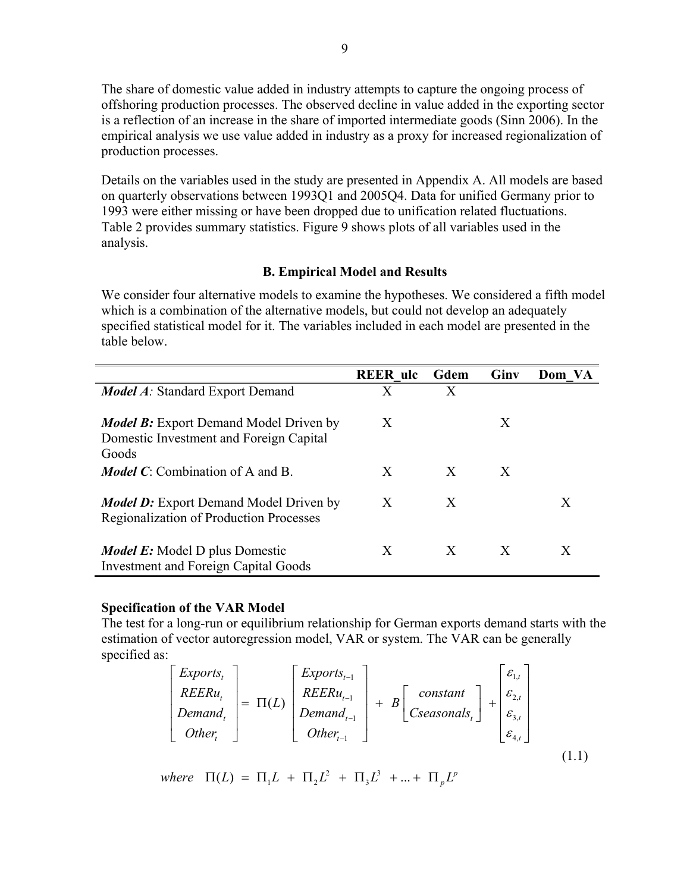The share of domestic value added in industry attempts to capture the ongoing process of offshoring production processes. The observed decline in value added in the exporting sector is a reflection of an increase in the share of imported intermediate goods (Sinn 2006). In the empirical analysis we use value added in industry as a proxy for increased regionalization of production processes.

Details on the variables used in the study are presented in Appendix A. All models are based on quarterly observations between 1993Q1 and 2005Q4. Data for unified Germany prior to 1993 were either missing or have been dropped due to unification related fluctuations. Table 2 provides summary statistics. Figure 9 shows plots of all variables used in the analysis.

### B. Empirical Model and Results

We consider four alternative models to examine the hypotheses. We considered a fifth model which is a combination of the alternative models, but could not develop an adequately specified statistical model for it. The variables included in each model are presented in the table below.

| | REER_ulc | Gdem | Ginv | Dom_VA |
|---|---|---|---|---|
| ***Model A**: Standard Export Demand* | X | X | | |
| ***Model B:*** Export Demand Model Driven by Domestic Investment and Foreign Capital Goods | X | | X | |
| ***Model C***: Combination of A and B. | X | X | X | |
| ***Model D:*** Export Demand Model Driven by Regionalization of Production Processes | X | X | | X |
| ***Model E:*** Model D plus Domestic Investment and Foreign Capital Goods | X | X | X | X |

**Specification of the VAR Model**

The test for a long-run or equilibrium relationship for German exports demand starts with the estimation of vector autoregression model, VAR or system. The VAR can be generally specified as:

$$\begin{bmatrix} Exports_t \\ REERu_t \\ Demand_t \\ Other_t \end{bmatrix} = \Pi(L) \begin{bmatrix} Exports_{t-1} \\ REERu_{t-1} \\ Demand_{t-1} \\ Other_{t-1} \end{bmatrix} + B \begin{bmatrix} constant \\ Cseasonals_t \end{bmatrix} + \begin{bmatrix} \varepsilon_{1,t} \\ \varepsilon_{2,t} \\ \varepsilon_{3,t} \\ \varepsilon_{4,t} \end{bmatrix} \tag{1.1}$$

$$where \quad \Pi(L) = \Pi_1 L + \Pi_2 L^2 + \Pi_3 L^3 + ... + \Pi_p L^p$$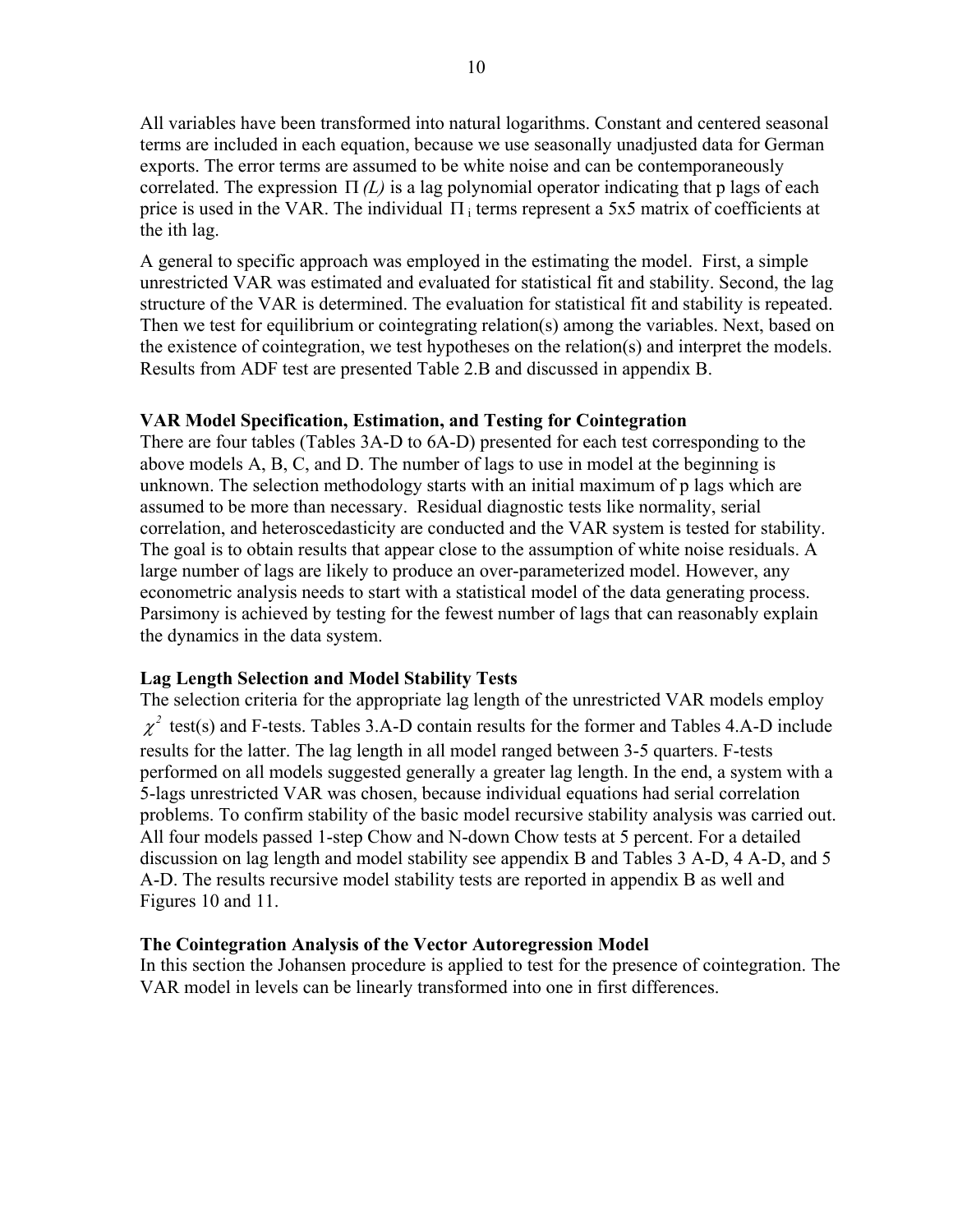All variables have been transformed into natural logarithms. Constant and centered seasonal terms are included in each equation, because we use seasonally unadjusted data for German exports. The error terms are assumed to be white noise and can be contemporaneously correlated. The expression $\Pi\,(L)$ is a lag polynomial operator indicating that p lags of each price is used in the VAR. The individual $\Pi_i$ terms represent a 5x5 matrix of coefficients at the ith lag.

A general to specific approach was employed in the estimating the model. First, a simple unrestricted VAR was estimated and evaluated for statistical fit and stability. Second, the lag structure of the VAR is determined. The evaluation for statistical fit and stability is repeated. Then we test for equilibrium or cointegrating relation(s) among the variables. Next, based on the existence of cointegration, we test hypotheses on the relation(s) and interpret the models. Results from ADF test are presented Table 2.B and discussed in appendix B.

**VAR Model Specification, Estimation, and Testing for Cointegration**

There are four tables (Tables 3A-D to 6A-D) presented for each test corresponding to the above models A, B, C, and D. The number of lags to use in model at the beginning is unknown. The selection methodology starts with an initial maximum of p lags which are assumed to be more than necessary. Residual diagnostic tests like normality, serial correlation, and heteroscedasticity are conducted and the VAR system is tested for stability. The goal is to obtain results that appear close to the assumption of white noise residuals. A large number of lags are likely to produce an over-parameterized model. However, any econometric analysis needs to start with a statistical model of the data generating process. Parsimony is achieved by testing for the fewest number of lags that can reasonably explain the dynamics in the data system.

**Lag Length Selection and Model Stability Tests**

The selection criteria for the appropriate lag length of the unrestricted VAR models employ $\chi^2$ test(s) and F-tests. Tables 3.A-D contain results for the former and Tables 4.A-D include results for the latter. The lag length in all model ranged between 3-5 quarters. F-tests performed on all models suggested generally a greater lag length. In the end, a system with a 5-lags unrestricted VAR was chosen, because individual equations had serial correlation problems. To confirm stability of the basic model recursive stability analysis was carried out. All four models passed 1-step Chow and N-down Chow tests at 5 percent. For a detailed discussion on lag length and model stability see appendix B and Tables 3 A-D, 4 A-D, and 5 A-D. The results recursive model stability tests are reported in appendix B as well and Figures 10 and 11.

**The Cointegration Analysis of the Vector Autoregression Model**

In this section the Johansen procedure is applied to test for the presence of cointegration. The VAR model in levels can be linearly transformed into one in first differences.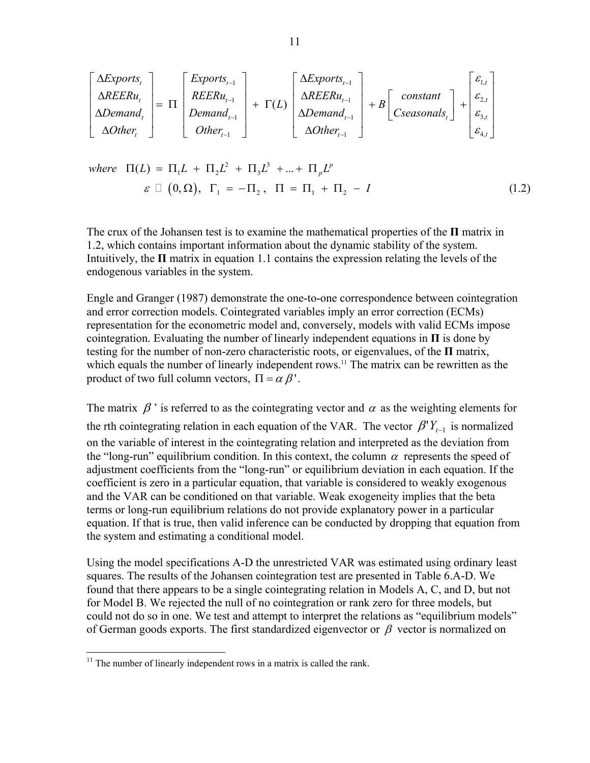$$\begin{bmatrix} \Delta Exports_t \\ \Delta REERu_t \\ \Delta Demand_t \\ \Delta Other_t \end{bmatrix} = \Pi \begin{bmatrix} Exports_{t-1} \\ REERu_{t-1} \\ Demand_{t-1} \\ Other_{t-1} \end{bmatrix} + \Gamma(L) \begin{bmatrix} \Delta Exports_{t-1} \\ \Delta REERu_{t-1} \\ \Delta Demand_{t-1} \\ \Delta Other_{t-1} \end{bmatrix} + B \begin{bmatrix} constant \\ Cseasonals_t \end{bmatrix} + \begin{bmatrix} \varepsilon_{1,t} \\ \varepsilon_{2,t} \\ \varepsilon_{3,t} \\ \varepsilon_{4,t} \end{bmatrix}$$

$$\text{where} \quad \Pi(L) = \Pi_1 L + \Pi_2 L^2 + \Pi_3 L^3 + ... + \Pi_p L^p$$

$$\varepsilon \sim (0, \Omega), \quad \Gamma_1 = -\Pi_2, \quad \Pi = \Pi_1 + \Pi_2 - I \tag{1.2}$$

The crux of the Johansen test is to examine the mathematical properties of the **Π** matrix in 1.2, which contains important information about the dynamic stability of the system. Intuitively, the **Π** matrix in equation 1.1 contains the expression relating the levels of the endogenous variables in the system.

Engle and Granger (1987) demonstrate the one-to-one correspondence between cointegration and error correction models. Cointegrated variables imply an error correction (ECMs) representation for the econometric model and, conversely, models with valid ECMs impose cointegration. Evaluating the number of linearly independent equations in **Π** is done by testing for the number of non-zero characteristic roots, or eigenvalues, of the **Π** matrix, which equals the number of linearly independent rows.[11] The matrix can be rewritten as the product of two full column vectors, $\Pi = \alpha \beta'$.

The matrix $\beta'$ is referred to as the cointegrating vector and $\alpha$ as the weighting elements for the rth cointegrating relation in each equation of the VAR. The vector $\beta' Y_{t-1}$ is normalized on the variable of interest in the cointegrating relation and interpreted as the deviation from the "long-run" equilibrium condition. In this context, the column $\alpha$ represents the speed of adjustment coefficients from the "long-run" or equilibrium deviation in each equation. If the coefficient is zero in a particular equation, that variable is considered to weakly exogenous and the VAR can be conditioned on that variable. Weak exogeneity implies that the beta terms or long-run equilibrium relations do not provide explanatory power in a particular equation. If that is true, then valid inference can be conducted by dropping that equation from the system and estimating a conditional model.

Using the model specifications A-D the unrestricted VAR was estimated using ordinary least squares. The results of the Johansen cointegration test are presented in Table 6.A-D. We found that there appears to be a single cointegrating relation in Models A, C, and D, but not for Model B. We rejected the null of no cointegration or rank zero for three models, but could not do so in one. We test and attempt to interpret the relations as "equilibrium models" of German goods exports. The first standardized eigenvector or $\beta$ vector is normalized on

---

[11] The number of linearly independent rows in a matrix is called the rank.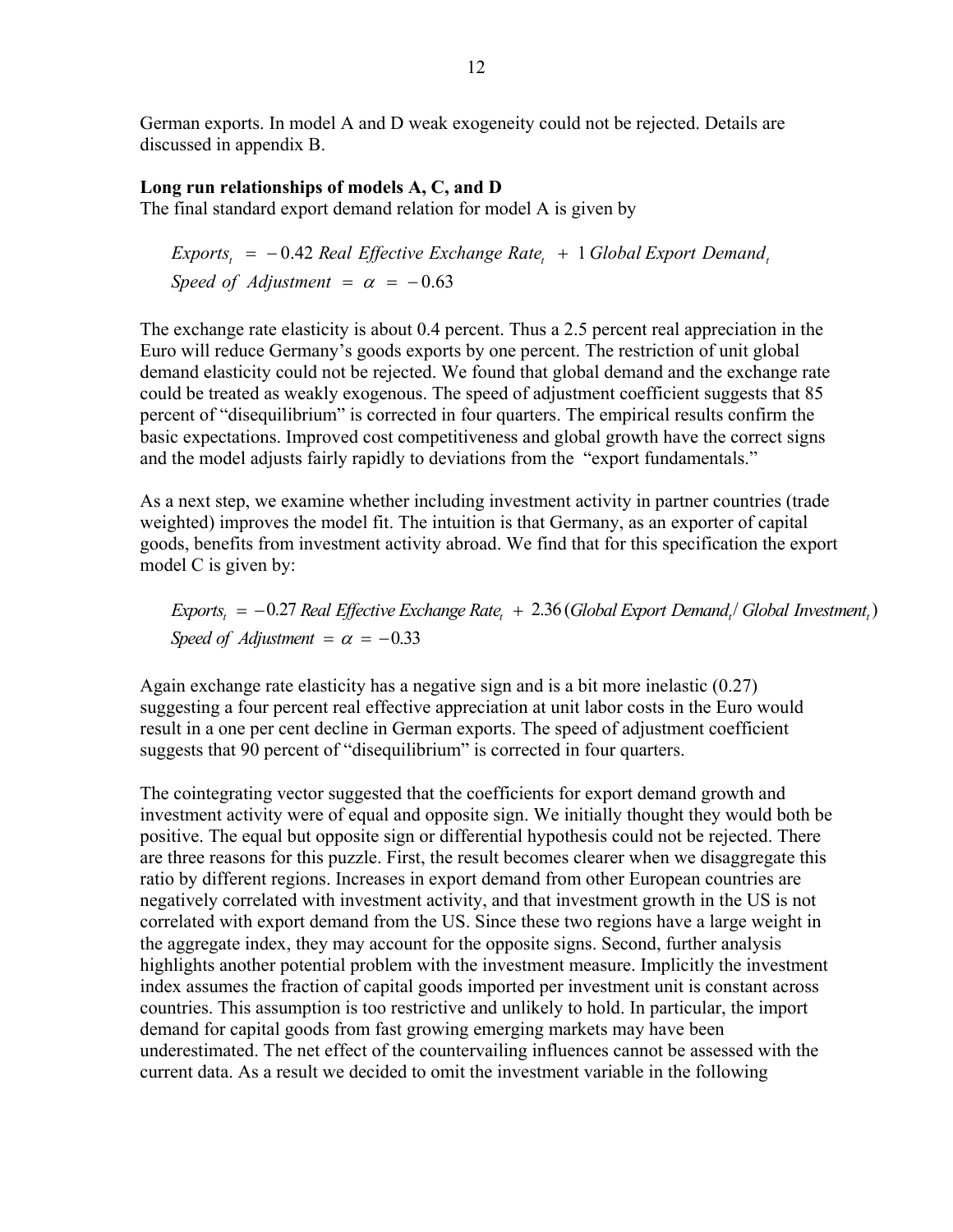German exports. In model A and D weak exogeneity could not be rejected. Details are discussed in appendix B.

**Long run relationships of models A, C, and D**

The final standard export demand relation for model A is given by

$$Exports_t \;=\; -\,0.42\;Real\;Effective\;Exchange\;Rate_t \;+\; 1\,Global\,Export\;Demand_t$$
$$Speed\;of\;Adjustment \;=\; \alpha \;=\; -\,0.63$$

The exchange rate elasticity is about 0.4 percent. Thus a 2.5 percent real appreciation in the Euro will reduce Germany's goods exports by one percent. The restriction of unit global demand elasticity could not be rejected. We found that global demand and the exchange rate could be treated as weakly exogenous. The speed of adjustment coefficient suggests that 85 percent of "disequilibrium" is corrected in four quarters. The empirical results confirm the basic expectations. Improved cost competitiveness and global growth have the correct signs and the model adjusts fairly rapidly to deviations from the "export fundamentals."

As a next step, we examine whether including investment activity in partner countries (trade weighted) improves the model fit. The intuition is that Germany, as an exporter of capital goods, benefits from investment activity abroad. We find that for this specification the export model C is given by:

$$Exports_t \;=\; -0.27\;Real\;Effective\;Exchange\;Rate_t \;+\; 2.36\,(Global\;Export\;Demand_t /\;Global\;Investment_t)$$
$$Speed\;of\;Adjustment \;=\; \alpha \;=\; -0.33$$

Again exchange rate elasticity has a negative sign and is a bit more inelastic (0.27) suggesting a four percent real effective appreciation at unit labor costs in the Euro would result in a one per cent decline in German exports. The speed of adjustment coefficient suggests that 90 percent of "disequilibrium" is corrected in four quarters.

The cointegrating vector suggested that the coefficients for export demand growth and investment activity were of equal and opposite sign. We initially thought they would both be positive. The equal but opposite sign or differential hypothesis could not be rejected. There are three reasons for this puzzle. First, the result becomes clearer when we disaggregate this ratio by different regions. Increases in export demand from other European countries are negatively correlated with investment activity, and that investment growth in the US is not correlated with export demand from the US. Since these two regions have a large weight in the aggregate index, they may account for the opposite signs. Second, further analysis highlights another potential problem with the investment measure. Implicitly the investment index assumes the fraction of capital goods imported per investment unit is constant across countries. This assumption is too restrictive and unlikely to hold. In particular, the import demand for capital goods from fast growing emerging markets may have been underestimated. The net effect of the countervailing influences cannot be assessed with the current data. As a result we decided to omit the investment variable in the following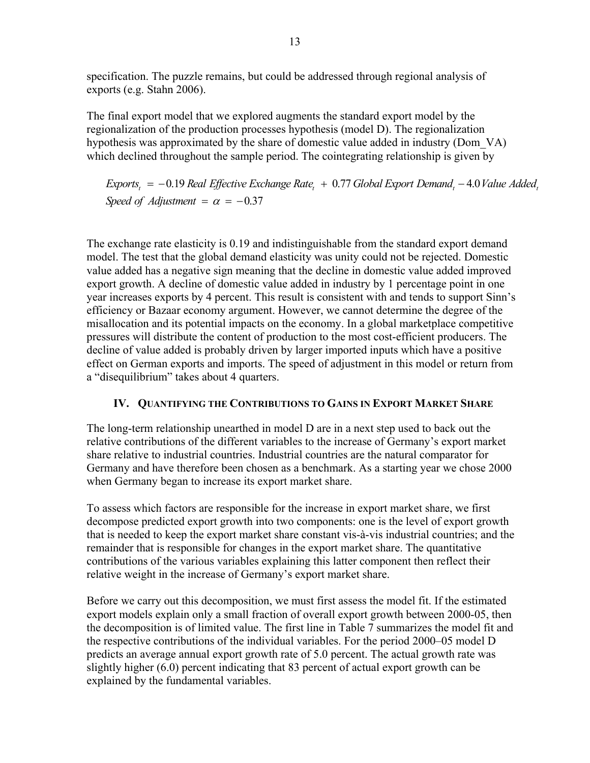specification. The puzzle remains, but could be addressed through regional analysis of exports (e.g. Stahn 2006).

The final export model that we explored augments the standard export model by the regionalization of the production processes hypothesis (model D). The regionalization hypothesis was approximated by the share of domestic value added in industry (Dom_VA) which declined throughout the sample period. The cointegrating relationship is given by

$$Exports_t = -0.19\ Real\ Effective\ Exchange\ Rate_t + 0.77\ Global\ Export\ Demand_t - 4.0\ Value\ Added_t$$
$$Speed\ of\ Adjustment = \alpha = -0.37$$

The exchange rate elasticity is 0.19 and indistinguishable from the standard export demand model. The test that the global demand elasticity was unity could not be rejected. Domestic value added has a negative sign meaning that the decline in domestic value added improved export growth. A decline of domestic value added in industry by 1 percentage point in one year increases exports by 4 percent. This result is consistent with and tends to support Sinn's efficiency or Bazaar economy argument. However, we cannot determine the degree of the misallocation and its potential impacts on the economy. In a global marketplace competitive pressures will distribute the content of production to the most cost-efficient producers. The decline of value added is probably driven by larger imported inputs which have a positive effect on German exports and imports. The speed of adjustment in this model or return from a "disequilibrium" takes about 4 quarters.

## IV. Quantifying the Contributions to Gains in Export Market Share

The long-term relationship unearthed in model D are in a next step used to back out the relative contributions of the different variables to the increase of Germany's export market share relative to industrial countries. Industrial countries are the natural comparator for Germany and have therefore been chosen as a benchmark. As a starting year we chose 2000 when Germany began to increase its export market share.

To assess which factors are responsible for the increase in export market share, we first decompose predicted export growth into two components: one is the level of export growth that is needed to keep the export market share constant vis-à-vis industrial countries; and the remainder that is responsible for changes in the export market share. The quantitative contributions of the various variables explaining this latter component then reflect their relative weight in the increase of Germany's export market share.

Before we carry out this decomposition, we must first assess the model fit. If the estimated export models explain only a small fraction of overall export growth between 2000-05, then the decomposition is of limited value. The first line in Table 7 summarizes the model fit and the respective contributions of the individual variables. For the period 2000–05 model D predicts an average annual export growth rate of 5.0 percent. The actual growth rate was slightly higher (6.0) percent indicating that 83 percent of actual export growth can be explained by the fundamental variables.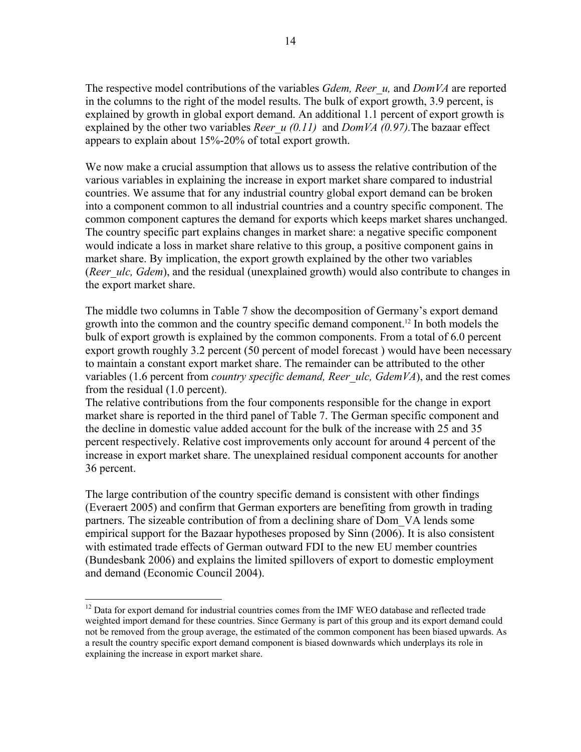The respective model contributions of the variables *Gdem, Reer_u,* and *DomVA* are reported in the columns to the right of the model results. The bulk of export growth, 3.9 percent, is explained by growth in global export demand. An additional 1.1 percent of export growth is explained by the other two variables *Reer_u (0.11)* and *DomVA (0.97).*The bazaar effect appears to explain about 15%-20% of total export growth.

We now make a crucial assumption that allows us to assess the relative contribution of the various variables in explaining the increase in export market share compared to industrial countries. We assume that for any industrial country global export demand can be broken into a component common to all industrial countries and a country specific component. The common component captures the demand for exports which keeps market shares unchanged. The country specific part explains changes in market share: a negative specific component would indicate a loss in market share relative to this group, a positive component gains in market share. By implication, the export growth explained by the other two variables (*Reer_ulc, Gdem*), and the residual (unexplained growth) would also contribute to changes in the export market share.

The middle two columns in Table 7 show the decomposition of Germany's export demand growth into the common and the country specific demand component.[12] In both models the bulk of export growth is explained by the common components. From a total of 6.0 percent export growth roughly 3.2 percent (50 percent of model forecast ) would have been necessary to maintain a constant export market share. The remainder can be attributed to the other variables (1.6 percent from *country specific demand, Reer_ulc, GdemVA*), and the rest comes from the residual (1.0 percent).

The relative contributions from the four components responsible for the change in export market share is reported in the third panel of Table 7. The German specific component and the decline in domestic value added account for the bulk of the increase with 25 and 35 percent respectively. Relative cost improvements only account for around 4 percent of the increase in export market share. The unexplained residual component accounts for another 36 percent.

The large contribution of the country specific demand is consistent with other findings (Everaert 2005) and confirm that German exporters are benefiting from growth in trading partners. The sizeable contribution of from a declining share of Dom_VA lends some empirical support for the Bazaar hypotheses proposed by Sinn (2006). It is also consistent with estimated trade effects of German outward FDI to the new EU member countries (Bundesbank 2006) and explains the limited spillovers of export to domestic employment and demand (Economic Council 2004).

[12] Data for export demand for industrial countries comes from the IMF WEO database and reflected trade weighted import demand for these countries. Since Germany is part of this group and its export demand could not be removed from the group average, the estimated of the common component has been biased upwards. As a result the country specific export demand component is biased downwards which underplays its role in explaining the increase in export market share.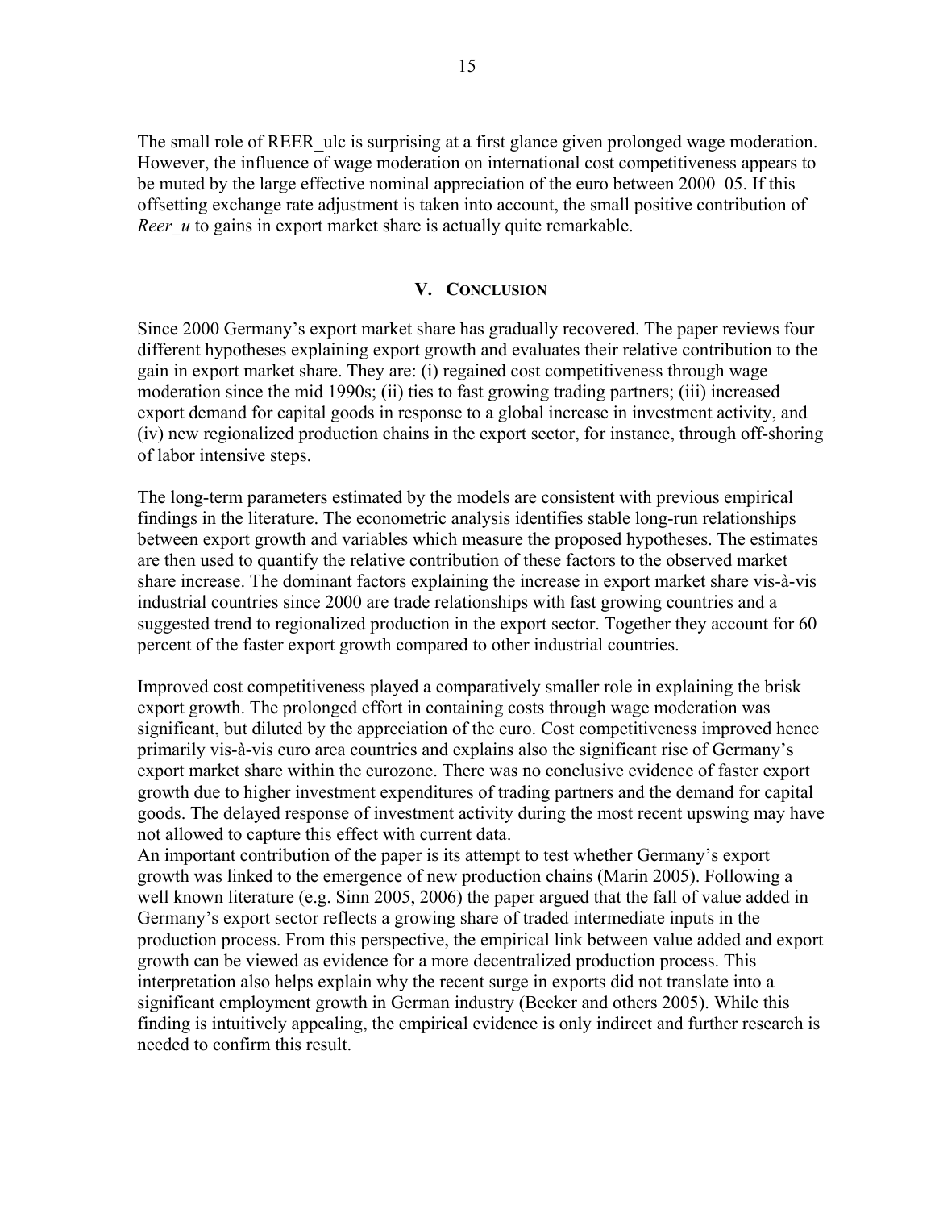The small role of REER_ulc is surprising at a first glance given prolonged wage moderation. However, the influence of wage moderation on international cost competitiveness appears to be muted by the large effective nominal appreciation of the euro between 2000–05. If this offsetting exchange rate adjustment is taken into account, the small positive contribution of *Reer_u* to gains in export market share is actually quite remarkable.

## V. Conclusion

Since 2000 Germany's export market share has gradually recovered. The paper reviews four different hypotheses explaining export growth and evaluates their relative contribution to the gain in export market share. They are: (i) regained cost competitiveness through wage moderation since the mid 1990s; (ii) ties to fast growing trading partners; (iii) increased export demand for capital goods in response to a global increase in investment activity, and (iv) new regionalized production chains in the export sector, for instance, through off-shoring of labor intensive steps.

The long-term parameters estimated by the models are consistent with previous empirical findings in the literature. The econometric analysis identifies stable long-run relationships between export growth and variables which measure the proposed hypotheses. The estimates are then used to quantify the relative contribution of these factors to the observed market share increase. The dominant factors explaining the increase in export market share vis-à-vis industrial countries since 2000 are trade relationships with fast growing countries and a suggested trend to regionalized production in the export sector. Together they account for 60 percent of the faster export growth compared to other industrial countries.

Improved cost competitiveness played a comparatively smaller role in explaining the brisk export growth. The prolonged effort in containing costs through wage moderation was significant, but diluted by the appreciation of the euro. Cost competitiveness improved hence primarily vis-à-vis euro area countries and explains also the significant rise of Germany's export market share within the eurozone. There was no conclusive evidence of faster export growth due to higher investment expenditures of trading partners and the demand for capital goods. The delayed response of investment activity during the most recent upswing may have not allowed to capture this effect with current data.

An important contribution of the paper is its attempt to test whether Germany's export growth was linked to the emergence of new production chains (Marin 2005). Following a well known literature (e.g. Sinn 2005, 2006) the paper argued that the fall of value added in Germany's export sector reflects a growing share of traded intermediate inputs in the production process. From this perspective, the empirical link between value added and export growth can be viewed as evidence for a more decentralized production process. This interpretation also helps explain why the recent surge in exports did not translate into a significant employment growth in German industry (Becker and others 2005). While this finding is intuitively appealing, the empirical evidence is only indirect and further research is needed to confirm this result.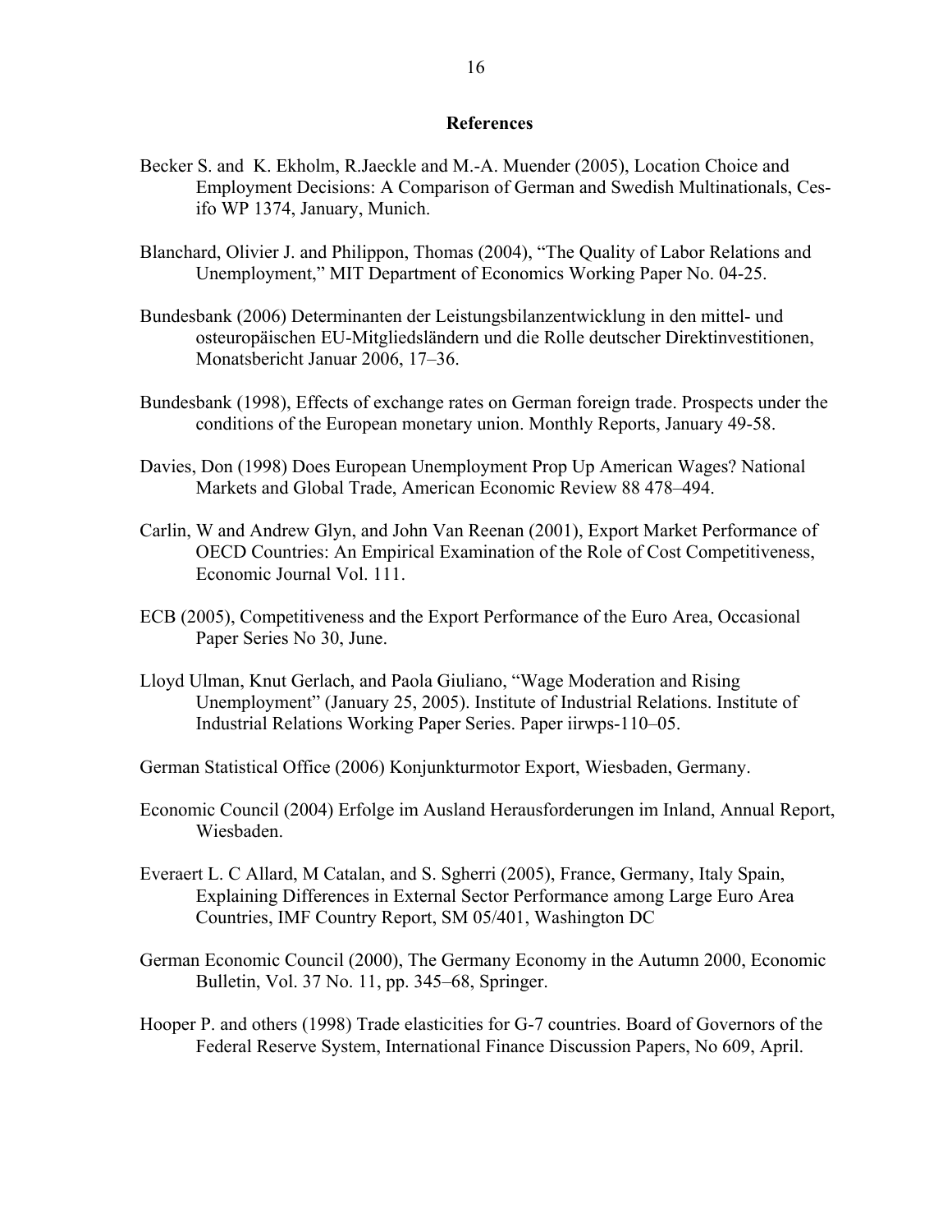## References

Becker S. and K. Ekholm, R.Jaeckle and M.-A. Muender (2005), Location Choice and Employment Decisions: A Comparison of German and Swedish Multinationals, Cesifo WP 1374, January, Munich.

Blanchard, Olivier J. and Philippon, Thomas (2004), "The Quality of Labor Relations and Unemployment," MIT Department of Economics Working Paper No. 04-25.

Bundesbank (2006) Determinanten der Leistungsbilanzentwicklung in den mittel- und osteuropäischen EU-Mitgliedsländern und die Rolle deutscher Direktinvestitionen, Monatsbericht Januar 2006, 17–36.

Bundesbank (1998), Effects of exchange rates on German foreign trade. Prospects under the conditions of the European monetary union. Monthly Reports, January 49-58.

Davies, Don (1998) Does European Unemployment Prop Up American Wages? National Markets and Global Trade, American Economic Review 88 478–494.

Carlin, W and Andrew Glyn, and John Van Reenan (2001), Export Market Performance of OECD Countries: An Empirical Examination of the Role of Cost Competitiveness, Economic Journal Vol. 111.

ECB (2005), Competitiveness and the Export Performance of the Euro Area, Occasional Paper Series No 30, June.

Lloyd Ulman, Knut Gerlach, and Paola Giuliano, "Wage Moderation and Rising Unemployment" (January 25, 2005). Institute of Industrial Relations. Institute of Industrial Relations Working Paper Series. Paper iirwps-110–05.

German Statistical Office (2006) Konjunkturmotor Export, Wiesbaden, Germany.

Economic Council (2004) Erfolge im Ausland Herausforderungen im Inland, Annual Report, Wiesbaden.

Everaert L. C Allard, M Catalan, and S. Sgherri (2005), France, Germany, Italy Spain, Explaining Differences in External Sector Performance among Large Euro Area Countries, IMF Country Report, SM 05/401, Washington DC

German Economic Council (2000), The Germany Economy in the Autumn 2000, Economic Bulletin, Vol. 37 No. 11, pp. 345–68, Springer.

Hooper P. and others (1998) Trade elasticities for G-7 countries. Board of Governors of the Federal Reserve System, International Finance Discussion Papers, No 609, April.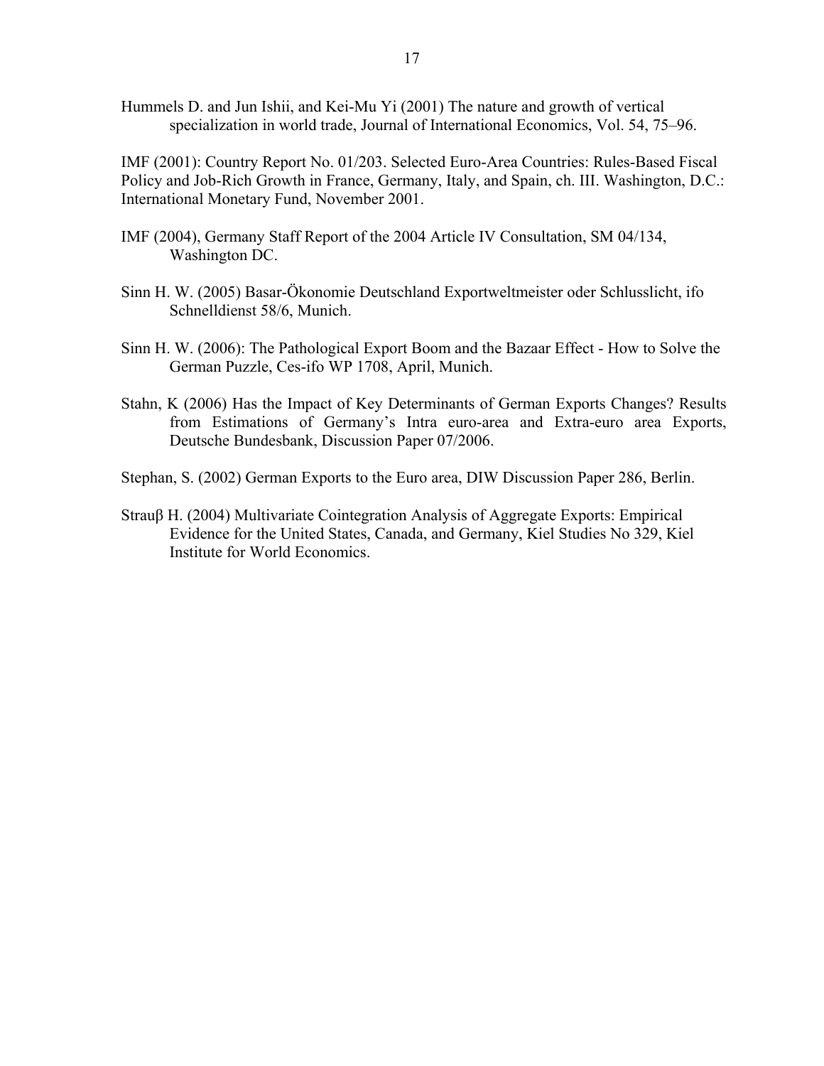Hummels D. and Jun Ishii, and Kei-Mu Yi (2001) The nature and growth of vertical specialization in world trade, Journal of International Economics, Vol. 54, 75–96.

IMF (2001): Country Report No. 01/203. Selected Euro-Area Countries: Rules-Based Fiscal Policy and Job-Rich Growth in France, Germany, Italy, and Spain, ch. III. Washington, D.C.: International Monetary Fund, November 2001.

IMF (2004), Germany Staff Report of the 2004 Article IV Consultation, SM 04/134, Washington DC.

Sinn H. W. (2005) Basar-Ökonomie Deutschland Exportweltmeister oder Schlusslicht, ifo Schnelldienst 58/6, Munich.

Sinn H. W. (2006): The Pathological Export Boom and the Bazaar Effect - How to Solve the German Puzzle, Ces-ifo WP 1708, April, Munich.

Stahn, K (2006) Has the Impact of Key Determinants of German Exports Changes? Results from Estimations of Germany's Intra euro-area and Extra-euro area Exports, Deutsche Bundesbank, Discussion Paper 07/2006.

Stephan, S. (2002) German Exports to the Euro area, DIW Discussion Paper 286, Berlin.

Strauβ H. (2004) Multivariate Cointegration Analysis of Aggregate Exports: Empirical Evidence for the United States, Canada, and Germany, Kiel Studies No 329, Kiel Institute for World Economics.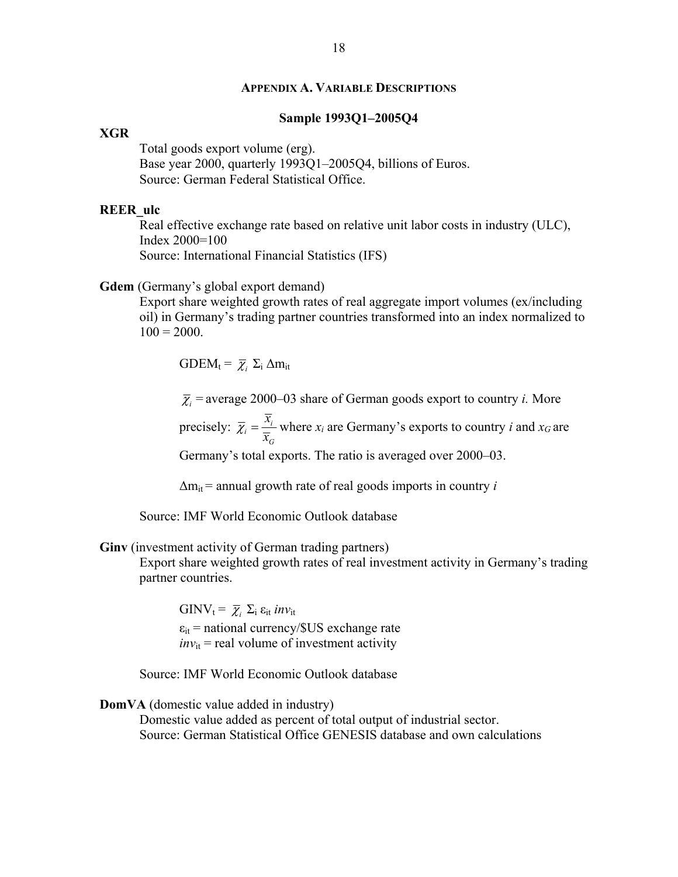## Appendix A. Variable Descriptions

### Sample 1993Q1–2005Q4

**XGR**

Total goods export volume (erg).
Base year 2000, quarterly 1993Q1–2005Q4, billions of Euros.
Source: German Federal Statistical Office.

**REER_ulc**

Real effective exchange rate based on relative unit labor costs in industry (ULC), Index 2000=100
Source: International Financial Statistics (IFS)

**Gdem** (Germany's global export demand)

Export share weighted growth rates of real aggregate import volumes (ex/including oil) in Germany's trading partner countries transformed into an index normalized to 100 = 2000.

$$GDEM_t = \overline{\chi}_i \, \Sigma_i \, \Delta m_{it}$$

$\overline{\chi}_i$ = average 2000–03 share of German goods export to country *i.* More precisely: $\overline{\chi}_i = \dfrac{\overline{x}_i}{\overline{x}_G}$ where $x_i$ are Germany's exports to country *i* and $x_G$ are Germany's total exports. The ratio is averaged over 2000–03.

$\Delta m_{it}$ = annual growth rate of real goods imports in country *i*

Source: IMF World Economic Outlook database

**Ginv** (investment activity of German trading partners)

Export share weighted growth rates of real investment activity in Germany's trading partner countries.

$$GINV_t = \overline{\chi}_i \, \Sigma_i \, \varepsilon_{it} \, inv_{it}$$

$\varepsilon_{it}$ = national currency/$US exchange rate
$inv_{it}$ = real volume of investment activity

Source: IMF World Economic Outlook database

**DomVA** (domestic value added in industry)

Domestic value added as percent of total output of industrial sector.
Source: German Statistical Office GENESIS database and own calculations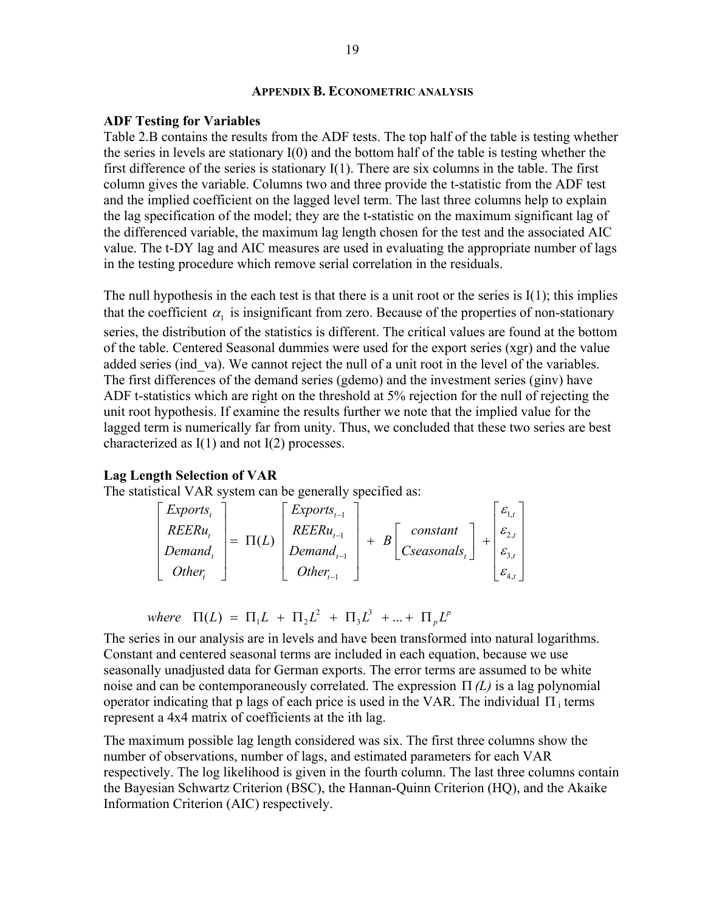## APPENDIX B. ECONOMETRIC ANALYSIS

### ADF Testing for Variables

Table 2.B contains the results from the ADF tests. The top half of the table is testing whether the series in levels are stationary I(0) and the bottom half of the table is testing whether the first difference of the series is stationary I(1). There are six columns in the table. The first column gives the variable. Columns two and three provide the t-statistic from the ADF test and the implied coefficient on the lagged level term. The last three columns help to explain the lag specification of the model; they are the t-statistic on the maximum significant lag of the differenced variable, the maximum lag length chosen for the test and the associated AIC value. The t-DY lag and AIC measures are used in evaluating the appropriate number of lags in the testing procedure which remove serial correlation in the residuals.

The null hypothesis in the each test is that there is a unit root or the series is I(1); this implies that the coefficient $\alpha_1$ is insignificant from zero. Because of the properties of non-stationary series, the distribution of the statistics is different. The critical values are found at the bottom of the table. Centered Seasonal dummies were used for the export series (xgr) and the value added series (ind_va). We cannot reject the null of a unit root in the level of the variables. The first differences of the demand series (gdemo) and the investment series (ginv) have ADF t-statistics which are right on the threshold at 5% rejection for the null of rejecting the unit root hypothesis. If examine the results further we note that the implied value for the lagged term is numerically far from unity. Thus, we concluded that these two series are best characterized as I(1) and not I(2) processes.

### Lag Length Selection of VAR

The statistical VAR system can be generally specified as:

$$
\begin{bmatrix} Exports_t \\ REERu_t \\ Demand_t \\ Other_t \end{bmatrix} = \Pi(L) \begin{bmatrix} Exports_{t-1} \\ REERu_{t-1} \\ Demand_{t-1} \\ Other_{t-1} \end{bmatrix} + B \begin{bmatrix} constant \\ Cseasonals_t \end{bmatrix} + \begin{bmatrix} \varepsilon_{1,t} \\ \varepsilon_{2,t} \\ \varepsilon_{3,t} \\ \varepsilon_{4,t} \end{bmatrix}
$$

$$
where \quad \Pi(L) = \Pi_1 L + \Pi_2 L^2 + \Pi_3 L^3 + \ldots + \Pi_p L^p
$$

The series in our analysis are in levels and have been transformed into natural logarithms. Constant and centered seasonal terms are included in each equation, because we use seasonally unadjusted data for German exports. The error terms are assumed to be white noise and can be contemporaneously correlated. The expression $\Pi\,(L)$ is a lag polynomial operator indicating that p lags of each price is used in the VAR. The individual $\Pi_i$ terms represent a 4x4 matrix of coefficients at the ith lag.

The maximum possible lag length considered was six. The first three columns show the number of observations, number of lags, and estimated parameters for each VAR respectively. The log likelihood is given in the fourth column. The last three columns contain the Bayesian Schwartz Criterion (BSC), the Hannan-Quinn Criterion (HQ), and the Akaike Information Criterion (AIC) respectively.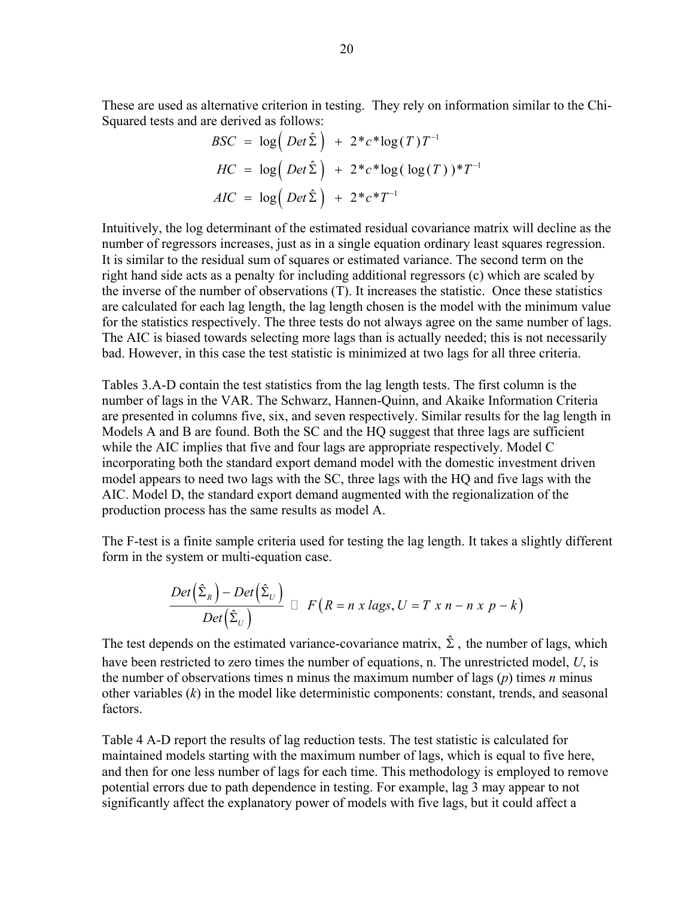These are used as alternative criterion in testing. They rely on information similar to the Chi-Squared tests and are derived as follows:

$$BSC = \log\left( Det\,\hat{\Sigma} \right) + 2*c*\log(T)T^{-1}$$

$$HC = \log\left( Det\,\hat{\Sigma} \right) + 2*c*\log(\log(T))*T^{-1}$$

$$AIC = \log\left( Det\,\hat{\Sigma} \right) + 2*c*T^{-1}$$

Intuitively, the log determinant of the estimated residual covariance matrix will decline as the number of regressors increases, just as in a single equation ordinary least squares regression. It is similar to the residual sum of squares or estimated variance. The second term on the right hand side acts as a penalty for including additional regressors (c) which are scaled by the inverse of the number of observations (T). It increases the statistic. Once these statistics are calculated for each lag length, the lag length chosen is the model with the minimum value for the statistics respectively. The three tests do not always agree on the same number of lags. The AIC is biased towards selecting more lags than is actually needed; this is not necessarily bad. However, in this case the test statistic is minimized at two lags for all three criteria.

Tables 3.A-D contain the test statistics from the lag length tests. The first column is the number of lags in the VAR. The Schwarz, Hannen-Quinn, and Akaike Information Criteria are presented in columns five, six, and seven respectively. Similar results for the lag length in Models A and B are found. Both the SC and the HQ suggest that three lags are sufficient while the AIC implies that five and four lags are appropriate respectively. Model C incorporating both the standard export demand model with the domestic investment driven model appears to need two lags with the SC, three lags with the HQ and five lags with the AIC. Model D, the standard export demand augmented with the regionalization of the production process has the same results as model A.

The F-test is a finite sample criteria used for testing the lag length. It takes a slightly different form in the system or multi-equation case.

$$\frac{Det\left(\hat{\Sigma}_R\right) - Det\left(\hat{\Sigma}_U\right)}{Det\left(\hat{\Sigma}_U\right)} \sim F\left(R = n\ x\ lags, U = T\ x\ n - n\ x\ p - k\right)$$

The test depends on the estimated variance-covariance matrix, $\hat{\Sigma}$, the number of lags, which have been restricted to zero times the number of equations, n. The unrestricted model, *U*, is the number of observations times n minus the maximum number of lags (*p*) times *n* minus other variables (*k*) in the model like deterministic components: constant, trends, and seasonal factors.

Table 4 A-D report the results of lag reduction tests. The test statistic is calculated for maintained models starting with the maximum number of lags, which is equal to five here, and then for one less number of lags for each time. This methodology is employed to remove potential errors due to path dependence in testing. For example, lag 3 may appear to not significantly affect the explanatory power of models with five lags, but it could affect a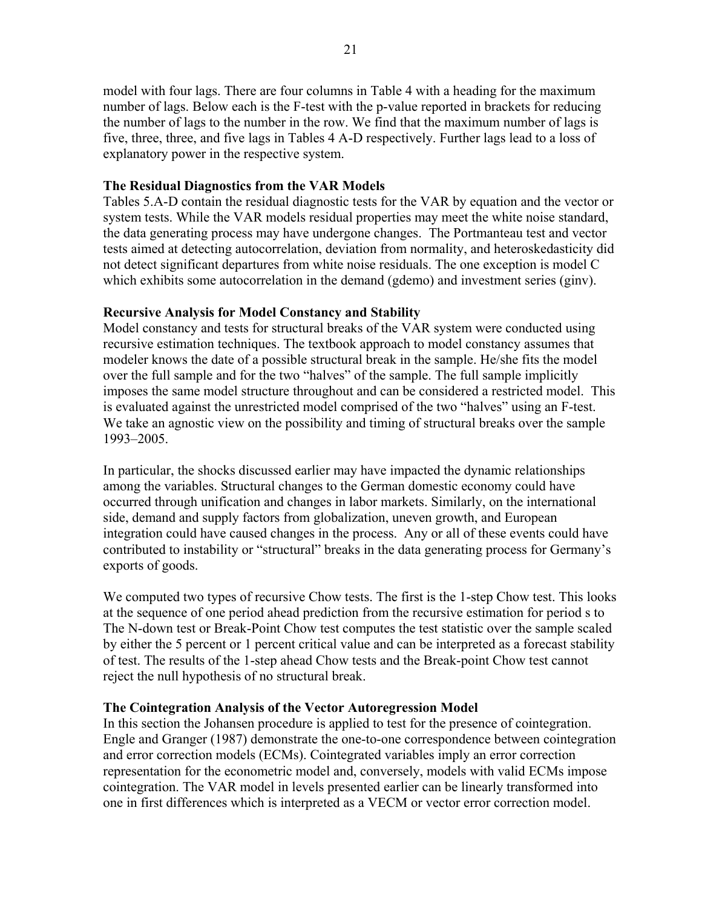model with four lags. There are four columns in Table 4 with a heading for the maximum number of lags. Below each is the F-test with the p-value reported in brackets for reducing the number of lags to the number in the row. We find that the maximum number of lags is five, three, three, and five lags in Tables 4 A-D respectively. Further lags lead to a loss of explanatory power in the respective system.

**The Residual Diagnostics from the VAR Models**

Tables 5.A-D contain the residual diagnostic tests for the VAR by equation and the vector or system tests. While the VAR models residual properties may meet the white noise standard, the data generating process may have undergone changes. The Portmanteau test and vector tests aimed at detecting autocorrelation, deviation from normality, and heteroskedasticity did not detect significant departures from white noise residuals. The one exception is model C which exhibits some autocorrelation in the demand (gdemo) and investment series (ginv).

**Recursive Analysis for Model Constancy and Stability**

Model constancy and tests for structural breaks of the VAR system were conducted using recursive estimation techniques. The textbook approach to model constancy assumes that modeler knows the date of a possible structural break in the sample. He/she fits the model over the full sample and for the two "halves" of the sample. The full sample implicitly imposes the same model structure throughout and can be considered a restricted model. This is evaluated against the unrestricted model comprised of the two "halves" using an F-test. We take an agnostic view on the possibility and timing of structural breaks over the sample 1993–2005.

In particular, the shocks discussed earlier may have impacted the dynamic relationships among the variables. Structural changes to the German domestic economy could have occurred through unification and changes in labor markets. Similarly, on the international side, demand and supply factors from globalization, uneven growth, and European integration could have caused changes in the process. Any or all of these events could have contributed to instability or "structural" breaks in the data generating process for Germany's exports of goods.

We computed two types of recursive Chow tests. The first is the 1-step Chow test. This looks at the sequence of one period ahead prediction from the recursive estimation for period s to The N-down test or Break-Point Chow test computes the test statistic over the sample scaled by either the 5 percent or 1 percent critical value and can be interpreted as a forecast stability of test. The results of the 1-step ahead Chow tests and the Break-point Chow test cannot reject the null hypothesis of no structural break.

**The Cointegration Analysis of the Vector Autoregression Model**

In this section the Johansen procedure is applied to test for the presence of cointegration. Engle and Granger (1987) demonstrate the one-to-one correspondence between cointegration and error correction models (ECMs). Cointegrated variables imply an error correction representation for the econometric model and, conversely, models with valid ECMs impose cointegration. The VAR model in levels presented earlier can be linearly transformed into one in first differences which is interpreted as a VECM or vector error correction model.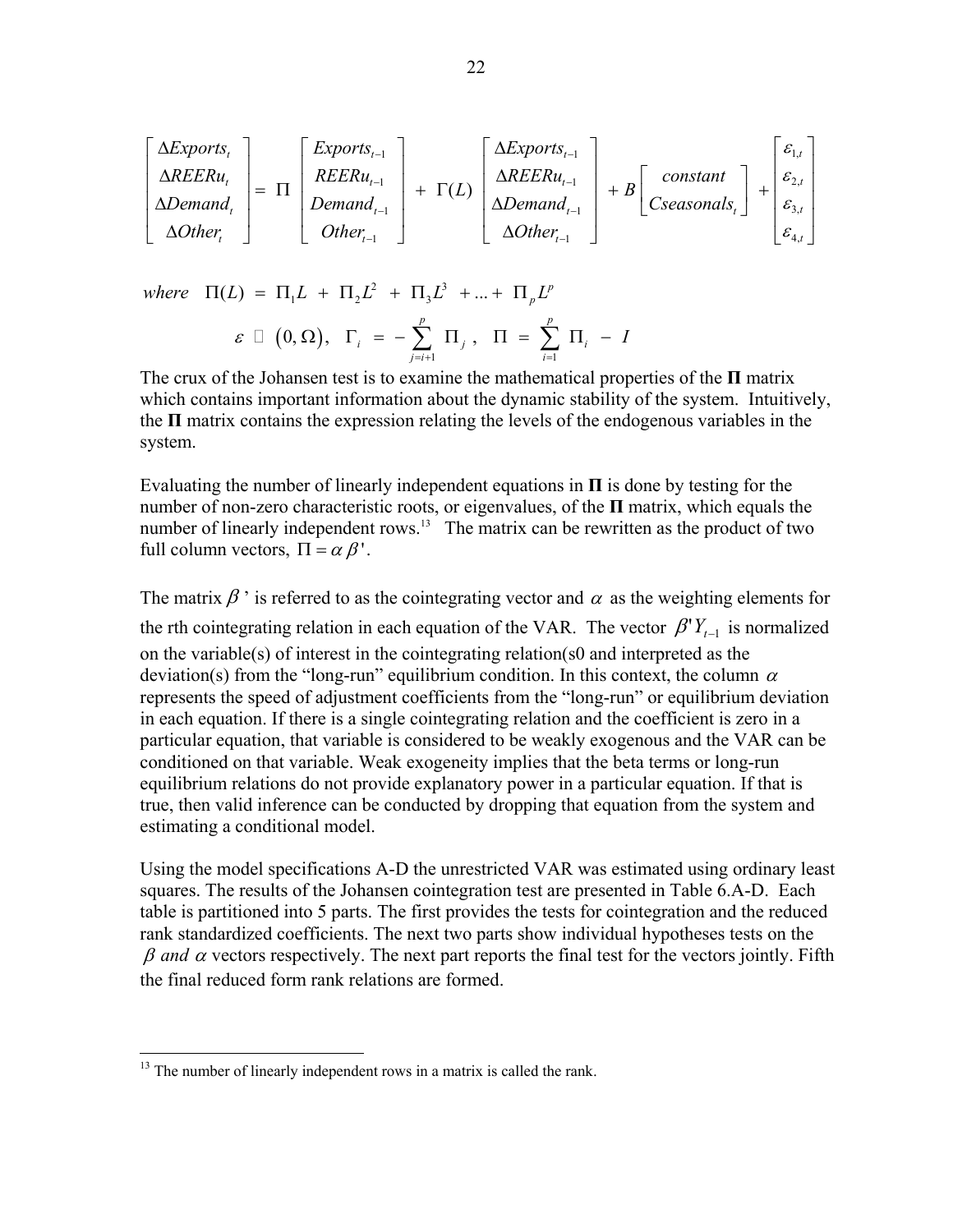$$
\begin{bmatrix} \Delta Exports_t \\ \Delta REERu_t \\ \Delta Demand_t \\ \Delta Other_t \end{bmatrix} = \Pi \begin{bmatrix} Exports_{t-1} \\ REERu_{t-1} \\ Demand_{t-1} \\ Other_{t-1} \end{bmatrix} + \Gamma(L) \begin{bmatrix} \Delta Exports_{t-1} \\ \Delta REERu_{t-1} \\ \Delta Demand_{t-1} \\ \Delta Other_{t-1} \end{bmatrix} + B \begin{bmatrix} constant \\ Cseasonals_t \end{bmatrix} + \begin{bmatrix} \varepsilon_{1,t} \\ \varepsilon_{2,t} \\ \varepsilon_{3,t} \\ \varepsilon_{4,t} \end{bmatrix}
$$

$$
where \quad \Pi(L) = \Pi_1 L + \Pi_2 L^2 + \Pi_3 L^3 + ... + \Pi_p L^p
$$

$$
\varepsilon \sim (0, \Omega), \quad \Gamma_i = -\sum_{j=i+1}^{p} \Pi_j , \quad \Pi = \sum_{i=1}^{p} \Pi_i - I
$$

The crux of the Johansen test is to examine the mathematical properties of the **Π** matrix which contains important information about the dynamic stability of the system. Intuitively, the **Π** matrix contains the expression relating the levels of the endogenous variables in the system.

Evaluating the number of linearly independent equations in **Π** is done by testing for the number of non-zero characteristic roots, or eigenvalues, of the **Π** matrix, which equals the number of linearly independent rows.[13] The matrix can be rewritten as the product of two full column vectors, $\Pi = \alpha \beta'$.

The matrix $\beta$' is referred to as the cointegrating vector and $\alpha$ as the weighting elements for the rth cointegrating relation in each equation of the VAR. The vector $\beta' Y_{t-1}$ is normalized on the variable(s) of interest in the cointegrating relation(s0 and interpreted as the deviation(s) from the "long-run" equilibrium condition. In this context, the column $\alpha$ represents the speed of adjustment coefficients from the "long-run" or equilibrium deviation in each equation. If there is a single cointegrating relation and the coefficient is zero in a particular equation, that variable is considered to be weakly exogenous and the VAR can be conditioned on that variable. Weak exogeneity implies that the beta terms or long-run equilibrium relations do not provide explanatory power in a particular equation. If that is true, then valid inference can be conducted by dropping that equation from the system and estimating a conditional model.

Using the model specifications A-D the unrestricted VAR was estimated using ordinary least squares. The results of the Johansen cointegration test are presented in Table 6.A-D. Each table is partitioned into 5 parts. The first provides the tests for cointegration and the reduced rank standardized coefficients. The next two parts show individual hypotheses tests on the $\beta$ *and* $\alpha$ vectors respectively. The next part reports the final test for the vectors jointly. Fifth the final reduced form rank relations are formed.

[13] The number of linearly independent rows in a matrix is called the rank.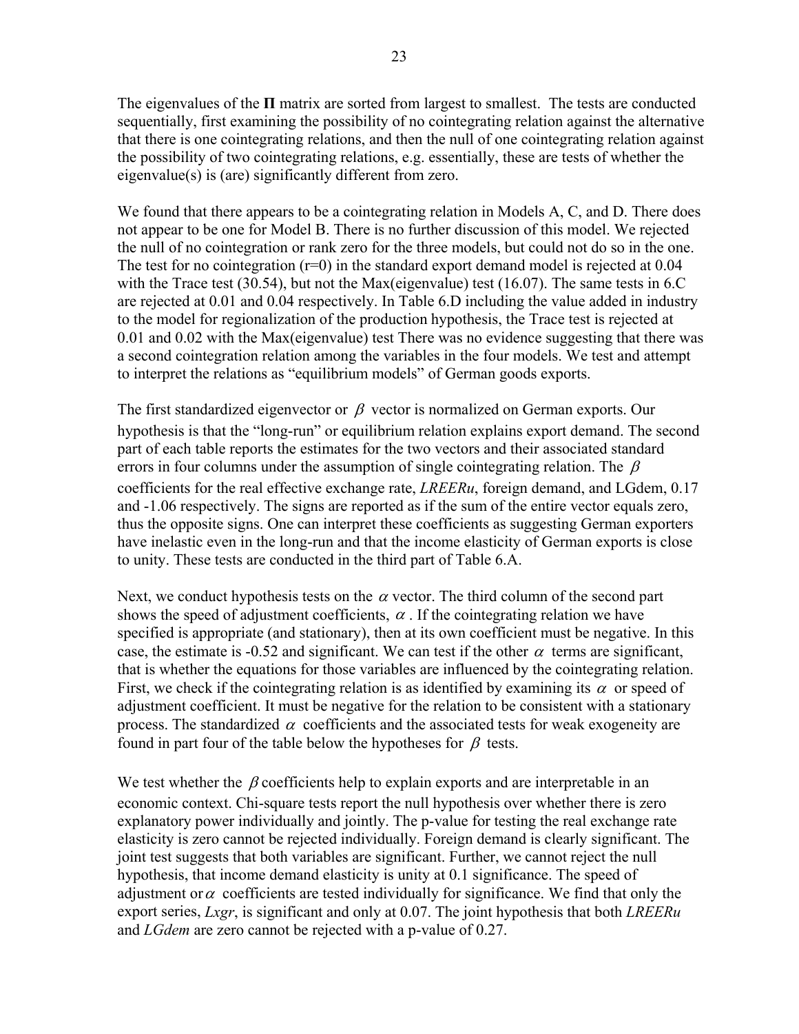The eigenvalues of the **Π** matrix are sorted from largest to smallest. The tests are conducted sequentially, first examining the possibility of no cointegrating relation against the alternative that there is one cointegrating relations, and then the null of one cointegrating relation against the possibility of two cointegrating relations, e.g. essentially, these are tests of whether the eigenvalue(s) is (are) significantly different from zero.

We found that there appears to be a cointegrating relation in Models A, C, and D. There does not appear to be one for Model B. There is no further discussion of this model. We rejected the null of no cointegration or rank zero for the three models, but could not do so in the one. The test for no cointegration (r=0) in the standard export demand model is rejected at 0.04 with the Trace test (30.54), but not the Max(eigenvalue) test (16.07). The same tests in 6.C are rejected at 0.01 and 0.04 respectively. In Table 6.D including the value added in industry to the model for regionalization of the production hypothesis, the Trace test is rejected at 0.01 and 0.02 with the Max(eigenvalue) test There was no evidence suggesting that there was a second cointegration relation among the variables in the four models. We test and attempt to interpret the relations as "equilibrium models" of German goods exports.

The first standardized eigenvector or $\beta$ vector is normalized on German exports. Our hypothesis is that the "long-run" or equilibrium relation explains export demand. The second part of each table reports the estimates for the two vectors and their associated standard errors in four columns under the assumption of single cointegrating relation. The $\beta$ coefficients for the real effective exchange rate, *LREERu*, foreign demand, and LGdem, 0.17 and -1.06 respectively. The signs are reported as if the sum of the entire vector equals zero, thus the opposite signs. One can interpret these coefficients as suggesting German exporters have inelastic even in the long-run and that the income elasticity of German exports is close to unity. These tests are conducted in the third part of Table 6.A.

Next, we conduct hypothesis tests on the $\alpha$ vector. The third column of the second part shows the speed of adjustment coefficients, $\alpha$. If the cointegrating relation we have specified is appropriate (and stationary), then at its own coefficient must be negative. In this case, the estimate is -0.52 and significant. We can test if the other $\alpha$ terms are significant, that is whether the equations for those variables are influenced by the cointegrating relation. First, we check if the cointegrating relation is as identified by examining its $\alpha$ or speed of adjustment coefficient. It must be negative for the relation to be consistent with a stationary process. The standardized $\alpha$ coefficients and the associated tests for weak exogeneity are found in part four of the table below the hypotheses for $\beta$ tests.

We test whether the $\beta$ coefficients help to explain exports and are interpretable in an economic context. Chi-square tests report the null hypothesis over whether there is zero explanatory power individually and jointly. The p-value for testing the real exchange rate elasticity is zero cannot be rejected individually. Foreign demand is clearly significant. The joint test suggests that both variables are significant. Further, we cannot reject the null hypothesis, that income demand elasticity is unity at 0.1 significance. The speed of adjustment or $\alpha$ coefficients are tested individually for significance. We find that only the export series, *Lxgr*, is significant and only at 0.07. The joint hypothesis that both *LREERu* and *LGdem* are zero cannot be rejected with a p-value of 0.27.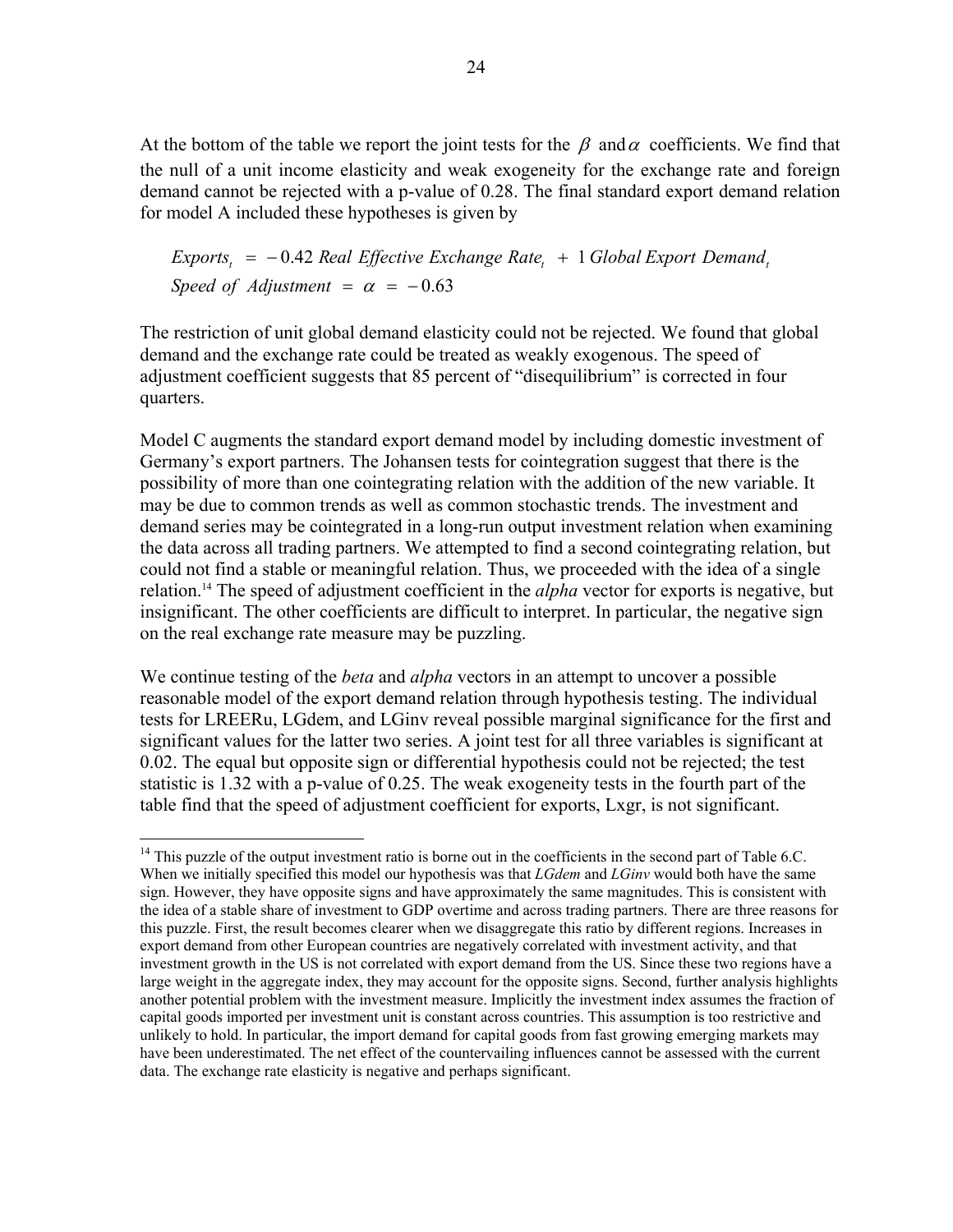At the bottom of the table we report the joint tests for the $\beta$ and $\alpha$ coefficients. We find that the null of a unit income elasticity and weak exogeneity for the exchange rate and foreign demand cannot be rejected with a p-value of 0.28. The final standard export demand relation for model A included these hypotheses is given by

$$Exports_t \; = \; -0.42 \; Real \; Effective \; Exchange \; Rate_t \; + \; 1 \; Global \; Export \; Demand_t$$
$$Speed \; of \; Adjustment \; = \; \alpha \; = \; -0.63$$

The restriction of unit global demand elasticity could not be rejected. We found that global demand and the exchange rate could be treated as weakly exogenous. The speed of adjustment coefficient suggests that 85 percent of "disequilibrium" is corrected in four quarters.

Model C augments the standard export demand model by including domestic investment of Germany's export partners. The Johansen tests for cointegration suggest that there is the possibility of more than one cointegrating relation with the addition of the new variable. It may be due to common trends as well as common stochastic trends. The investment and demand series may be cointegrated in a long-run output investment relation when examining the data across all trading partners. We attempted to find a second cointegrating relation, but could not find a stable or meaningful relation. Thus, we proceeded with the idea of a single relation.[14] The speed of adjustment coefficient in the *alpha* vector for exports is negative, but insignificant. The other coefficients are difficult to interpret. In particular, the negative sign on the real exchange rate measure may be puzzling.

We continue testing of the *beta* and *alpha* vectors in an attempt to uncover a possible reasonable model of the export demand relation through hypothesis testing. The individual tests for LREERu, LGdem, and LGinv reveal possible marginal significance for the first and significant values for the latter two series. A joint test for all three variables is significant at 0.02. The equal but opposite sign or differential hypothesis could not be rejected; the test statistic is 1.32 with a p-value of 0.25. The weak exogeneity tests in the fourth part of the table find that the speed of adjustment coefficient for exports, Lxgr, is not significant.

---

[14] This puzzle of the output investment ratio is borne out in the coefficients in the second part of Table 6.C. When we initially specified this model our hypothesis was that *LGdem* and *LGinv* would both have the same sign. However, they have opposite signs and have approximately the same magnitudes. This is consistent with the idea of a stable share of investment to GDP overtime and across trading partners. There are three reasons for this puzzle. First, the result becomes clearer when we disaggregate this ratio by different regions. Increases in export demand from other European countries are negatively correlated with investment activity, and that investment growth in the US is not correlated with export demand from the US. Since these two regions have a large weight in the aggregate index, they may account for the opposite signs. Second, further analysis highlights another potential problem with the investment measure. Implicitly the investment index assumes the fraction of capital goods imported per investment unit is constant across countries. This assumption is too restrictive and unlikely to hold. In particular, the import demand for capital goods from fast growing emerging markets may have been underestimated. The net effect of the countervailing influences cannot be assessed with the current data. The exchange rate elasticity is negative and perhaps significant.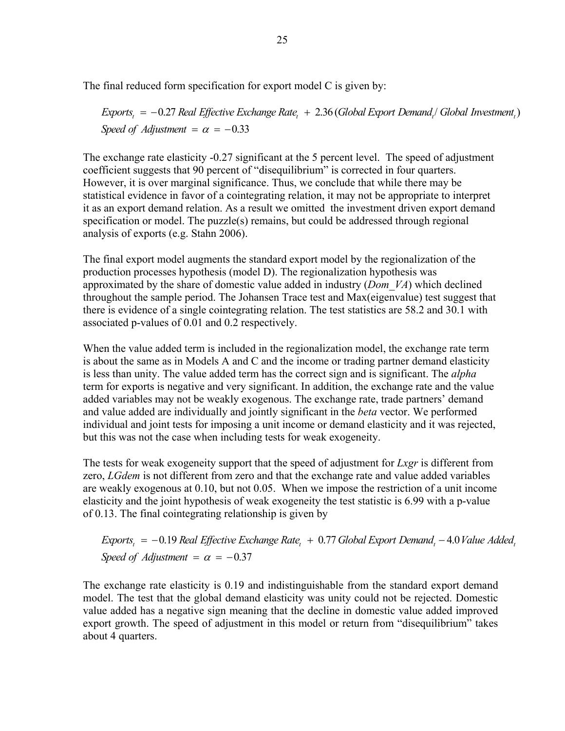The final reduced form specification for export model C is given by:

$$Exports_t = -0.27\ Real\ Effective\ Exchange\ Rate_t + 2.36\,(Global\ Export\ Demand_t / Global\ Investment_t)$$
$$Speed\ of\ Adjustment = \alpha = -0.33$$

The exchange rate elasticity -0.27 significant at the 5 percent level. The speed of adjustment coefficient suggests that 90 percent of "disequilibrium" is corrected in four quarters. However, it is over marginal significance. Thus, we conclude that while there may be statistical evidence in favor of a cointegrating relation, it may not be appropriate to interpret it as an export demand relation. As a result we omitted the investment driven export demand specification or model. The puzzle(s) remains, but could be addressed through regional analysis of exports (e.g. Stahn 2006).

The final export model augments the standard export model by the regionalization of the production processes hypothesis (model D). The regionalization hypothesis was approximated by the share of domestic value added in industry (*Dom_VA*) which declined throughout the sample period. The Johansen Trace test and Max(eigenvalue) test suggest that there is evidence of a single cointegrating relation. The test statistics are 58.2 and 30.1 with associated p-values of 0.01 and 0.2 respectively.

When the value added term is included in the regionalization model, the exchange rate term is about the same as in Models A and C and the income or trading partner demand elasticity is less than unity. The value added term has the correct sign and is significant. The *alpha* term for exports is negative and very significant. In addition, the exchange rate and the value added variables may not be weakly exogenous. The exchange rate, trade partners' demand and value added are individually and jointly significant in the *beta* vector. We performed individual and joint tests for imposing a unit income or demand elasticity and it was rejected, but this was not the case when including tests for weak exogeneity.

The tests for weak exogeneity support that the speed of adjustment for *Lxgr* is different from zero, *LGdem* is not different from zero and that the exchange rate and value added variables are weakly exogenous at 0.10, but not 0.05. When we impose the restriction of a unit income elasticity and the joint hypothesis of weak exogeneity the test statistic is 6.99 with a p-value of 0.13. The final cointegrating relationship is given by

$$Exports_t = -0.19\ Real\ Effective\ Exchange\ Rate_t + 0.77\ Global\ Export\ Demand_t - 4.0\ Value\ Added_t$$
$$Speed\ of\ Adjustment = \alpha = -0.37$$

The exchange rate elasticity is 0.19 and indistinguishable from the standard export demand model. The test that the global demand elasticity was unity could not be rejected. Domestic value added has a negative sign meaning that the decline in domestic value added improved export growth. The speed of adjustment in this model or return from "disequilibrium" takes about 4 quarters.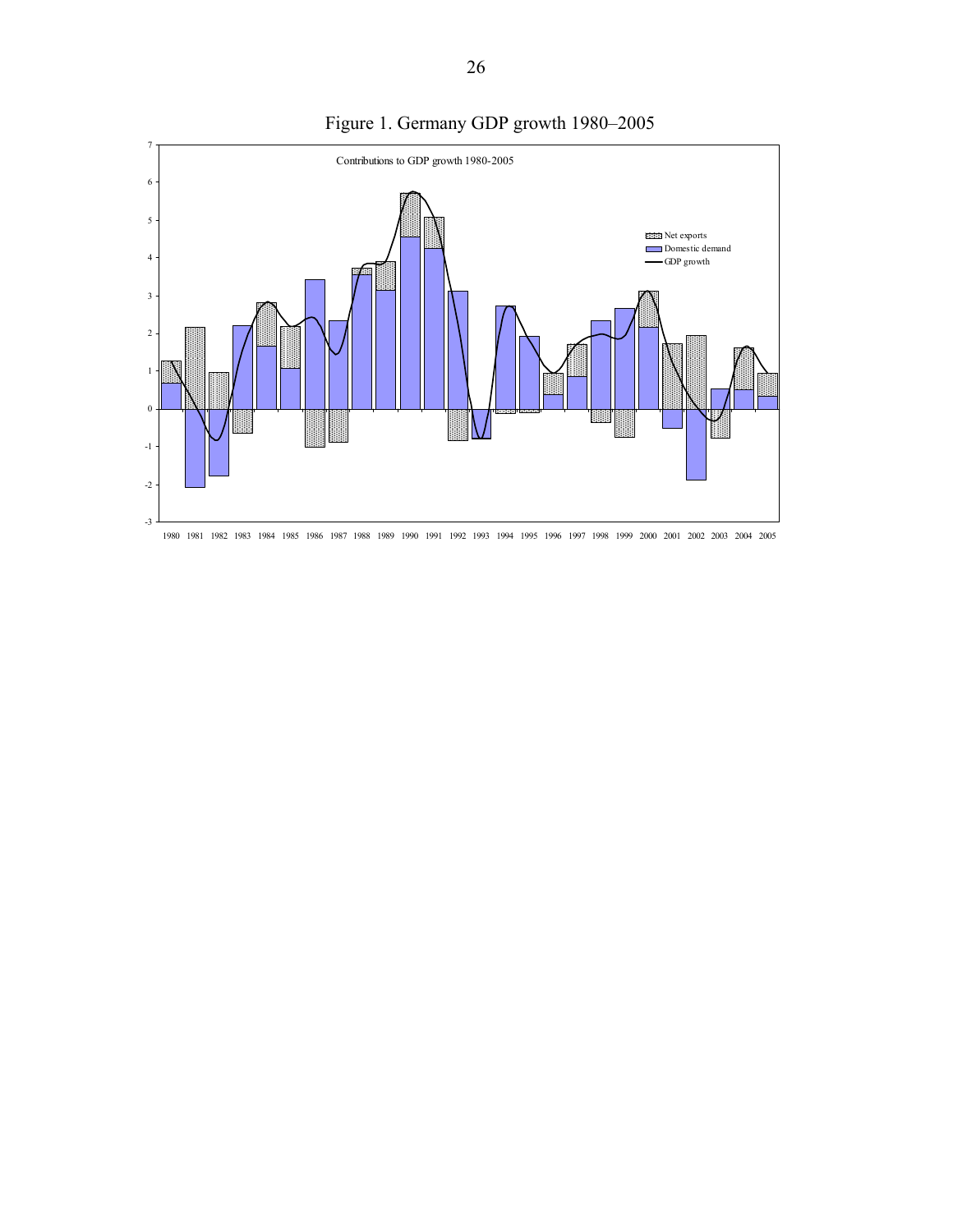Figure 1. Germany GDP growth 1980–2005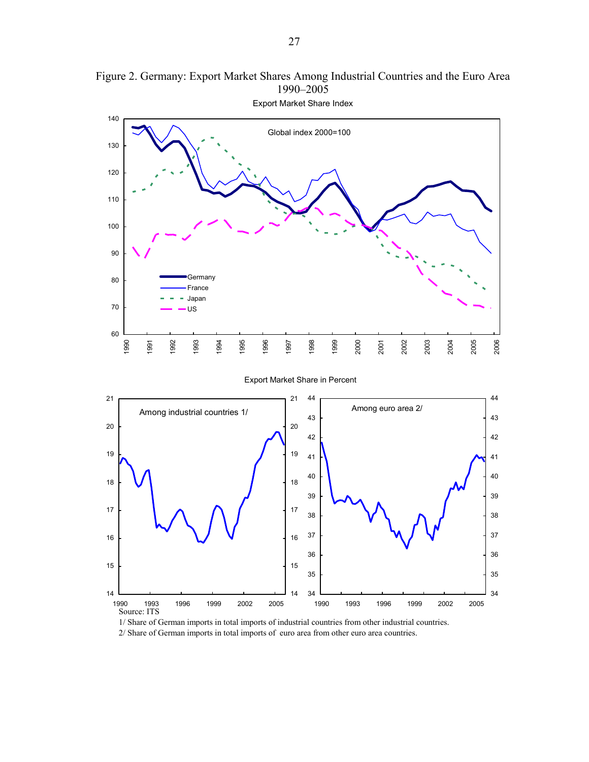Figure 2. Germany: Export Market Shares Among Industrial Countries and the Euro Area 1990–2005

Export Market Share Index

Global index 2000=100

Germany

France

Japan

US

Export Market Share in Percent

Among industrial countries 1/

Among euro area 2/

Source: ITS

1/ Share of German imports in total imports of industrial countries from other industrial countries.

2/ Share of German imports in total imports of euro area from other euro area countries.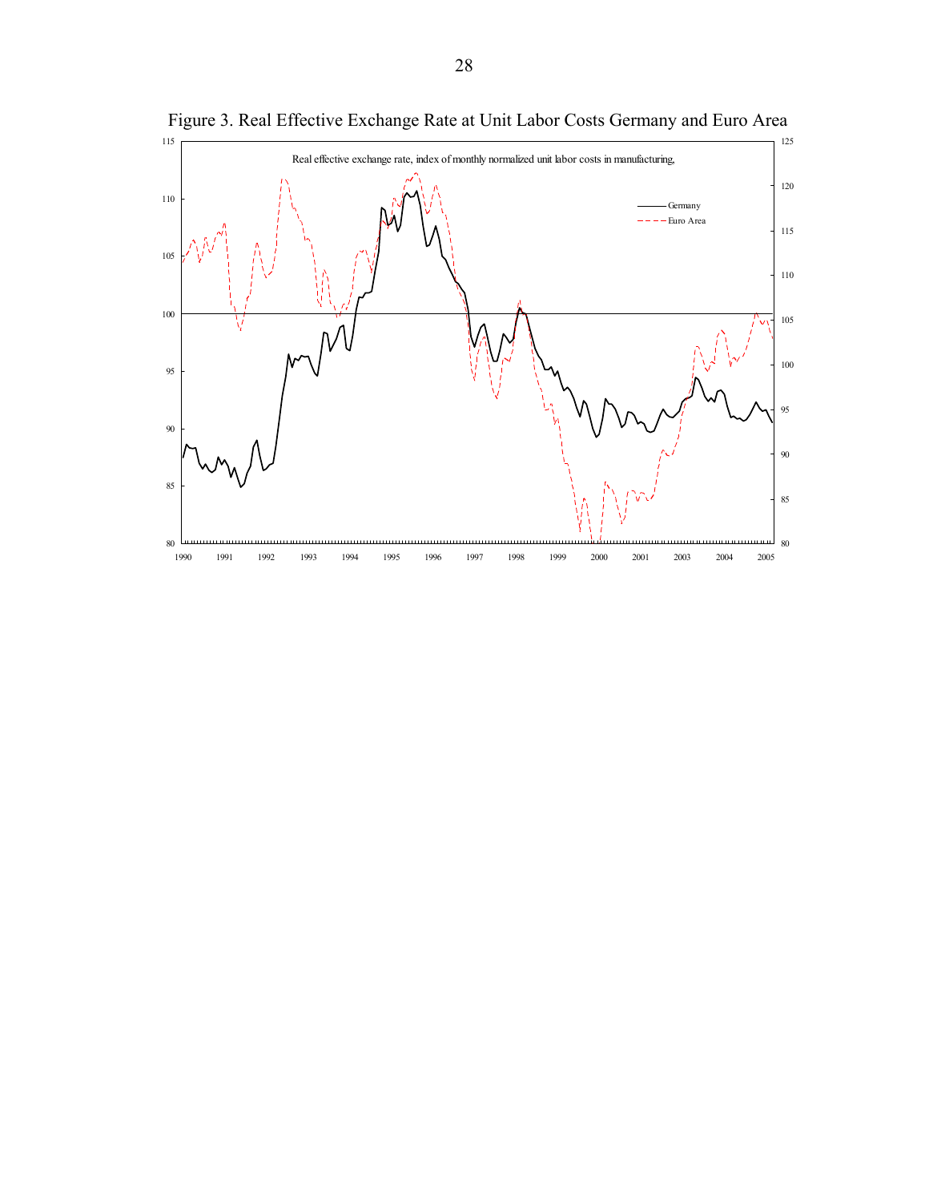Figure 3. Real Effective Exchange Rate at Unit Labor Costs Germany and Euro Area

Real effective exchange rate, index of monthly normalized unit labor costs in manufacturing,

Germany

Euro Area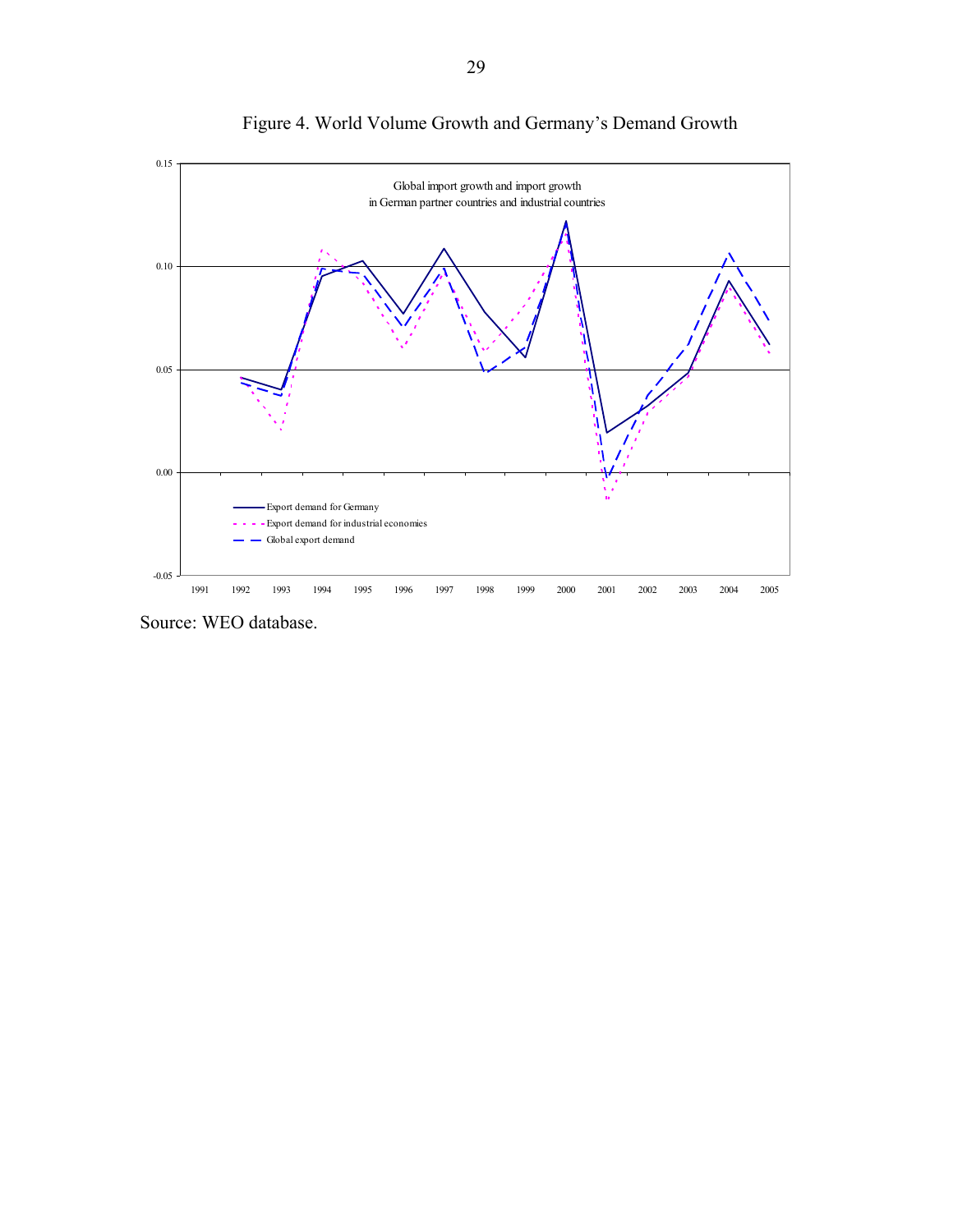Figure 4. World Volume Growth and Germany's Demand Growth

Global import growth and import growth
in German partner countries and industrial countries

Export demand for Germany
Export demand for industrial economies
Global export demand

Source: WEO database.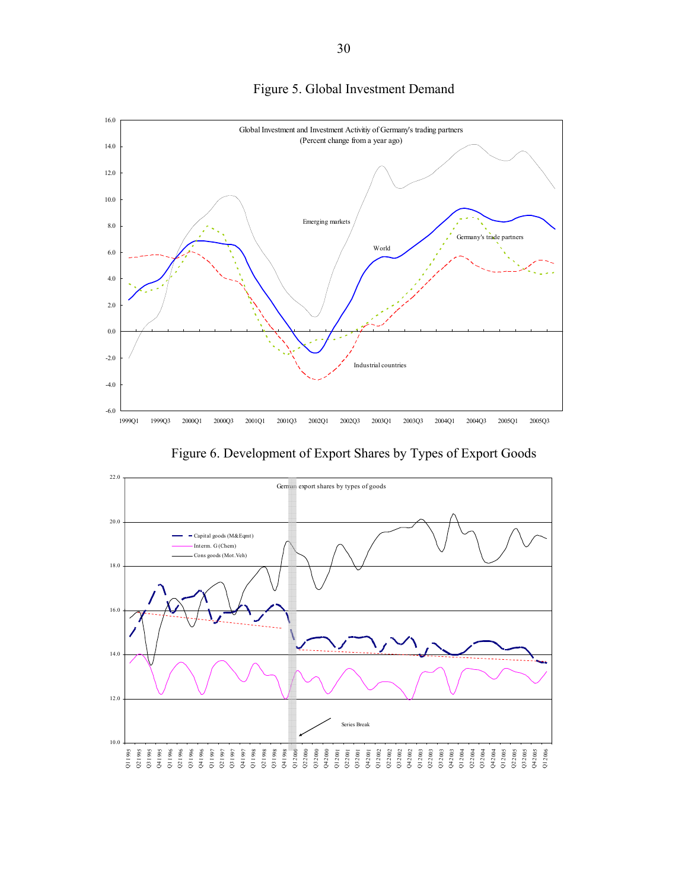# Figure 5. Global Investment Demand

Global Investment and Investment Activitiy of Germany's trading partners
(Percent change from a year ago)

# Figure 6. Development of Export Shares by Types of Export Goods

German export shares by types of goods

- Capital goods (M&Eqmt)
- Interm. G (Chem)
- Cons goods (Mot.Veh)

Series Break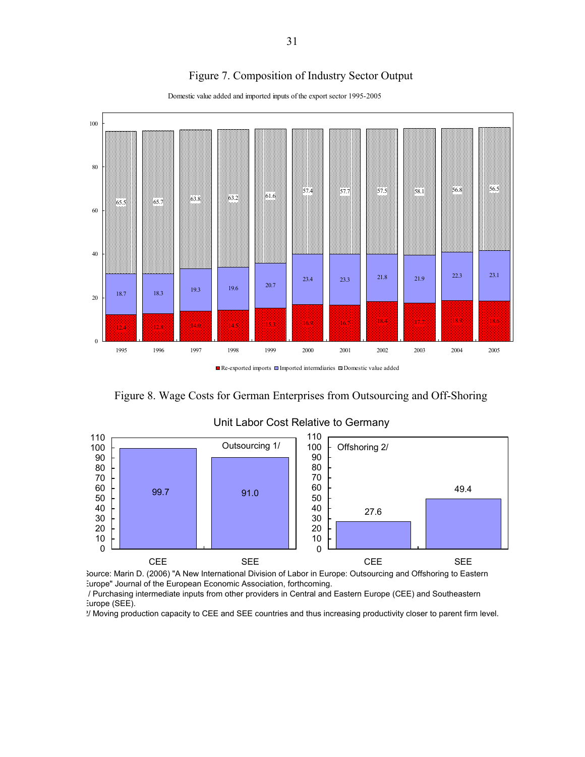Figure 7. Composition of Industry Sector Output

Domestic value added and imported inputs of the export sector 1995-2005

| Year | Re-exported imports | Imported intermdiaries | Domestic value added |
|---|---|---|---|
| 1995 | 12.4 | 18.7 | 65.5 |
| 1996 | 12.8 | 18.3 | 65.7 |
| 1997 | 14.0 | 19.3 | 63.8 |
| 1998 | 14.5 | 19.6 | 63.2 |
| 1999 | 15.3 | 20.7 | 61.6 |
| 2000 | 16.9 | 23.4 | 57.4 |
| 2001 | 16.7 | 23.3 | 57.7 |
| 2002 | 18.4 | 21.8 | 57.5 |
| 2003 | 17.7 | 21.9 | 58.1 |
| 2004 | 18.9 | 22.3 | 56.8 |
| 2005 | 18.6 | 23.1 | 56.5 |

Figure 8. Wage Costs for German Enterprises from Outsourcing and Off-Shoring

Unit Labor Cost Relative to Germany

| | CEE | SEE |
|---|---|---|
| Outsourcing 1/ | 99.7 | 91.0 |
| Offshoring 2/ | 27.6 | 49.4 |

Source: Marin D. (2006) "A New International Division of Labor in Europe: Outsourcing and Offshoring to Eastern Europe" Journal of the European Economic Association, forthcoming.

1/ Purchasing intermediate inputs from other providers in Central and Eastern Europe (CEE) and Southeastern Europe (SEE).

2/ Moving production capacity to CEE and SEE countries and thus increasing productivity closer to parent firm level.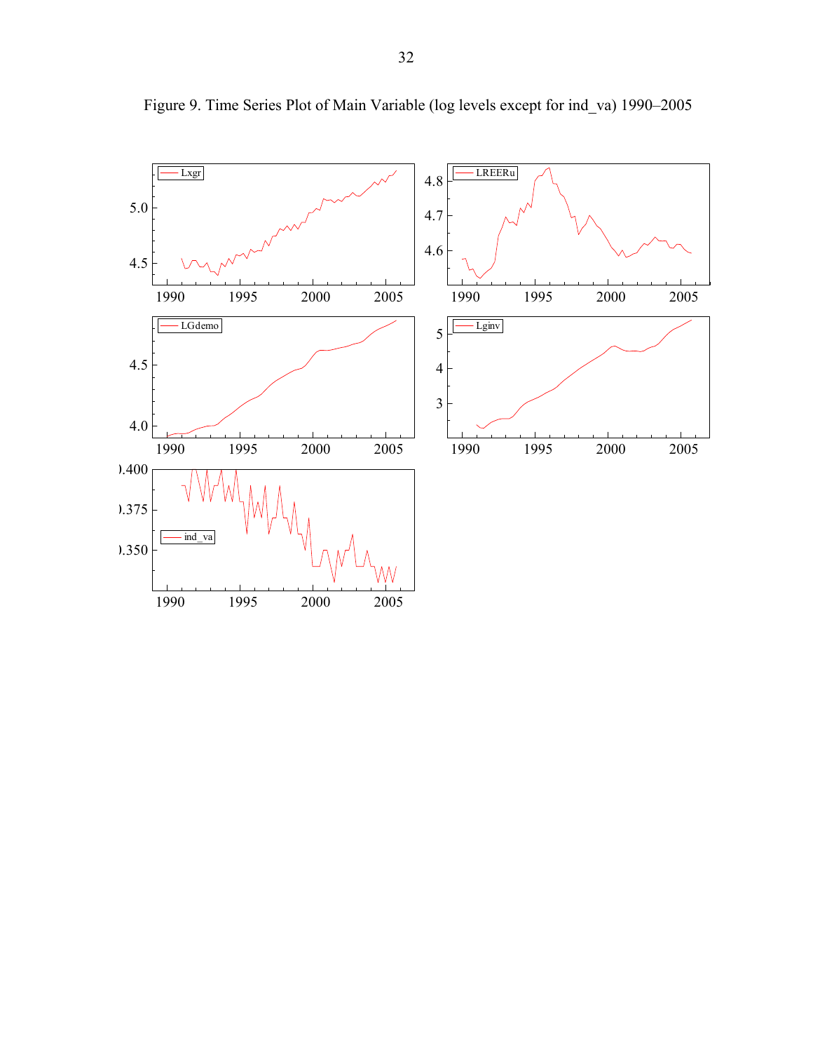Figure 9. Time Series Plot of Main Variable (log levels except for ind_va) 1990–2005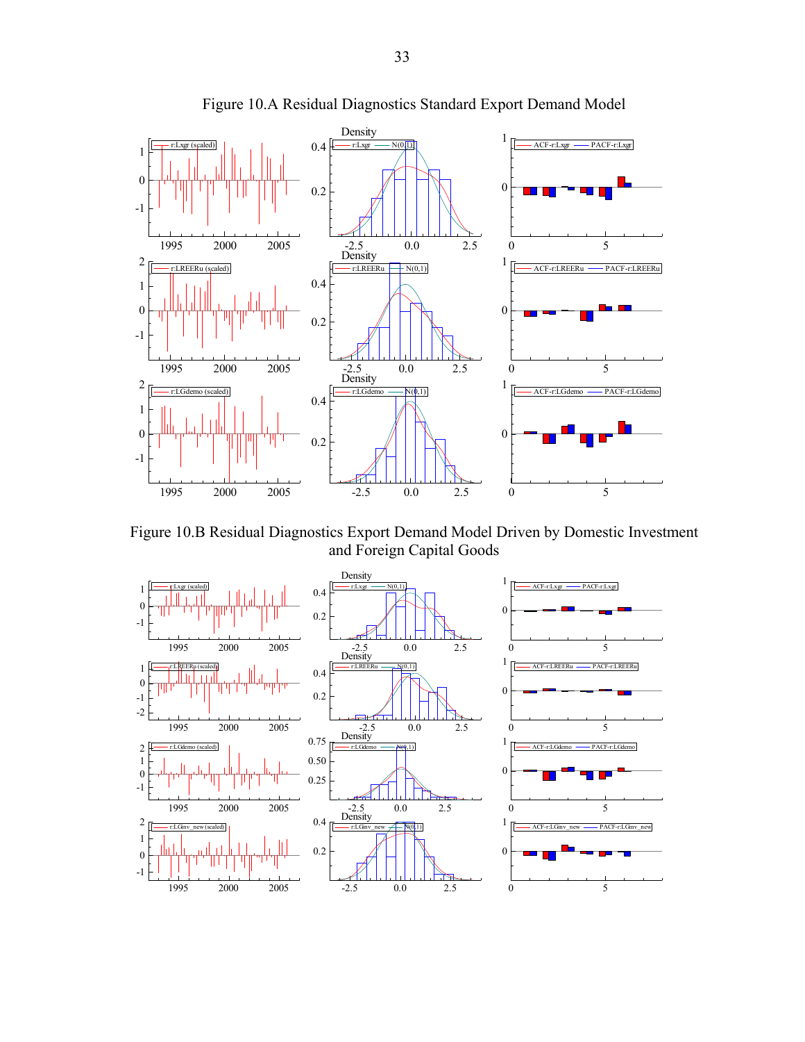Figure 10.A Residual Diagnostics Standard Export Demand Model

Figure 10.B Residual Diagnostics Export Demand Model Driven by Domestic Investment and Foreign Capital Goods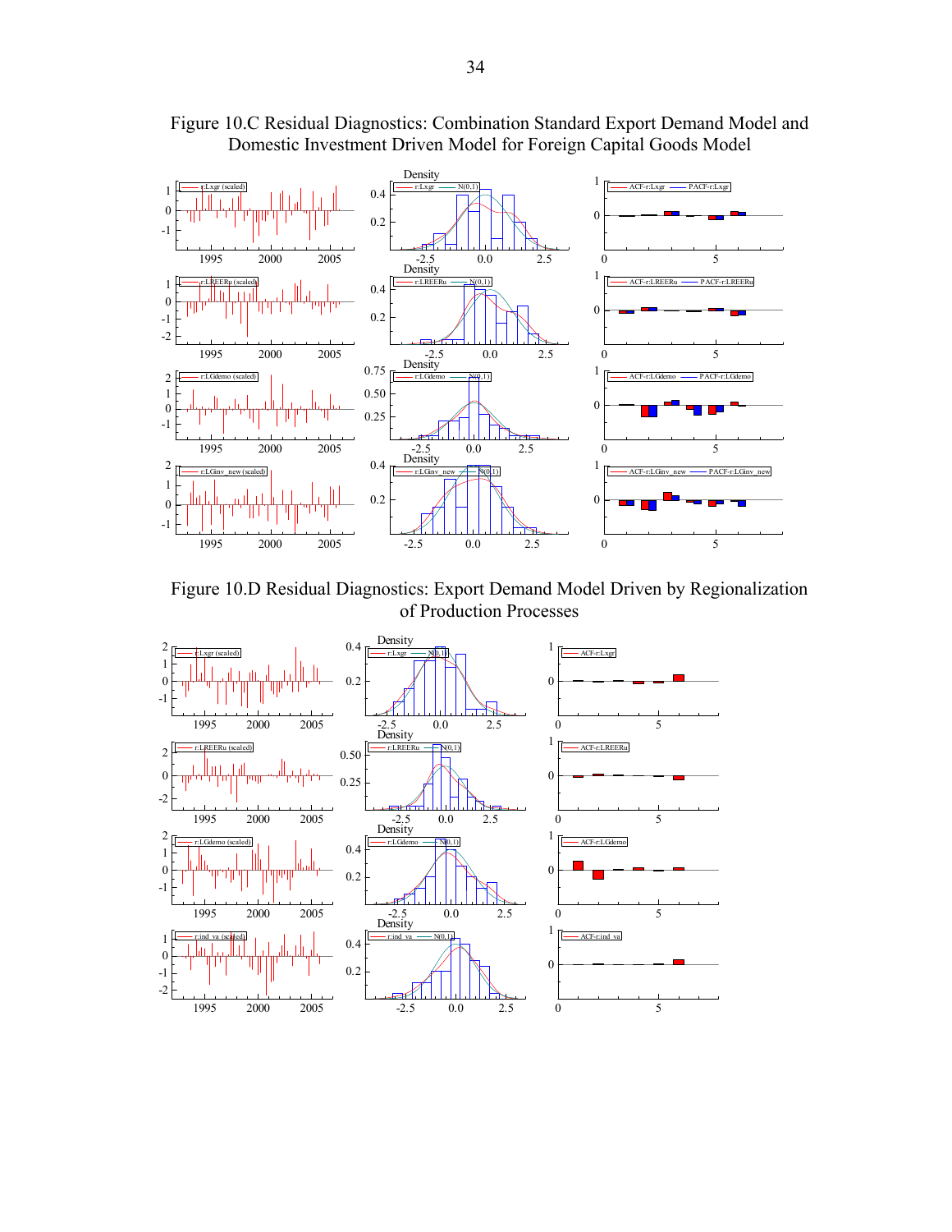Figure 10.C Residual Diagnostics: Combination Standard Export Demand Model and Domestic Investment Driven Model for Foreign Capital Goods Model

Figure 10.D Residual Diagnostics: Export Demand Model Driven by Regionalization of Production Processes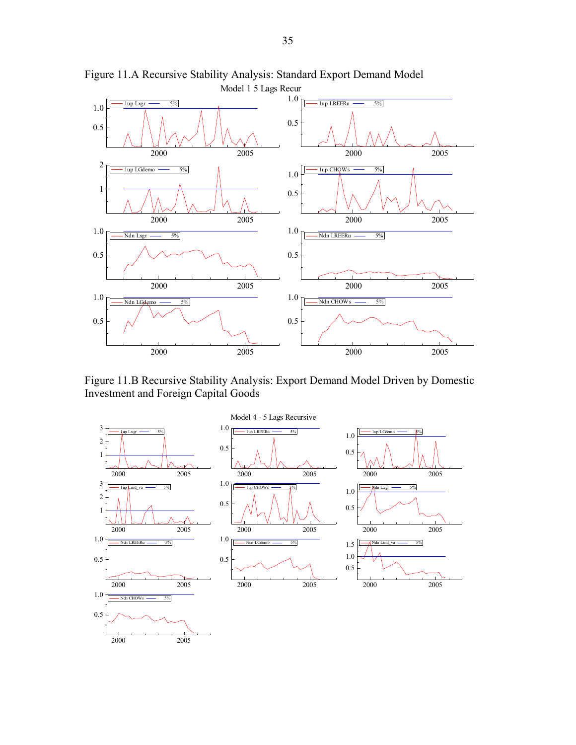Figure 11.A Recursive Stability Analysis: Standard Export Demand Model

Model 1 5 Lags Recur

Figure 11.B Recursive Stability Analysis: Export Demand Model Driven by Domestic Investment and Foreign Capital Goods

Model 4 - 5 Lags Recursive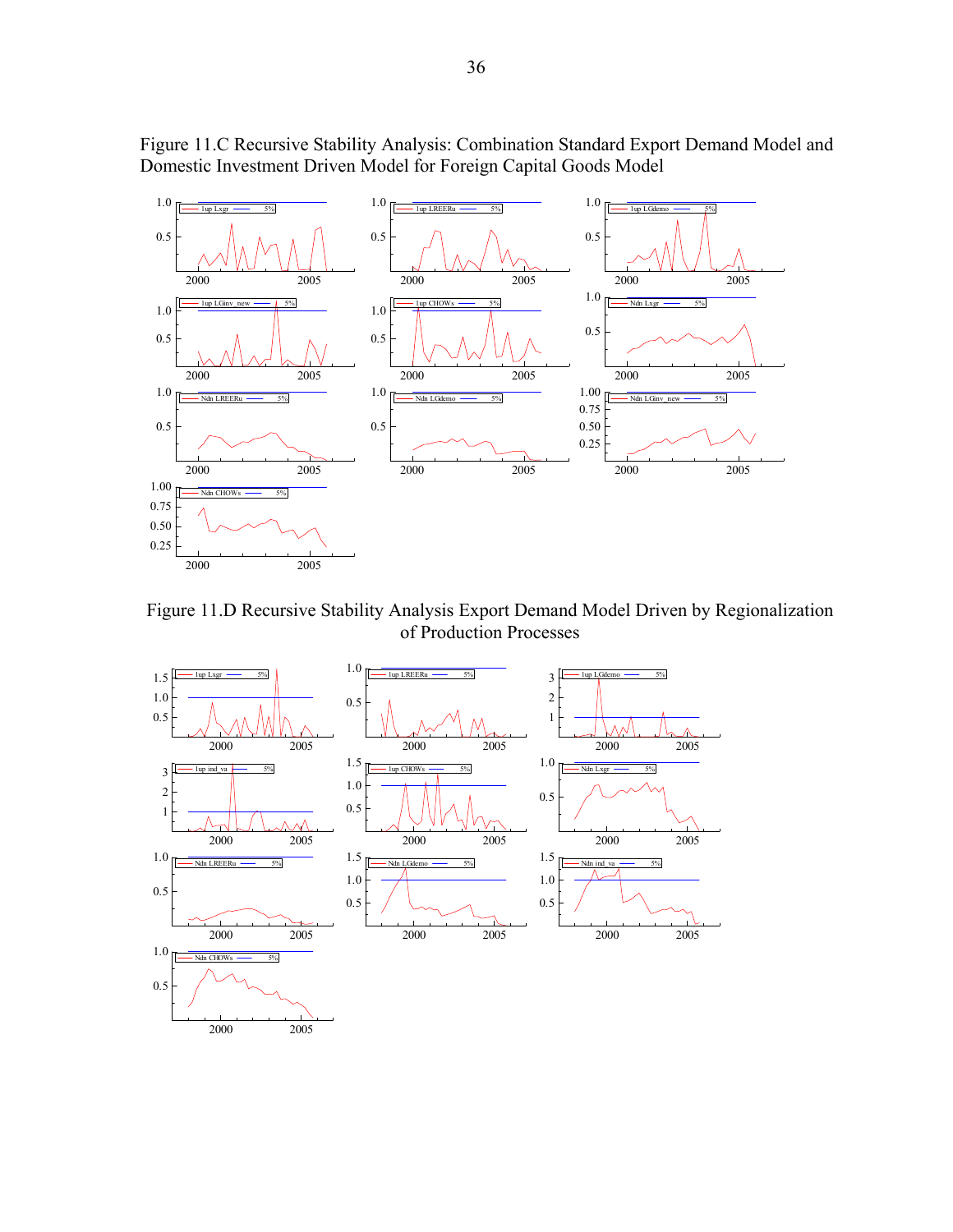Figure 11.C Recursive Stability Analysis: Combination Standard Export Demand Model and Domestic Investment Driven Model for Foreign Capital Goods Model

Figure 11.D Recursive Stability Analysis Export Demand Model Driven by Regionalization of Production Processes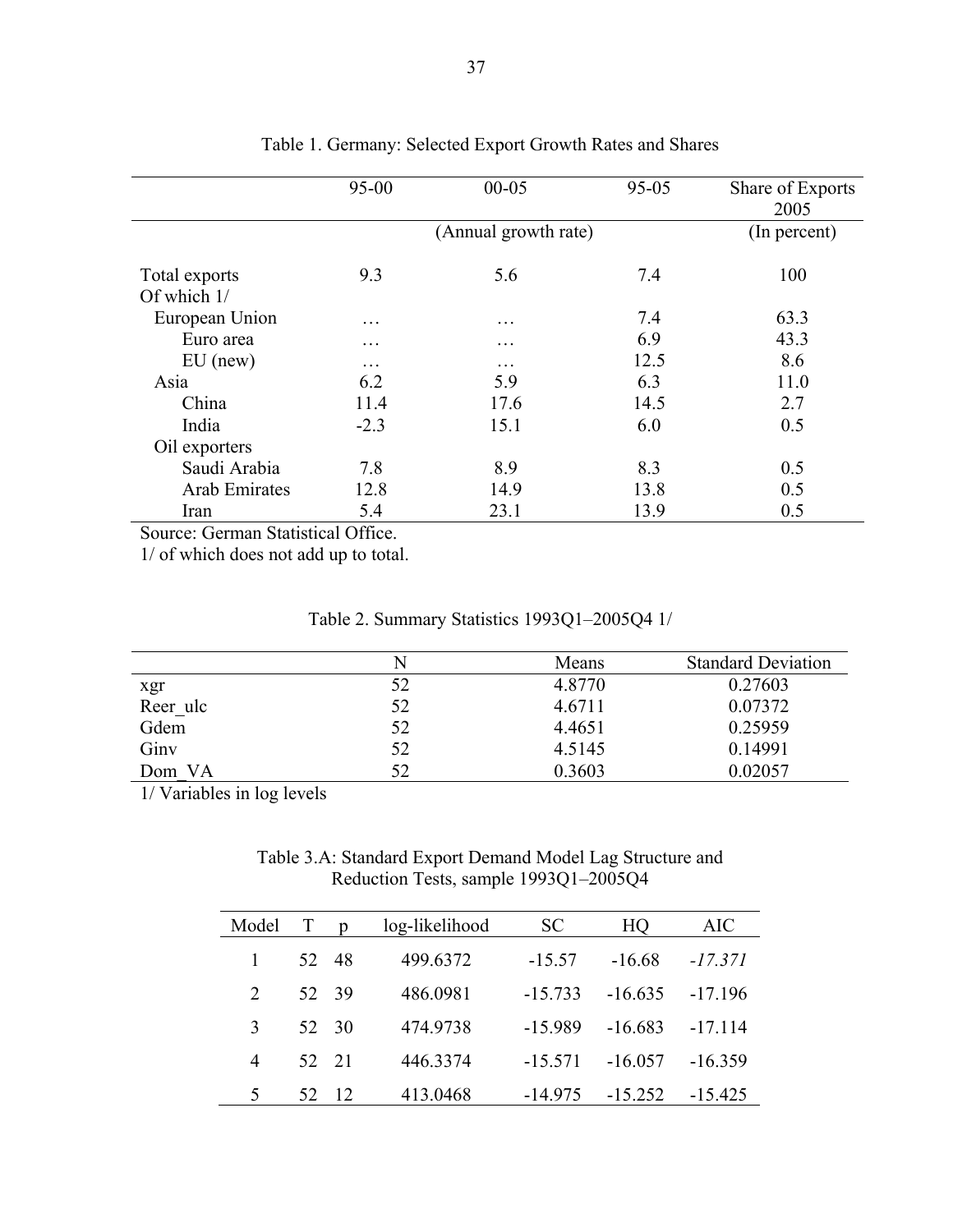Table 1. Germany: Selected Export Growth Rates and Shares

| | 95-00 | 00-05 | 95-05 | Share of Exports 2005 |
|---|---|---|---|---|
| | | (Annual growth rate) | | (In percent) |
| Total exports | 9.3 | 5.6 | 7.4 | 100 |
| Of which 1/ | | | | |
| European Union | … | … | 7.4 | 63.3 |
| Euro area | … | … | 6.9 | 43.3 |
| EU (new) | … | … | 12.5 | 8.6 |
| Asia | 6.2 | 5.9 | 6.3 | 11.0 |
| China | 11.4 | 17.6 | 14.5 | 2.7 |
| India | -2.3 | 15.1 | 6.0 | 0.5 |
| Oil exporters | | | | |
| Saudi Arabia | 7.8 | 8.9 | 8.3 | 0.5 |
| Arab Emirates | 12.8 | 14.9 | 13.8 | 0.5 |
| Iran | 5.4 | 23.1 | 13.9 | 0.5 |

Source: German Statistical Office.

1/ of which does not add up to total.

Table 2. Summary Statistics 1993Q1–2005Q4 1/

| | N | Means | Standard Deviation |
|---|---|---|---|
| xgr | 52 | 4.8770 | 0.27603 |
| Reer_ulc | 52 | 4.6711 | 0.07372 |
| Gdem | 52 | 4.4651 | 0.25959 |
| Ginv | 52 | 4.5145 | 0.14991 |
| Dom_VA | 52 | 0.3603 | 0.02057 |

1/ Variables in log levels

Table 3.A: Standard Export Demand Model Lag Structure and Reduction Tests, sample 1993Q1–2005Q4

| Model | T | p | log-likelihood | SC | HQ | AIC |
|---|---|---|---|---|---|---|
| 1 | 52 | 48 | 499.6372 | -15.57 | -16.68 | *-17.371* |
| 2 | 52 | 39 | 486.0981 | -15.733 | -16.635 | -17.196 |
| 3 | 52 | 30 | 474.9738 | -15.989 | -16.683 | -17.114 |
| 4 | 52 | 21 | 446.3374 | -15.571 | -16.057 | -16.359 |
| 5 | 52 | 12 | 413.0468 | -14.975 | -15.252 | -15.425 |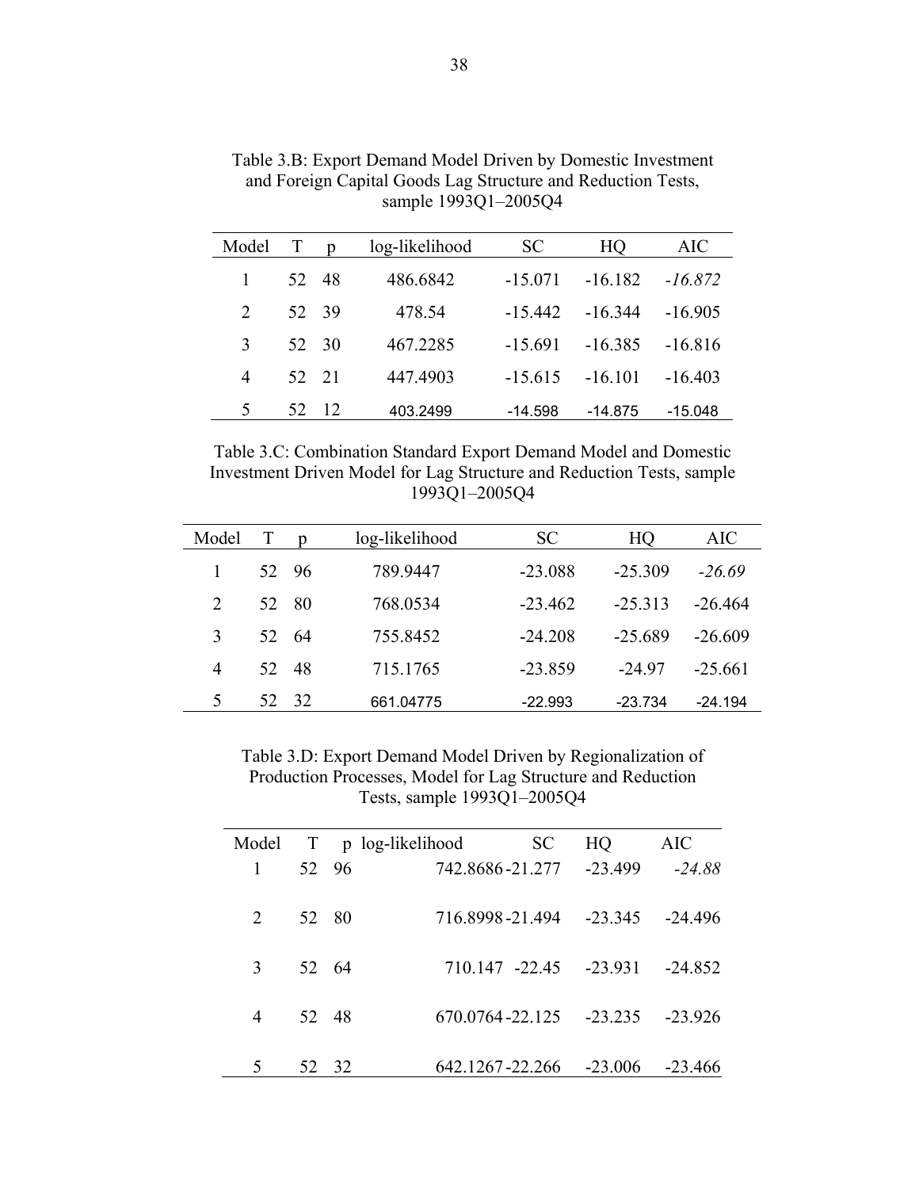Table 3.B: Export Demand Model Driven by Domestic Investment and Foreign Capital Goods Lag Structure and Reduction Tests, sample 1993Q1–2005Q4

| Model | T | p | log-likelihood | SC | HQ | AIC |
|---|---|---|---|---|---|---|
| 1 | 52 | 48 | 486.6842 | -15.071 | -16.182 | *-16.872* |
| 2 | 52 | 39 | 478.54 | -15.442 | -16.344 | -16.905 |
| 3 | 52 | 30 | 467.2285 | -15.691 | -16.385 | -16.816 |
| 4 | 52 | 21 | 447.4903 | -15.615 | -16.101 | -16.403 |
| 5 | 52 | 12 | 403.2499 | -14.598 | -14.875 | -15.048 |

Table 3.C: Combination Standard Export Demand Model and Domestic Investment Driven Model for Lag Structure and Reduction Tests, sample 1993Q1–2005Q4

| Model | T | p | log-likelihood | SC | HQ | AIC |
|---|---|---|---|---|---|---|
| 1 | 52 | 96 | 789.9447 | -23.088 | -25.309 | *-26.69* |
| 2 | 52 | 80 | 768.0534 | -23.462 | -25.313 | -26.464 |
| 3 | 52 | 64 | 755.8452 | -24.208 | -25.689 | -26.609 |
| 4 | 52 | 48 | 715.1765 | -23.859 | -24.97 | -25.661 |
| 5 | 52 | 32 | 661.04775 | -22.993 | -23.734 | -24.194 |

Table 3.D: Export Demand Model Driven by Regionalization of Production Processes, Model for Lag Structure and Reduction Tests, sample 1993Q1–2005Q4

| Model | T | p | log-likelihood | SC | HQ | AIC |
|---|---|---|---|---|---|---|
| 1 | 52 | 96 | 742.8686 | -21.277 | -23.499 | *-24.88* |
| 2 | 52 | 80 | 716.8998 | -21.494 | -23.345 | -24.496 |
| 3 | 52 | 64 | 710.147 | -22.45 | -23.931 | -24.852 |
| 4 | 52 | 48 | 670.0764 | -22.125 | -23.235 | -23.926 |
| 5 | 52 | 32 | 642.1267 | -22.266 | -23.006 | -23.466 |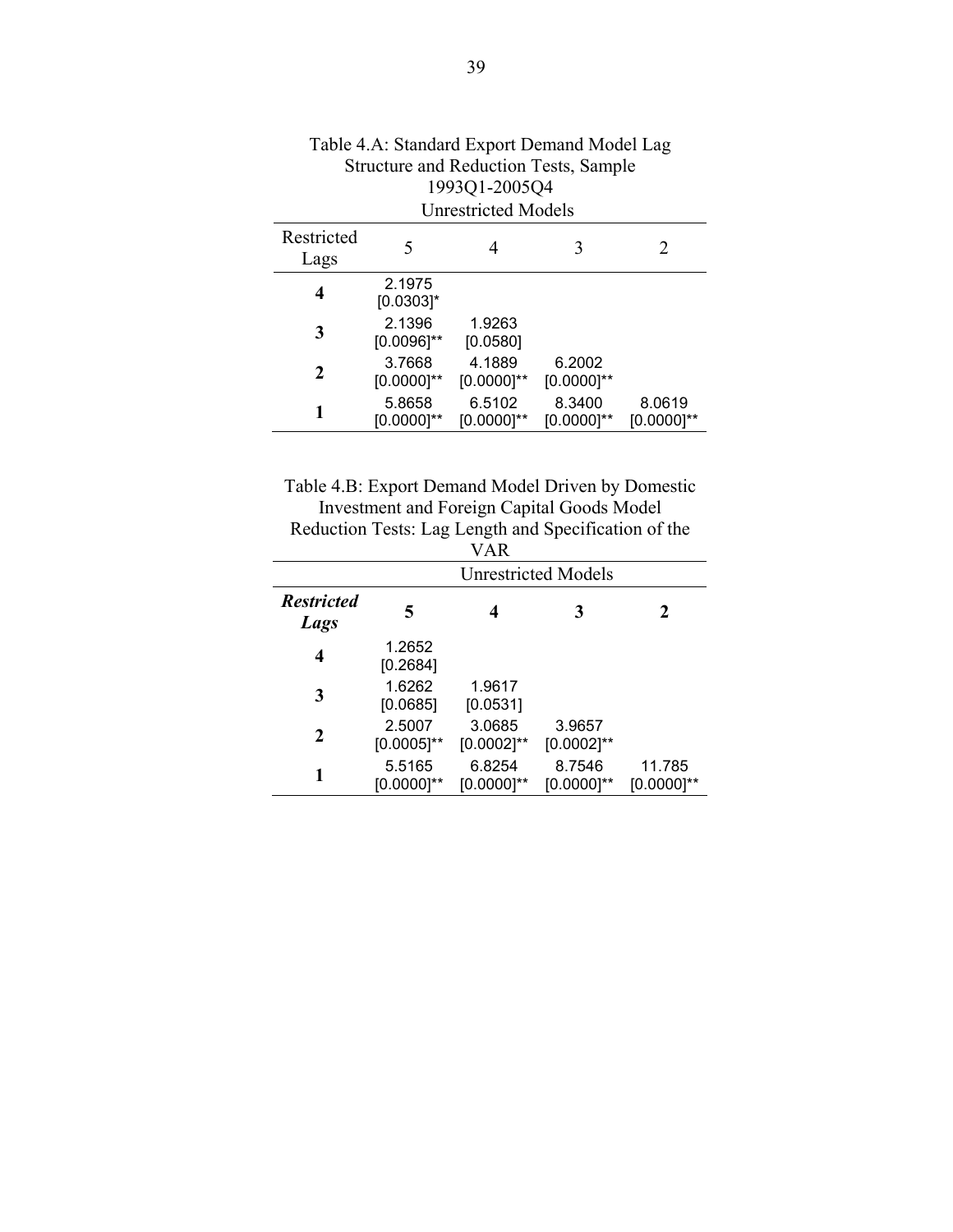Table 4.A: Standard Export Demand Model Lag Structure and Reduction Tests, Sample 1993Q1-2005Q4

| Restricted Lags | Unrestricted Models 5 | 4 | 3 | 2 |
|---|---|---|---|---|
| **4** | 2.1975 [0.0303]* | | | |
| **3** | 2.1396 [0.0096]** | 1.9263 [0.0580] | | |
| **2** | 3.7668 [0.0000]** | 4.1889 [0.0000]** | 6.2002 [0.0000]** | |
| **1** | 5.8658 [0.0000]** | 6.5102 [0.0000]** | 8.3400 [0.0000]** | 8.0619 [0.0000]** |

Table 4.B: Export Demand Model Driven by Domestic Investment and Foreign Capital Goods Model Reduction Tests: Lag Length and Specification of the VAR

| | Unrestricted Models | | | |
|---|---|---|---|---|
| ***Restricted Lags*** | **5** | **4** | **3** | **2** |
| **4** | 1.2652 [0.2684] | | | |
| **3** | 1.6262 [0.0685] | 1.9617 [0.0531] | | |
| **2** | 2.5007 [0.0005]** | 3.0685 [0.0002]** | 3.9657 [0.0002]** | |
| **1** | 5.5165 [0.0000]** | 6.8254 [0.0000]** | 8.7546 [0.0000]** | 11.785 [0.0000]** |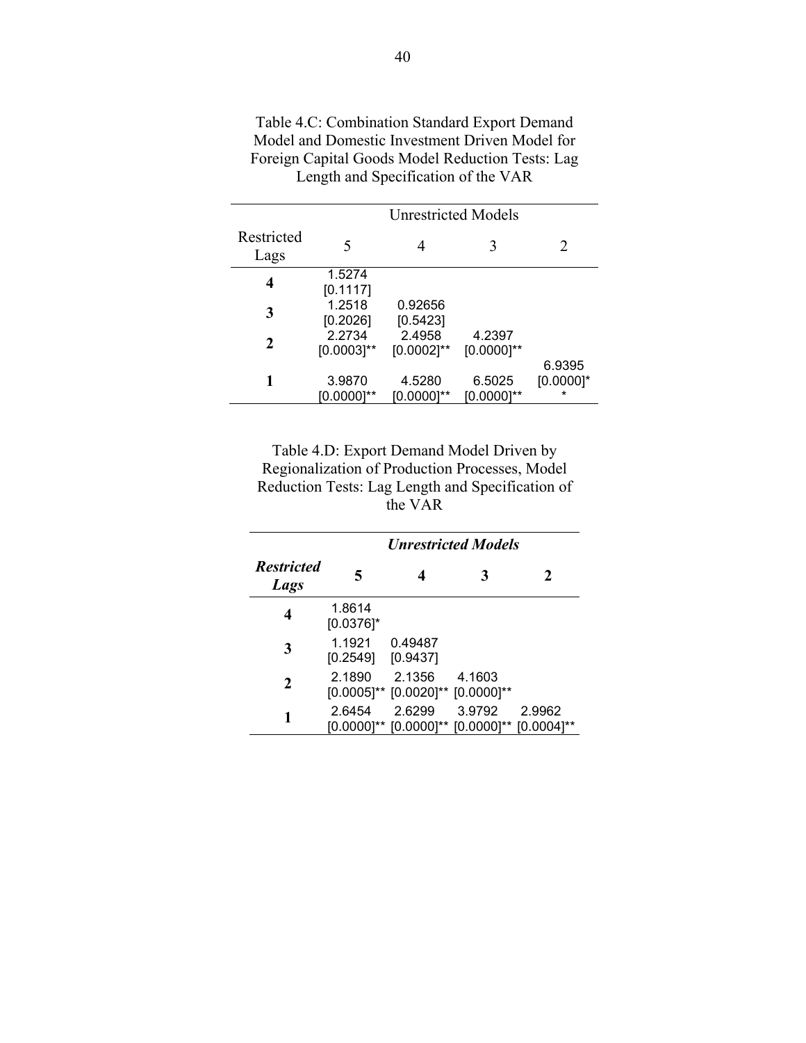Table 4.C: Combination Standard Export Demand Model and Domestic Investment Driven Model for Foreign Capital Goods Model Reduction Tests: Lag Length and Specification of the VAR

| | Unrestricted Models | | | |
|---|---|---|---|---|
| Restricted Lags | 5 | 4 | 3 | 2 |
| **4** | 1.5274 [0.1117] | | | |
| **3** | 1.2518 [0.2026] | 0.92656 [0.5423] | | |
| **2** | 2.2734 [0.0003]** | 2.4958 [0.0002]** | 4.2397 [0.0000]** | |
| **1** | 3.9870 [0.0000]** | 4.5280 [0.0000]** | 6.5025 [0.0000]** | 6.9395 [0.0000]** |

Table 4.D: Export Demand Model Driven by Regionalization of Production Processes, Model Reduction Tests: Lag Length and Specification of the VAR

| | ***Unrestricted Models*** | | | |
|---|---|---|---|---|
| ***Restricted Lags*** | **5** | **4** | **3** | **2** |
| **4** | 1.8614 [0.0376]* | | | |
| **3** | 1.1921 [0.2549] | 0.49487 [0.9437] | | |
| **2** | 2.1890 [0.0005]** | 2.1356 [0.0020]** | 4.1603 [0.0000]** | |
| **1** | 2.6454 [0.0000]** | 2.6299 [0.0000]** | 3.9792 [0.0000]** | 2.9962 [0.0004]** |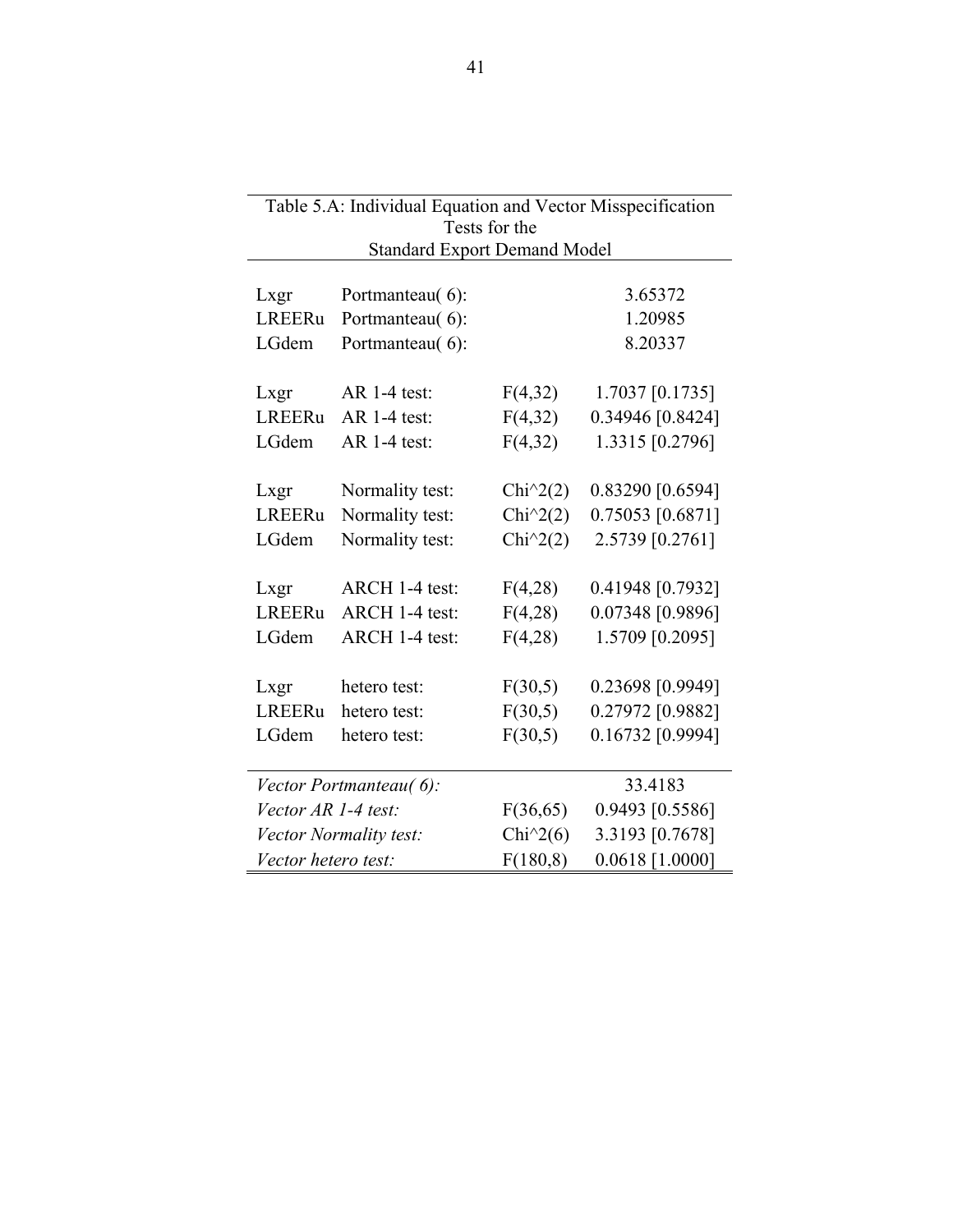Table 5.A: Individual Equation and Vector Misspecification Tests for the Standard Export Demand Model

| | | | |
|---|---|---|---|
| Lxgr | Portmanteau( 6): | | 3.65372 |
| LREERu | Portmanteau( 6): | | 1.20985 |
| LGdem | Portmanteau( 6): | | 8.20337 |
| | | | |
| Lxgr | AR 1-4 test: | F(4,32) | 1.7037 [0.1735] |
| LREERu | AR 1-4 test: | F(4,32) | 0.34946 [0.8424] |
| LGdem | AR 1-4 test: | F(4,32) | 1.3315 [0.2796] |
| | | | |
| Lxgr | Normality test: | Chi^2(2) | 0.83290 [0.6594] |
| LREERu | Normality test: | Chi^2(2) | 0.75053 [0.6871] |
| LGdem | Normality test: | Chi^2(2) | 2.5739 [0.2761] |
| | | | |
| Lxgr | ARCH 1-4 test: | F(4,28) | 0.41948 [0.7932] |
| LREERu | ARCH 1-4 test: | F(4,28) | 0.07348 [0.9896] |
| LGdem | ARCH 1-4 test: | F(4,28) | 1.5709 [0.2095] |
| | | | |
| Lxgr | hetero test: | F(30,5) | 0.23698 [0.9949] |
| LREERu | hetero test: | F(30,5) | 0.27972 [0.9882] |
| LGdem | hetero test: | F(30,5) | 0.16732 [0.9994] |
| | | | |
| *Vector Portmanteau( 6):* | | | 33.4183 |
| *Vector AR 1-4 test:* | | F(36,65) | 0.9493 [0.5586] |
| *Vector Normality test:* | | Chi^2(6) | 3.3193 [0.7678] |
| *Vector hetero test:* | | F(180,8) | 0.0618 [1.0000] |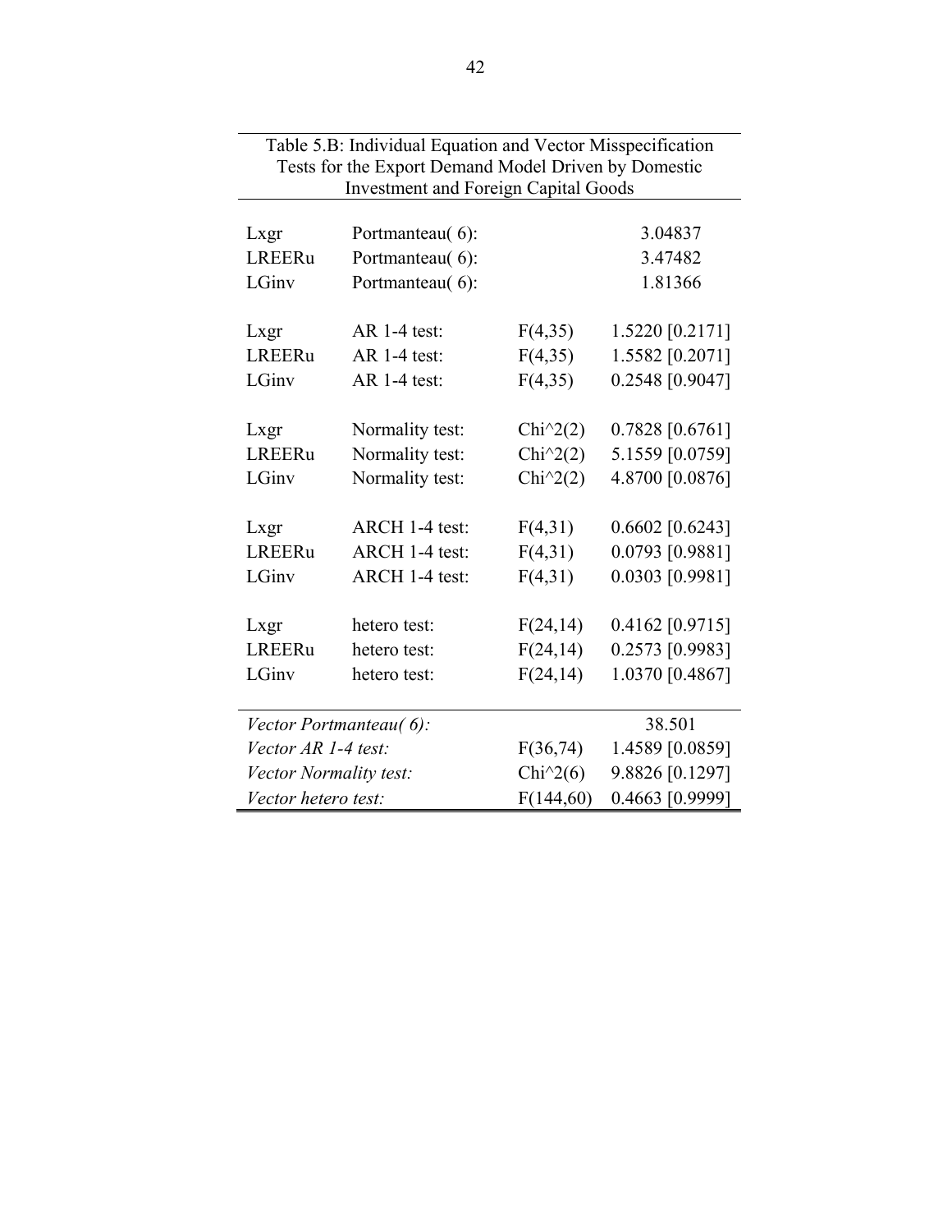Table 5.B: Individual Equation and Vector Misspecification Tests for the Export Demand Model Driven by Domestic Investment and Foreign Capital Goods

| | | | |
|---|---|---|---|
| Lxgr | Portmanteau( 6): | | 3.04837 |
| LREERu | Portmanteau( 6): | | 3.47482 |
| LGinv | Portmanteau( 6): | | 1.81366 |
| Lxgr | AR 1-4 test: | F(4,35) | 1.5220 [0.2171] |
| LREERu | AR 1-4 test: | F(4,35) | 1.5582 [0.2071] |
| LGinv | AR 1-4 test: | F(4,35) | 0.2548 [0.9047] |
| Lxgr | Normality test: | Chi^2(2) | 0.7828 [0.6761] |
| LREERu | Normality test: | Chi^2(2) | 5.1559 [0.0759] |
| LGinv | Normality test: | Chi^2(2) | 4.8700 [0.0876] |
| Lxgr | ARCH 1-4 test: | F(4,31) | 0.6602 [0.6243] |
| LREERu | ARCH 1-4 test: | F(4,31) | 0.0793 [0.9881] |
| LGinv | ARCH 1-4 test: | F(4,31) | 0.0303 [0.9981] |
| Lxgr | hetero test: | F(24,14) | 0.4162 [0.9715] |
| LREERu | hetero test: | F(24,14) | 0.2573 [0.9983] |
| LGinv | hetero test: | F(24,14) | 1.0370 [0.4867] |
| *Vector Portmanteau( 6):* | | | 38.501 |
| *Vector AR 1-4 test:* | | F(36,74) | 1.4589 [0.0859] |
| *Vector Normality test:* | | Chi^2(6) | 9.8826 [0.1297] |
| *Vector hetero test:* | | F(144,60) | 0.4663 [0.9999] |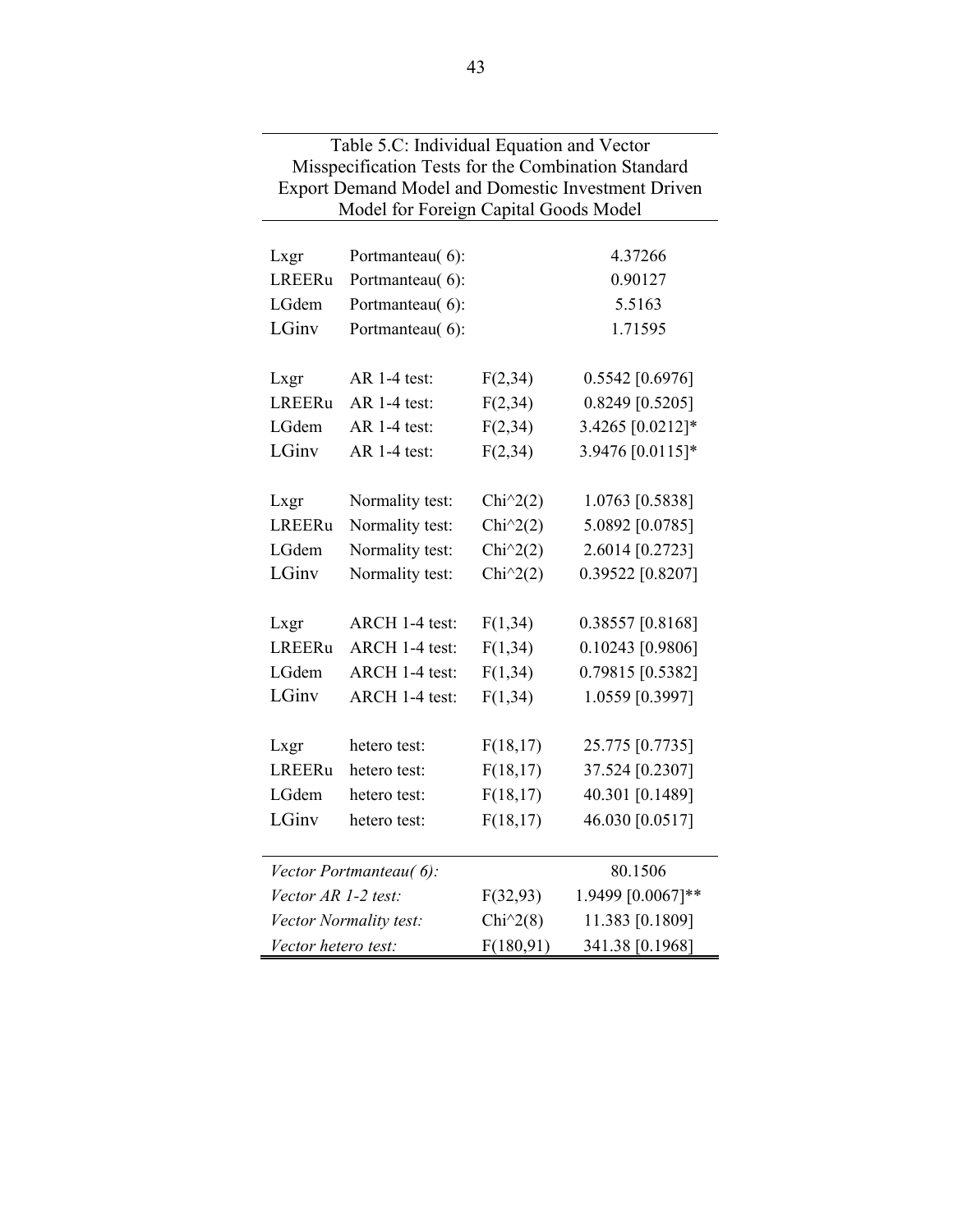Table 5.C: Individual Equation and Vector Misspecification Tests for the Combination Standard Export Demand Model and Domestic Investment Driven Model for Foreign Capital Goods Model

| | | | |
|---|---|---|---|
| Lxgr | Portmanteau( 6): | | 4.37266 |
| LREERu | Portmanteau( 6): | | 0.90127 |
| LGdem | Portmanteau( 6): | | 5.5163 |
| LGinv | Portmanteau( 6): | | 1.71595 |
| | | | |
| Lxgr | AR 1-4 test: | F(2,34) | 0.5542 [0.6976] |
| LREERu | AR 1-4 test: | F(2,34) | 0.8249 [0.5205] |
| LGdem | AR 1-4 test: | F(2,34) | 3.4265 [0.0212]* |
| LGinv | AR 1-4 test: | F(2,34) | 3.9476 [0.0115]* |
| | | | |
| Lxgr | Normality test: | Chi^2(2) | 1.0763 [0.5838] |
| LREERu | Normality test: | Chi^2(2) | 5.0892 [0.0785] |
| LGdem | Normality test: | Chi^2(2) | 2.6014 [0.2723] |
| LGinv | Normality test: | Chi^2(2) | 0.39522 [0.8207] |
| | | | |
| Lxgr | ARCH 1-4 test: | F(1,34) | 0.38557 [0.8168] |
| LREERu | ARCH 1-4 test: | F(1,34) | 0.10243 [0.9806] |
| LGdem | ARCH 1-4 test: | F(1,34) | 0.79815 [0.5382] |
| LGinv | ARCH 1-4 test: | F(1,34) | 1.0559 [0.3997] |
| | | | |
| Lxgr | hetero test: | F(18,17) | 25.775 [0.7735] |
| LREERu | hetero test: | F(18,17) | 37.524 [0.2307] |
| LGdem | hetero test: | F(18,17) | 40.301 [0.1489] |
| LGinv | hetero test: | F(18,17) | 46.030 [0.0517] |
| | | | |
| *Vector Portmanteau( 6):* | | | 80.1506 |
| *Vector AR 1-2 test:* | | F(32,93) | 1.9499 [0.0067]** |
| *Vector Normality test:* | | Chi^2(8) | 11.383 [0.1809] |
| *Vector hetero test:* | | F(180,91) | 341.38 [0.1968] |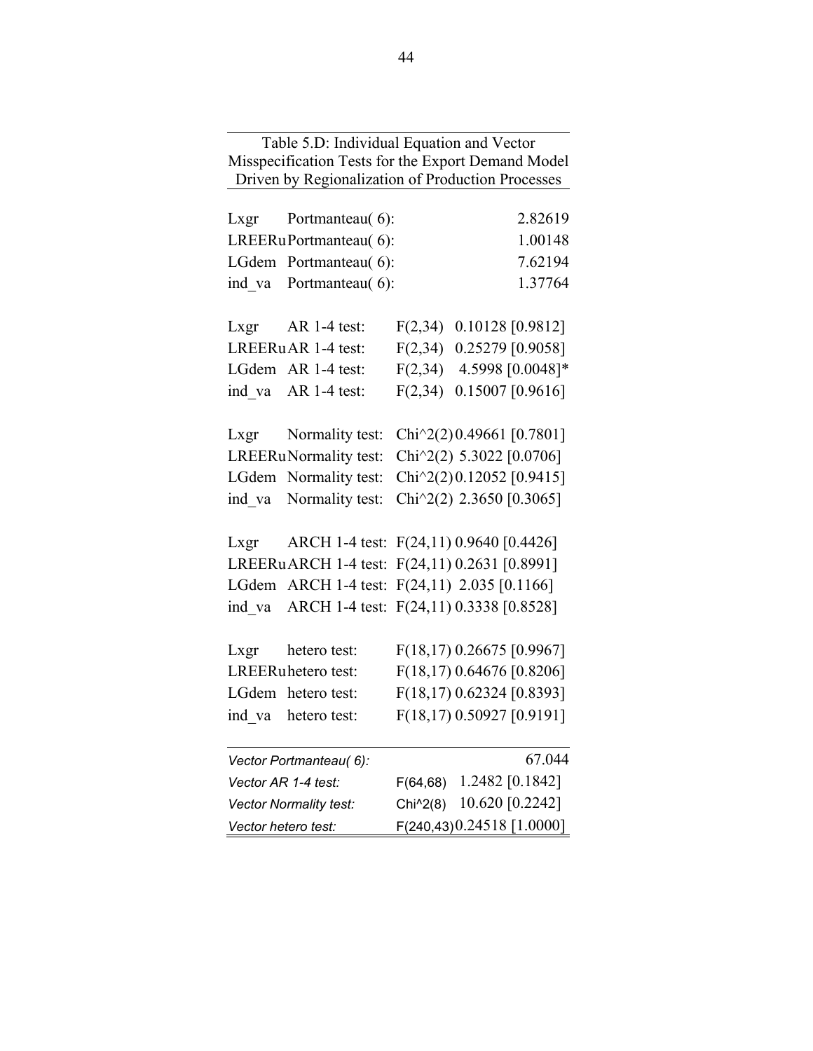Table 5.D: Individual Equation and Vector Misspecification Tests for the Export Demand Model Driven by Regionalization of Production Processes

| Variable | Test | Distribution | Value |
|---|---|---|---|
| Lxgr | Portmanteau( 6): | | 2.82619 |
| LREERu | Portmanteau( 6): | | 1.00148 |
| LGdem | Portmanteau( 6): | | 7.62194 |
| ind_va | Portmanteau( 6): | | 1.37764 |
| Lxgr | AR 1-4 test: | F(2,34) | 0.10128 [0.9812] |
| LREERu | AR 1-4 test: | F(2,34) | 0.25279 [0.9058] |
| LGdem | AR 1-4 test: | F(2,34) | 4.5998 [0.0048]* |
| ind_va | AR 1-4 test: | F(2,34) | 0.15007 [0.9616] |
| Lxgr | Normality test: | Chi^2(2) | 0.49661 [0.7801] |
| LREERu | Normality test: | Chi^2(2) | 5.3022 [0.0706] |
| LGdem | Normality test: | Chi^2(2) | 0.12052 [0.9415] |
| ind_va | Normality test: | Chi^2(2) | 2.3650 [0.3065] |
| Lxgr | ARCH 1-4 test: | F(24,11) | 0.9640 [0.4426] |
| LREERu | ARCH 1-4 test: | F(24,11) | 0.2631 [0.8991] |
| LGdem | ARCH 1-4 test: | F(24,11) | 2.035 [0.1166] |
| ind_va | ARCH 1-4 test: | F(24,11) | 0.3338 [0.8528] |
| Lxgr | hetero test: | F(18,17) | 0.26675 [0.9967] |
| LREERu | hetero test: | F(18,17) | 0.64676 [0.8206] |
| LGdem | hetero test: | F(18,17) | 0.62324 [0.8393] |
| ind_va | hetero test: | F(18,17) | 0.50927 [0.9191] |

| Test | Distribution | Value |
|---|---|---|
| *Vector Portmanteau( 6):* | | 67.044 |
| *Vector AR 1-4 test:* | F(64,68) | 1.2482 [0.1842] |
| *Vector Normality test:* | Chi^2(8) | 10.620 [0.2242] |
| *Vector hetero test:* | F(240,43) | 0.24518 [1.0000] |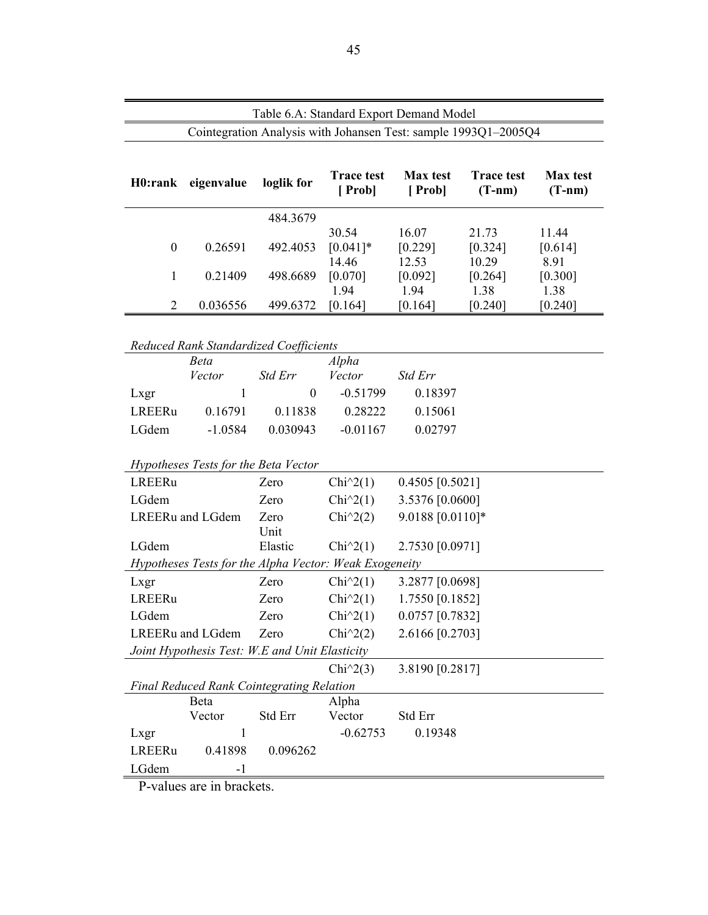Table 6.A: Standard Export Demand Model

Cointegration Analysis with Johansen Test: sample 1993Q1–2005Q4

| H0:rank | eigenvalue | loglik for | Trace test [ Prob] | Max test [ Prob] | Trace test (T-nm) | Max test (T-nm) |
|---|---|---|---|---|---|---|
| | | 484.3679 | | | | |
| 0 | 0.26591 | 492.4053 | 30.54 [0.041]* | 16.07 [0.229] | 21.73 [0.324] | 11.44 [0.614] |
| 1 | 0.21409 | 498.6689 | 14.46 [0.070] | 12.53 [0.092] | 10.29 [0.264] | 8.91 [0.300] |
| 2 | 0.036556 | 499.6372 | 1.94 [0.164] | 1.94 [0.164] | 1.38 [0.240] | 1.38 [0.240] |

*Reduced Rank Standardized Coefficients*

| | *Beta Vector* | *Std Err* | *Alpha Vector* | *Std Err* |
|---|---|---|---|---|
| Lxgr | 1 | 0 | -0.51799 | 0.18397 |
| LREERu | 0.16791 | 0.11838 | 0.28222 | 0.15061 |
| LGdem | -1.0584 | 0.030943 | -0.01167 | 0.02797 |

*Hypotheses Tests for the Beta Vector*

| | | | |
|---|---|---|---|
| LREERu | Zero | Chi^2(1) | 0.4505 [0.5021] |
| LGdem | Zero | Chi^2(1) | 3.5376 [0.0600] |
| LREERu and LGdem | Zero | Chi^2(2) | 9.0188 [0.0110]* |
| LGdem | Unit Elastic | Chi^2(1) | 2.7530 [0.0971] |

*Hypotheses Tests for the Alpha Vector: Weak Exogeneity*

| | | | |
|---|---|---|---|
| Lxgr | Zero | Chi^2(1) | 3.2877 [0.0698] |
| LREERu | Zero | Chi^2(1) | 1.7550 [0.1852] |
| LGdem | Zero | Chi^2(1) | 0.0757 [0.7832] |
| LREERu and LGdem | Zero | Chi^2(2) | 2.6166 [0.2703] |

*Joint Hypothesis Test: W.E and Unit Elasticity*

| | | | |
|---|---|---|---|
| | | Chi^2(3) | 3.8190 [0.2817] |

*Final Reduced Rank Cointegrating Relation*

| | Beta Vector | Std Err | Alpha Vector | Std Err |
|---|---|---|---|---|
| Lxgr | 1 | | -0.62753 | 0.19348 |
| LREERu | 0.41898 | 0.096262 | | |
| LGdem | -1 | | | |

P-values are in brackets.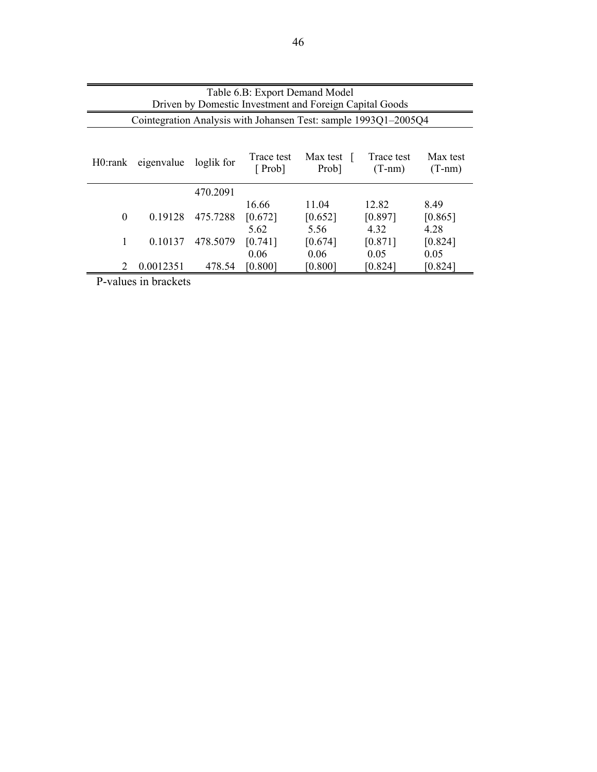| Table 6.B: Export Demand Model<br>Driven by Domestic Investment and Foreign Capital Goods | | | | | | |
|---|---|---|---|---|---|---|
| Cointegration Analysis with Johansen Test: sample 1993Q1–2005Q4 | | | | | | |
| H0:rank | eigenvalue | loglik for | Trace test [ Prob] | Max test [ Prob] | Trace test (T-nm) | Max test (T-nm) |
| | | 470.2091 | | | | |
| 0 | 0.19128 | 475.7288 | 16.66 [0.672] | 11.04 [0.652] | 12.82 [0.897] | 8.49 [0.865] |
| 1 | 0.10137 | 478.5079 | 5.62 [0.741] | 5.56 [0.674] | 4.32 [0.871] | 4.28 [0.824] |
| 2 | 0.0012351 | 478.54 | 0.06 [0.800] | 0.06 [0.800] | 0.05 [0.824] | 0.05 [0.824] |

P-values in brackets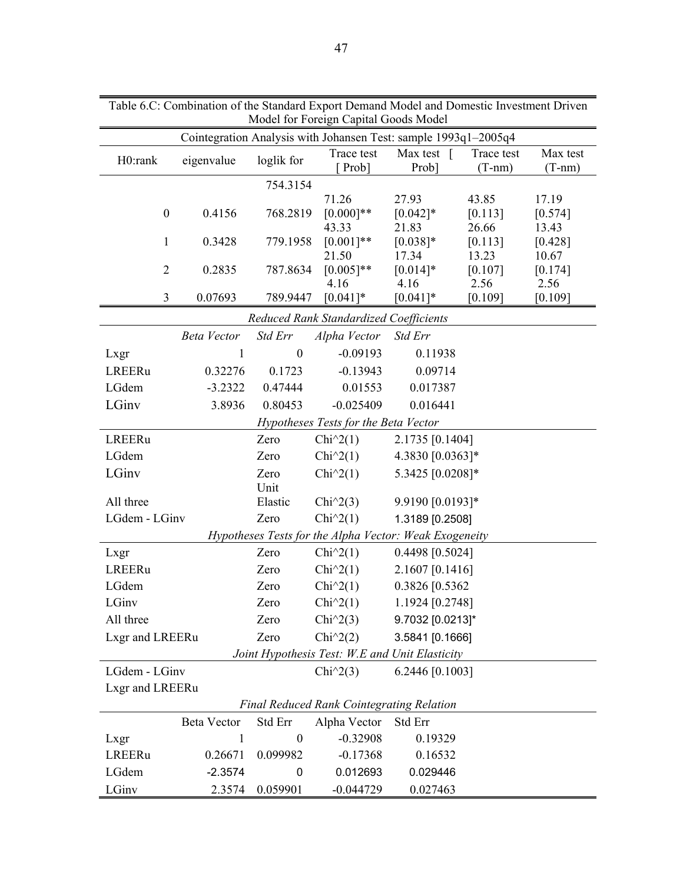Table 6.C: Combination of the Standard Export Demand Model and Domestic Investment Driven Model for Foreign Capital Goods Model

| Cointegration Analysis with Johansen Test: sample 1993q1–2005q4 | | | | | | |
|---|---|---|---|---|---|---|
| H0:rank | eigenvalue | loglik for | Trace test [ Prob] | Max test [ Prob] | Trace test (T-nm) | Max test (T-nm) |
| | | 754.3154 | | | | |
| 0 | 0.4156 | 768.2819 | 71.26 [0.000]** | 27.93 [0.042]* | 43.85 [0.113] | 17.19 [0.574] |
| 1 | 0.3428 | 779.1958 | 43.33 [0.001]** | 21.83 [0.038]* | 26.66 [0.113] | 13.43 [0.428] |
| 2 | 0.2835 | 787.8634 | 21.50 [0.005]** | 17.34 [0.014]* | 13.23 [0.107] | 10.67 [0.174] |
| 3 | 0.07693 | 789.9447 | 4.16 [0.041]* | 4.16 [0.041]* | 2.56 [0.109] | 2.56 [0.109] |

*Reduced Rank Standardized Coefficients*

| | *Beta Vector* | *Std Err* | *Alpha Vector* | *Std Err* |
|---|---|---|---|---|
| Lxgr | 1 | 0 | -0.09193 | 0.11938 |
| LREERu | 0.32276 | 0.1723 | -0.13943 | 0.09714 |
| LGdem | -3.2322 | 0.47444 | 0.01553 | 0.017387 |
| LGinv | 3.8936 | 0.80453 | -0.025409 | 0.016441 |

*Hypotheses Tests for the Beta Vector*

| | | | |
|---|---|---|---|
| LREERu | Zero | Chi^2(1) | 2.1735 [0.1404] |
| LGdem | Zero | Chi^2(1) | 4.3830 [0.0363]* |
| LGinv | Zero | Chi^2(1) | 5.3425 [0.0208]* |
| All three | Unit Elastic | Chi^2(3) | 9.9190 [0.0193]* |
| LGdem - LGinv | Zero | Chi^2(1) | 1.3189 [0.2508] |

*Hypotheses Tests for the Alpha Vector: Weak Exogeneity*

| | | | |
|---|---|---|---|
| Lxgr | Zero | Chi^2(1) | 0.4498 [0.5024] |
| LREERu | Zero | Chi^2(1) | 2.1607 [0.1416] |
| LGdem | Zero | Chi^2(1) | 0.3826 [0.5362 |
| LGinv | Zero | Chi^2(1) | 1.1924 [0.2748] |
| All three | Zero | Chi^2(3) | 9.7032 [0.0213]* |
| Lxgr and LREERu | Zero | Chi^2(2) | 3.5841 [0.1666] |

*Joint Hypothesis Test: W.E and Unit Elasticity*

| | | |
|---|---|---|
| LGdem - LGinv Lxgr and LREERu | Chi^2(3) | 6.2446 [0.1003] |

*Final Reduced Rank Cointegrating Relation*

| | Beta Vector | Std Err | Alpha Vector | Std Err |
|---|---|---|---|---|
| Lxgr | 1 | 0 | -0.32908 | 0.19329 |
| LREERu | 0.26671 | 0.099982 | -0.17368 | 0.16532 |
| LGdem | -2.3574 | 0 | 0.012693 | 0.029446 |
| LGinv | 2.3574 | 0.059901 | -0.044729 | 0.027463 |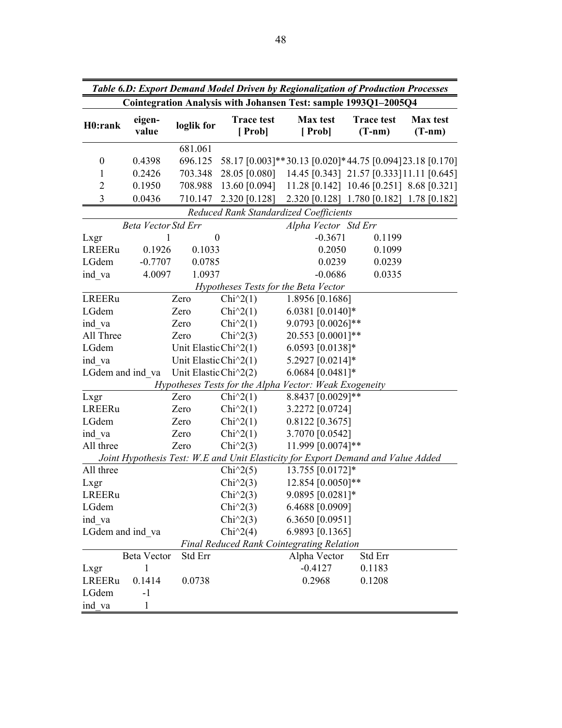***Table 6.D: Export Demand Model Driven by Regionalization of Production Processes***

**Cointegration Analysis with Johansen Test: sample 1993Q1–2005Q4**

| H0:rank | eigen-value | loglik for | Trace test [ Prob] | Max test [ Prob] | Trace test (T-nm) | Max test (T-nm) |
|---|---|---|---|---|---|---|
| | | 681.061 | | | | |
| 0 | 0.4398 | 696.125 | 58.17 [0.003]** | 30.13 [0.020]* | 44.75 [0.094] | 23.18 [0.170] |
| 1 | 0.2426 | 703.348 | 28.05 [0.080] | 14.45 [0.343] | 21.57 [0.333] | 11.11 [0.645] |
| 2 | 0.1950 | 708.988 | 13.60 [0.094] | 11.28 [0.142] | 10.46 [0.251] | 8.68 [0.321] |
| 3 | 0.0436 | 710.147 | 2.320 [0.128] | 2.320 [0.128] | 1.780 [0.182] | 1.78 [0.182] |

*Reduced Rank Standardized Coefficients*

| | *Beta Vector* | *Std Err* | *Alpha Vector* | *Std Err* |
|---|---|---|---|---|
| Lxgr | 1 | 0 | -0.3671 | 0.1199 |
| LREERu | 0.1926 | 0.1033 | 0.2050 | 0.1099 |
| LGdem | -0.7707 | 0.0785 | 0.0239 | 0.0239 |
| ind_va | 4.0097 | 1.0937 | -0.0686 | 0.0335 |

*Hypotheses Tests for the Beta Vector*

| | | | |
|---|---|---|---|
| LREERu | Zero | Chi^2(1) | 1.8956 [0.1686] |
| LGdem | Zero | Chi^2(1) | 6.0381 [0.0140]* |
| ind_va | Zero | Chi^2(1) | 9.0793 [0.0026]** |
| All Three | Zero | Chi^2(3) | 20.553 [0.0001]** |
| LGdem | Unit Elastic | Chi^2(1) | 6.0593 [0.0138]* |
| ind_va | Unit Elastic | Chi^2(1) | 5.2927 [0.0214]* |
| LGdem and ind_va | Unit Elastic | Chi^2(2) | 6.0684 [0.0481]* |

*Hypotheses Tests for the Alpha Vector: Weak Exogeneity*

| | | | |
|---|---|---|---|
| Lxgr | Zero | Chi^2(1) | 8.8437 [0.0029]** |
| LREERu | Zero | Chi^2(1) | 3.2272 [0.0724] |
| LGdem | Zero | Chi^2(1) | 0.8122 [0.3675] |
| ind_va | Zero | Chi^2(1) | 3.7070 [0.0542] |
| All three | Zero | Chi^2(3) | 11.999 [0.0074]** |

*Joint Hypothesis Test: W.E and Unit Elasticity for Export Demand and Value Added*

| | | |
|---|---|---|
| All three | Chi^2(5) | 13.755 [0.0172]* |
| Lxgr | Chi^2(3) | 12.854 [0.0050]** |
| LREERu | Chi^2(3) | 9.0895 [0.0281]* |
| LGdem | Chi^2(3) | 6.4688 [0.0909] |
| ind_va | Chi^2(3) | 6.3650 [0.0951] |
| LGdem and ind_va | Chi^2(4) | 6.9893 [0.1365] |

*Final Reduced Rank Cointegrating Relation*

| | Beta Vector | Std Err | Alpha Vector | Std Err |
|---|---|---|---|---|
| Lxgr | 1 | | -0.4127 | 0.1183 |
| LREERu | 0.1414 | 0.0738 | 0.2968 | 0.1208 |
| LGdem | -1 | | | |
| ind_va | 1 | | | |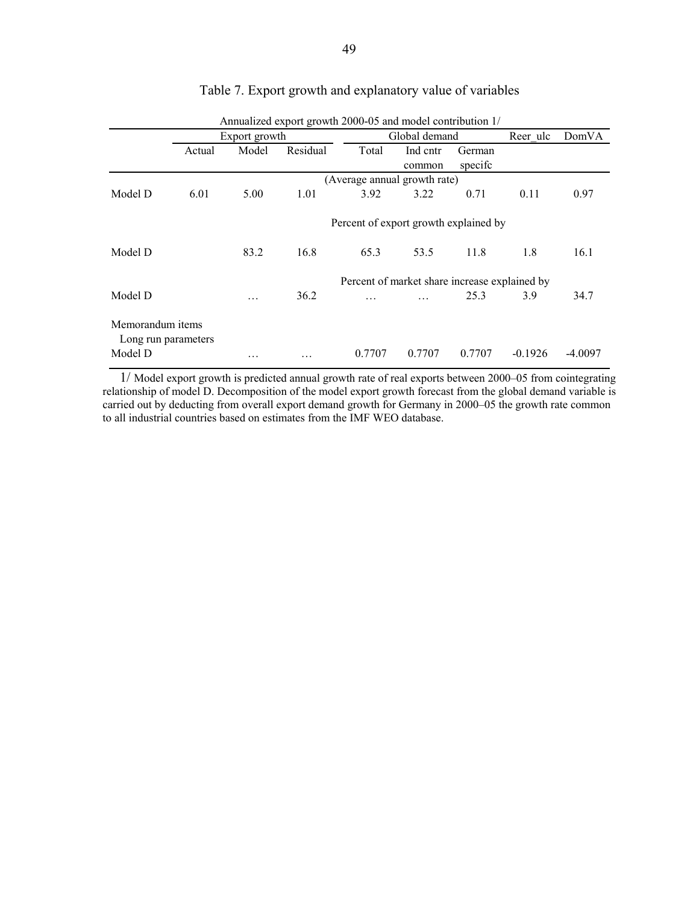# Table 7. Export growth and explanatory value of variables

Annualized export growth 2000-05 and model contribution 1/

| | Export growth | | | Global demand | | | Reer_ulc | DomVA |
|---|---|---|---|---|---|---|---|---|
| | Actual | Model | Residual | Total | Ind cntr common | German specifc | | |
| | | | | (Average annual growth rate) | | | | |
| Model D | 6.01 | 5.00 | 1.01 | 3.92 | 3.22 | 0.71 | 0.11 | 0.97 |
| | | | | Percent of export growth explained by | | | | |
| Model D | | 83.2 | 16.8 | 65.3 | 53.5 | 11.8 | 1.8 | 16.1 |
| | | | | Percent of market share increase explained by | | | | |
| Model D | | … | 36.2 | … | … | 25.3 | 3.9 | 34.7 |
| Memorandum items | | | | | | | | |
| Long run parameters | | | | | | | | |
| Model D | | … | … | 0.7707 | 0.7707 | 0.7707 | -0.1926 | -4.0097 |

1/ Model export growth is predicted annual growth rate of real exports between 2000–05 from cointegrating relationship of model D. Decomposition of the model export growth forecast from the global demand variable is carried out by deducting from overall export demand growth for Germany in 2000–05 the growth rate common to all industrial countries based on estimates from the IMF WEO database.